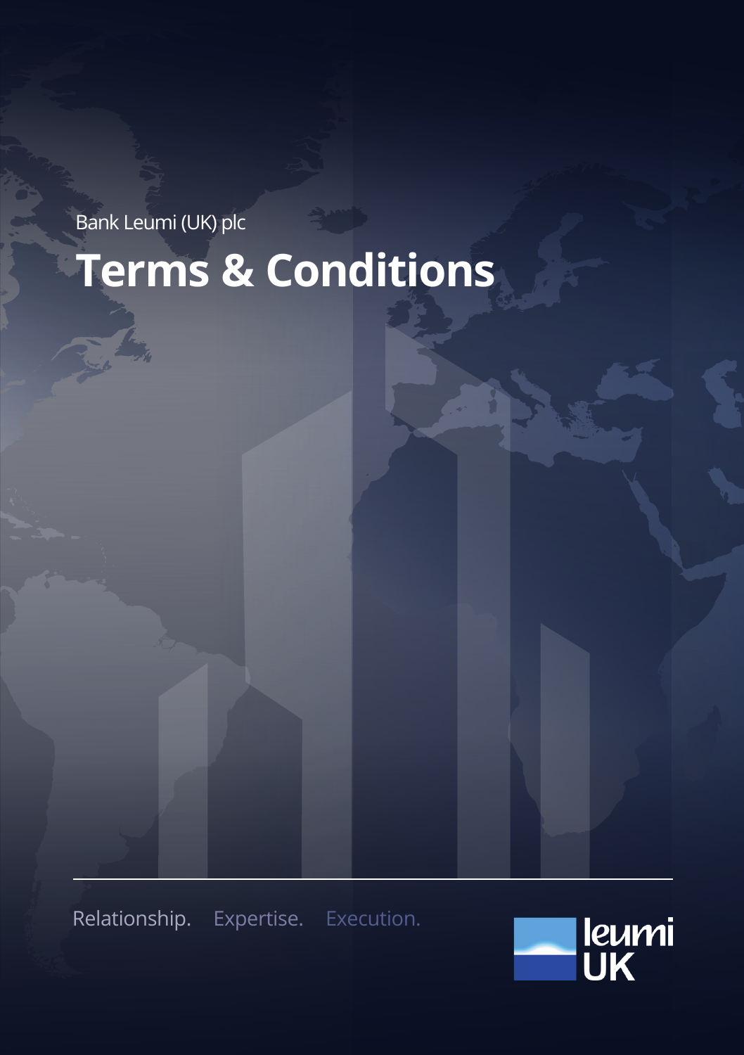Bank Leumi (UK) plc

# Terms & Conditions

Relationship. Expertise. Execution.

leumi UK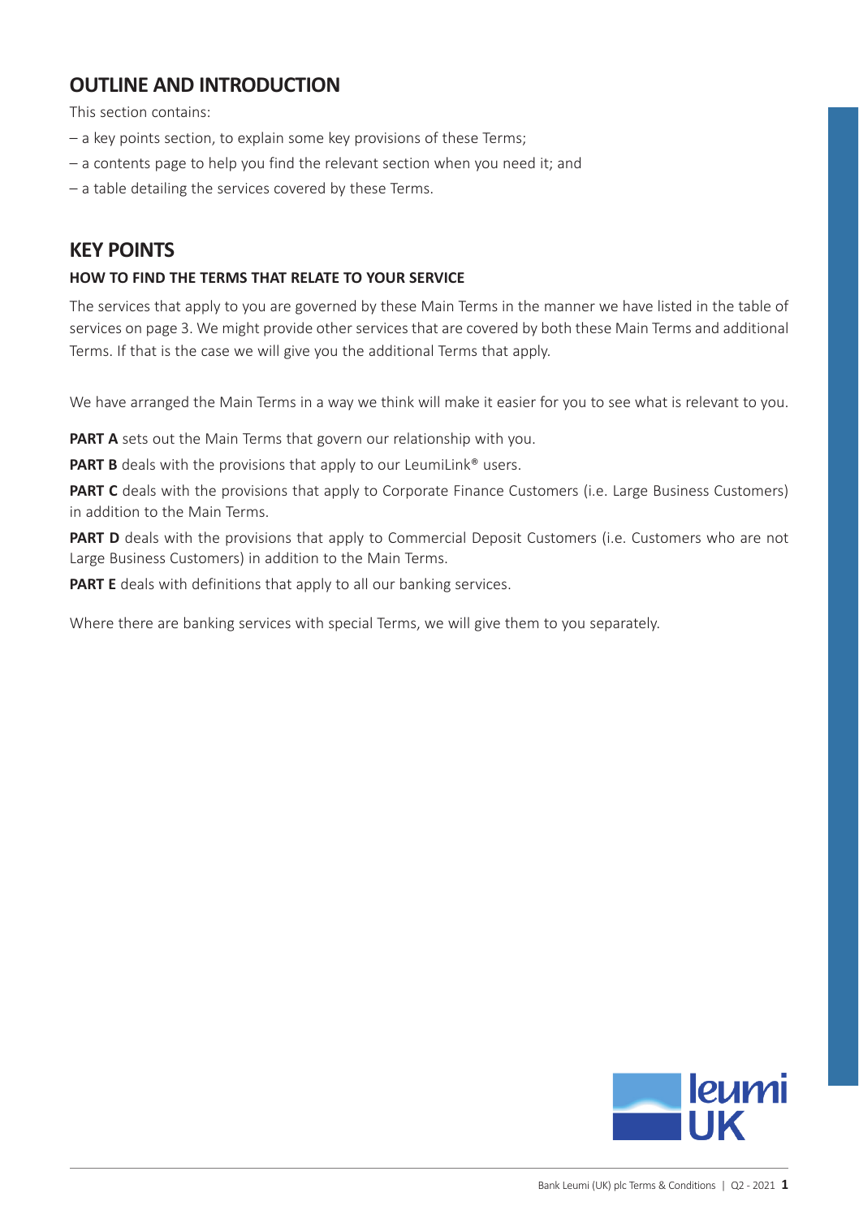## OUTLINE AND INTRODUCTION

This section contains:

– a key points section, to explain some key provisions of these Terms;

– a contents page to help you find the relevant section when you need it; and

– a table detailing the services covered by these Terms.

## KEY POINTS

### HOW TO FIND THE TERMS THAT RELATE TO YOUR SERVICE

The services that apply to you are governed by these Main Terms in the manner we have listed in the table of services on page 3. We might provide other services that are covered by both these Main Terms and additional Terms. If that is the case we will give you the additional Terms that apply.

We have arranged the Main Terms in a way we think will make it easier for you to see what is relevant to you.

**PART A** sets out the Main Terms that govern our relationship with you.

**PART B** deals with the provisions that apply to our LeumiLink® users.

**PART C** deals with the provisions that apply to Corporate Finance Customers (i.e. Large Business Customers) in addition to the Main Terms.

**PART D** deals with the provisions that apply to Commercial Deposit Customers (i.e. Customers who are not Large Business Customers) in addition to the Main Terms.

**PART E** deals with definitions that apply to all our banking services.

Where there are banking services with special Terms, we will give them to you separately.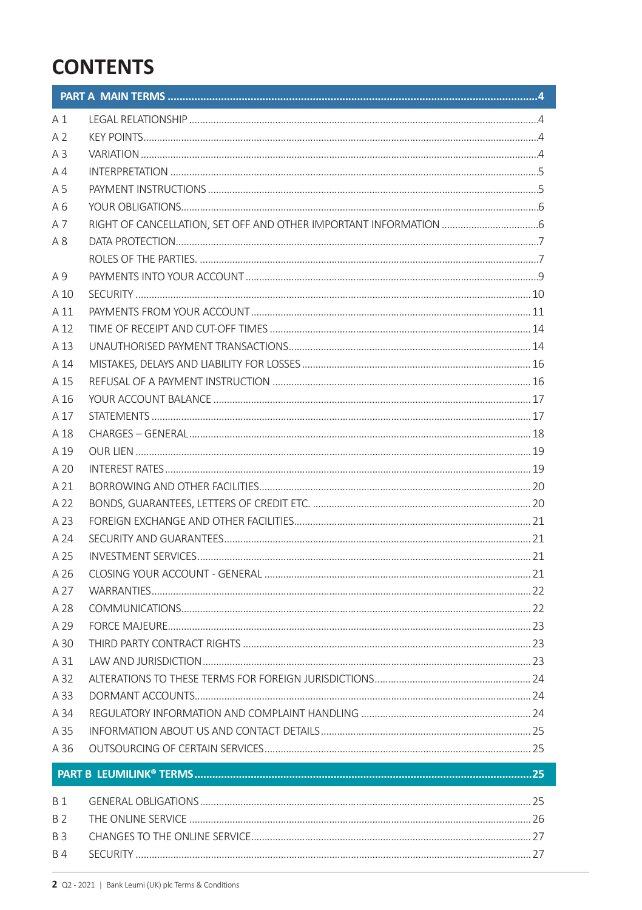# CONTENTS

| | | |
|---|---|---|
| **PART A** | **MAIN TERMS** | **4** |
| A 1 | LEGAL RELATIONSHIP | 4 |
| A 2 | KEY POINTS | 4 |
| A 3 | VARIATION | 4 |
| A 4 | INTERPRETATION | 5 |
| A 5 | PAYMENT INSTRUCTIONS | 5 |
| A 6 | YOUR OBLIGATIONS | 6 |
| A 7 | RIGHT OF CANCELLATION, SET OFF AND OTHER IMPORTANT INFORMATION | 6 |
| A 8 | DATA PROTECTION | 7 |
| | ROLES OF THE PARTIES. | 7 |
| A 9 | PAYMENTS INTO YOUR ACCOUNT | 9 |
| A 10 | SECURITY | 10 |
| A 11 | PAYMENTS FROM YOUR ACCOUNT | 11 |
| A 12 | TIME OF RECEIPT AND CUT-OFF TIMES | 14 |
| A 13 | UNAUTHORISED PAYMENT TRANSACTIONS | 14 |
| A 14 | MISTAKES, DELAYS AND LIABILITY FOR LOSSES | 16 |
| A 15 | REFUSAL OF A PAYMENT INSTRUCTION | 16 |
| A 16 | YOUR ACCOUNT BALANCE | 17 |
| A 17 | STATEMENTS | 17 |
| A 18 | CHARGES – GENERAL | 18 |
| A 19 | OUR LIEN | 19 |
| A 20 | INTEREST RATES | 19 |
| A 21 | BORROWING AND OTHER FACILITIES | 20 |
| A 22 | BONDS, GUARANTEES, LETTERS OF CREDIT ETC. | 20 |
| A 23 | FOREIGN EXCHANGE AND OTHER FACILITIES | 21 |
| A 24 | SECURITY AND GUARANTEES | 21 |
| A 25 | INVESTMENT SERVICES | 21 |
| A 26 | CLOSING YOUR ACCOUNT - GENERAL | 21 |
| A 27 | WARRANTIES | 22 |
| A 28 | COMMUNICATIONS | 22 |
| A 29 | FORCE MAJEURE | 23 |
| A 30 | THIRD PARTY CONTRACT RIGHTS | 23 |
| A 31 | LAW AND JURISDICTION | 23 |
| A 32 | ALTERATIONS TO THESE TERMS FOR FOREIGN JURISDICTIONS | 24 |
| A 33 | DORMANT ACCOUNTS | 24 |
| A 34 | REGULATORY INFORMATION AND COMPLAINT HANDLING | 24 |
| A 35 | INFORMATION ABOUT US AND CONTACT DETAILS | 25 |
| A 36 | OUTSOURCING OF CERTAIN SERVICES | 25 |
| **PART B** | **LEUMILINK® TERMS** | **25** |
| B 1 | GENERAL OBLIGATIONS | 25 |
| B 2 | THE ONLINE SERVICE | 26 |
| B 3 | CHANGES TO THE ONLINE SERVICE | 27 |
| B 4 | SECURITY | 27 |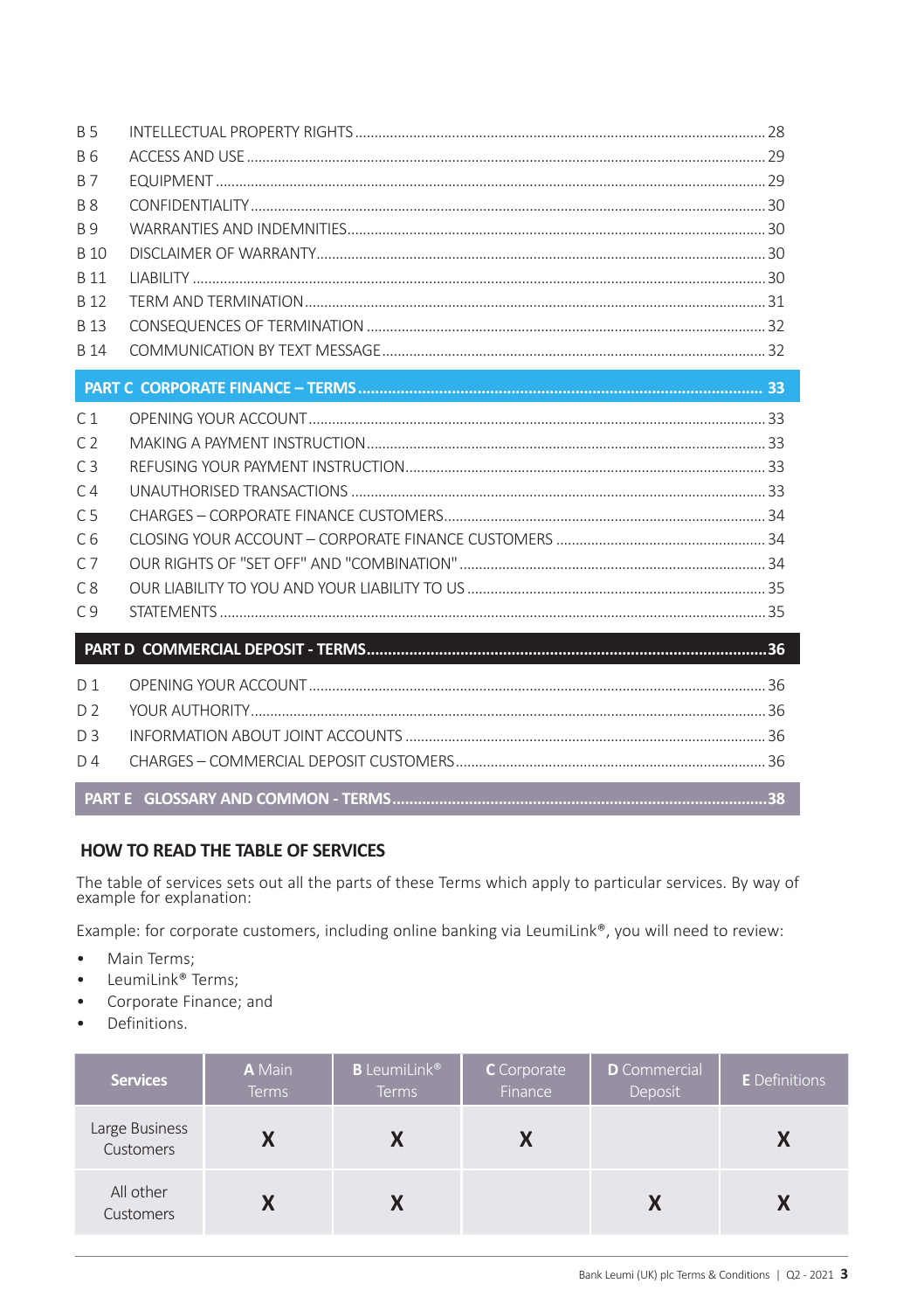| | | |
|---|---|---|
| B 5 | INTELLECTUAL PROPERTY RIGHTS | 28 |
| B 6 | ACCESS AND USE | 29 |
| B 7 | EQUIPMENT | 29 |
| B 8 | CONFIDENTIALITY | 30 |
| B 9 | WARRANTIES AND INDEMNITIES | 30 |
| B 10 | DISCLAIMER OF WARRANTY | 30 |
| B 11 | LIABILITY | 30 |
| B 12 | TERM AND TERMINATION | 31 |
| B 13 | CONSEQUENCES OF TERMINATION | 32 |
| B 14 | COMMUNICATION BY TEXT MESSAGE | 32 |

**PART C CORPORATE FINANCE – TERMS ........ 33**

| | | |
|---|---|---|
| C 1 | OPENING YOUR ACCOUNT | 33 |
| C 2 | MAKING A PAYMENT INSTRUCTION | 33 |
| C 3 | REFUSING YOUR PAYMENT INSTRUCTION | 33 |
| C 4 | UNAUTHORISED TRANSACTIONS | 33 |
| C 5 | CHARGES – CORPORATE FINANCE CUSTOMERS | 34 |
| C 6 | CLOSING YOUR ACCOUNT – CORPORATE FINANCE CUSTOMERS | 34 |
| C 7 | OUR RIGHTS OF "SET OFF" AND "COMBINATION" | 34 |
| C 8 | OUR LIABILITY TO YOU AND YOUR LIABILITY TO US | 35 |
| C 9 | STATEMENTS | 35 |

**PART D COMMERCIAL DEPOSIT - TERMS ........ 36**

| | | |
|---|---|---|
| D 1 | OPENING YOUR ACCOUNT | 36 |
| D 2 | YOUR AUTHORITY | 36 |
| D 3 | INFORMATION ABOUT JOINT ACCOUNTS | 36 |
| D 4 | CHARGES – COMMERCIAL DEPOSIT CUSTOMERS | 36 |

**PART E GLOSSARY AND COMMON - TERMS ........ 38**

## HOW TO READ THE TABLE OF SERVICES

The table of services sets out all the parts of these Terms which apply to particular services. By way of example for explanation:

Example: for corporate customers, including online banking via LeumiLink®, you will need to review:

- Main Terms;
- LeumiLink® Terms;
- Corporate Finance; and
- Definitions.

| Services | **A** Main Terms | **B** LeumiLink® Terms | **C** Corporate Finance | **D** Commercial Deposit | **E** Definitions |
|---|---|---|---|---|---|
| Large Business Customers | X | X | X | | X |
| All other Customers | X | X | | X | X |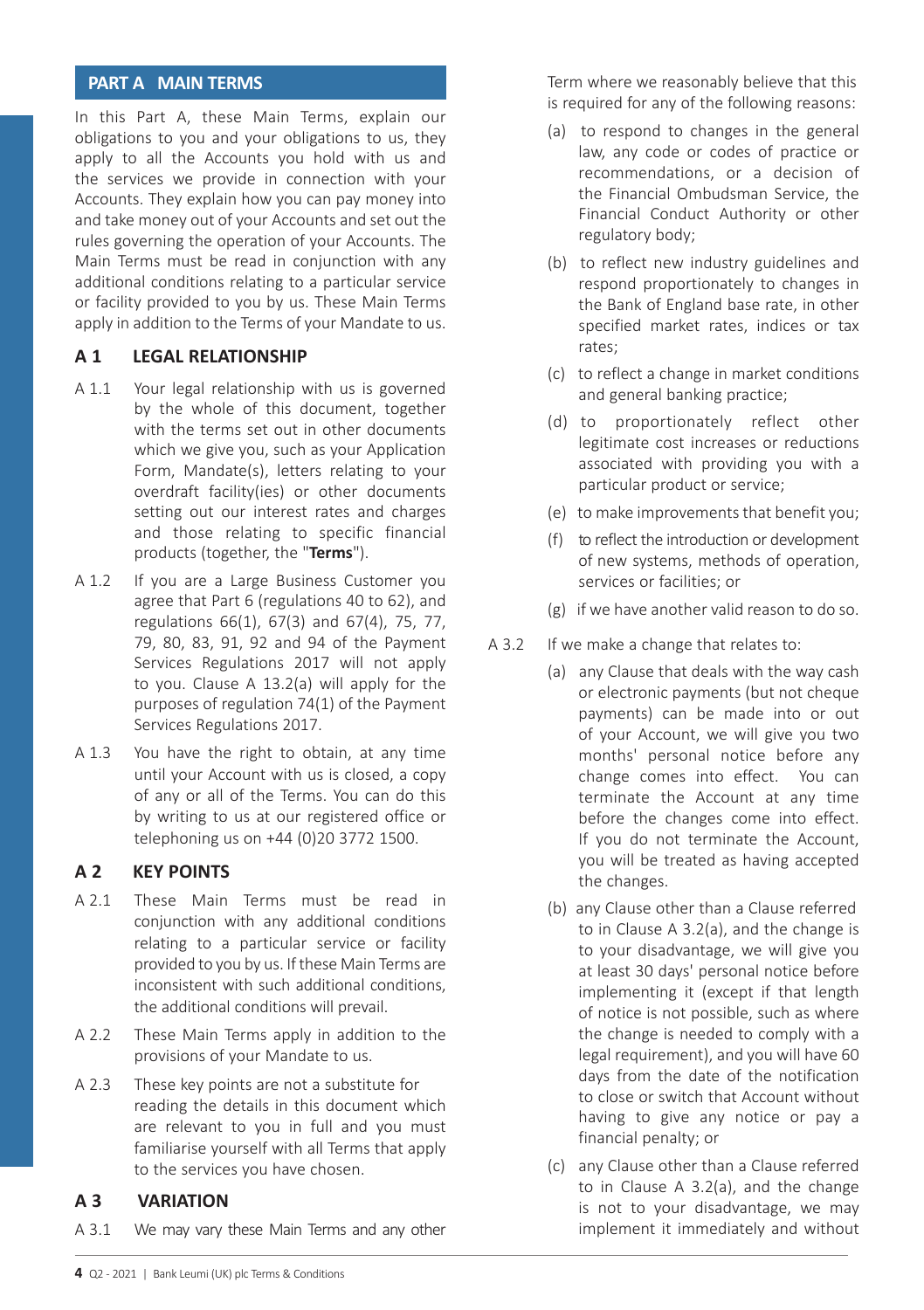## PART A MAIN TERMS

In this Part A, these Main Terms, explain our obligations to you and your obligations to us, they apply to all the Accounts you hold with us and the services we provide in connection with your Accounts. They explain how you can pay money into and take money out of your Accounts and set out the rules governing the operation of your Accounts. The Main Terms must be read in conjunction with any additional conditions relating to a particular service or facility provided to you by us. These Main Terms apply in addition to the Terms of your Mandate to us.

### A 1 LEGAL RELATIONSHIP

A 1.1 Your legal relationship with us is governed by the whole of this document, together with the terms set out in other documents which we give you, such as your Application Form, Mandate(s), letters relating to your overdraft facility(ies) or other documents setting out our interest rates and charges and those relating to specific financial products (together, the "**Terms**").

A 1.2 If you are a Large Business Customer you agree that Part 6 (regulations 40 to 62), and regulations 66(1), 67(3) and 67(4), 75, 77, 79, 80, 83, 91, 92 and 94 of the Payment Services Regulations 2017 will not apply to you. Clause A 13.2(a) will apply for the purposes of regulation 74(1) of the Payment Services Regulations 2017.

A 1.3 You have the right to obtain, at any time until your Account with us is closed, a copy of any or all of the Terms. You can do this by writing to us at our registered office or telephoning us on +44 (0)20 3772 1500.

### A 2 KEY POINTS

A 2.1 These Main Terms must be read in conjunction with any additional conditions relating to a particular service or facility provided to you by us. If these Main Terms are inconsistent with such additional conditions, the additional conditions will prevail.

A 2.2 These Main Terms apply in addition to the provisions of your Mandate to us.

A 2.3 These key points are not a substitute for reading the details in this document which are relevant to you in full and you must familiarise yourself with all Terms that apply to the services you have chosen.

### A 3 VARIATION

A 3.1 We may vary these Main Terms and any other Term where we reasonably believe that this is required for any of the following reasons:

- (a) to respond to changes in the general law, any code or codes of practice or recommendations, or a decision of the Financial Ombudsman Service, the Financial Conduct Authority or other regulatory body;
- (b) to reflect new industry guidelines and respond proportionately to changes in the Bank of England base rate, in other specified market rates, indices or tax rates;
- (c) to reflect a change in market conditions and general banking practice;
- (d) to proportionately reflect other legitimate cost increases or reductions associated with providing you with a particular product or service;
- (e) to make improvements that benefit you;
- (f) to reflect the introduction or development of new systems, methods of operation, services or facilities; or
- (g) if we have another valid reason to do so.

A 3.2 If we make a change that relates to:

- (a) any Clause that deals with the way cash or electronic payments (but not cheque payments) can be made into or out of your Account, we will give you two months' personal notice before any change comes into effect. You can terminate the Account at any time before the changes come into effect. If you do not terminate the Account, you will be treated as having accepted the changes.
- (b) any Clause other than a Clause referred to in Clause A 3.2(a), and the change is to your disadvantage, we will give you at least 30 days' personal notice before implementing it (except if that length of notice is not possible, such as where the change is needed to comply with a legal requirement), and you will have 60 days from the date of the notification to close or switch that Account without having to give any notice or pay a financial penalty; or
- (c) any Clause other than a Clause referred to in Clause A 3.2(a), and the change is not to your disadvantage, we may implement it immediately and without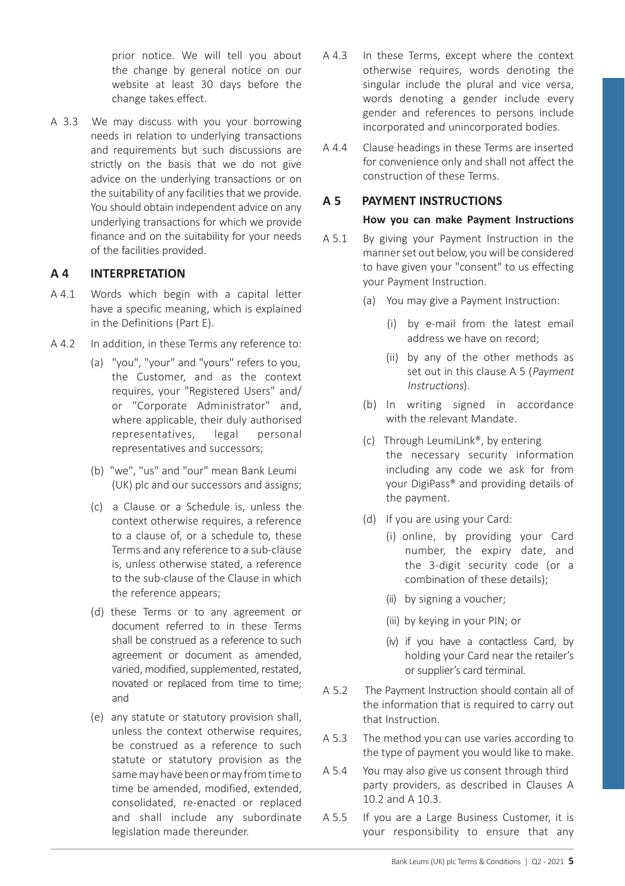prior notice. We will tell you about the change by general notice on our website at least 30 days before the change takes effect.

A 3.3 We may discuss with you your borrowing needs in relation to underlying transactions and requirements but such discussions are strictly on the basis that we do not give advice on the underlying transactions or on the suitability of any facilities that we provide. You should obtain independent advice on any underlying transactions for which we provide finance and on the suitability for your needs of the facilities provided.

## A 4 INTERPRETATION

A 4.1 Words which begin with a capital letter have a specific meaning, which is explained in the Definitions (Part E).

A 4.2 In addition, in these Terms any reference to:

- (a) "you", "your" and "yours" refers to you, the Customer, and as the context requires, your "Registered Users" and/or "Corporate Administrator" and, where applicable, their duly authorised representatives, legal personal representatives and successors;
- (b) "we", "us" and "our" mean Bank Leumi (UK) plc and our successors and assigns;
- (c) a Clause or a Schedule is, unless the context otherwise requires, a reference to a clause of, or a schedule to, these Terms and any reference to a sub-clause is, unless otherwise stated, a reference to the sub-clause of the Clause in which the reference appears;
- (d) these Terms or to any agreement or document referred to in these Terms shall be construed as a reference to such agreement or document as amended, varied, modified, supplemented, restated, novated or replaced from time to time; and
- (e) any statute or statutory provision shall, unless the context otherwise requires, be construed as a reference to such statute or statutory provision as the same may have been or may from time to time be amended, modified, extended, consolidated, re-enacted or replaced and shall include any subordinate legislation made thereunder.

A 4.3 In these Terms, except where the context otherwise requires, words denoting the singular include the plural and vice versa, words denoting a gender include every gender and references to persons include incorporated and unincorporated bodies.

A 4.4 Clause headings in these Terms are inserted for convenience only and shall not affect the construction of these Terms.

## A 5 PAYMENT INSTRUCTIONS

**How you can make Payment Instructions**

A 5.1 By giving your Payment Instruction in the manner set out below, you will be considered to have given your "consent" to us effecting your Payment Instruction.

- (a) You may give a Payment Instruction:
  - (i) by e-mail from the latest email address we have on record;
  - (ii) by any of the other methods as set out in this clause A 5 (*Payment Instructions*).
- (b) In writing signed in accordance with the relevant Mandate.
- (c) Through LeumiLink®, by entering the necessary security information including any code we ask for from your DigiPass® and providing details of the payment.
- (d) If you are using your Card:
  - (i) online, by providing your Card number, the expiry date, and the 3-digit security code (or a combination of these details);
  - (ii) by signing a voucher;
  - (iii) by keying in your PIN; or
  - (iv) if you have a contactless Card, by holding your Card near the retailer's or supplier's card terminal.

A 5.2 The Payment Instruction should contain all of the information that is required to carry out that Instruction.

A 5.3 The method you can use varies according to the type of payment you would like to make.

A 5.4 You may also give us consent through third party providers, as described in Clauses A 10.2 and A 10.3.

A 5.5 If you are a Large Business Customer, it is your responsibility to ensure that any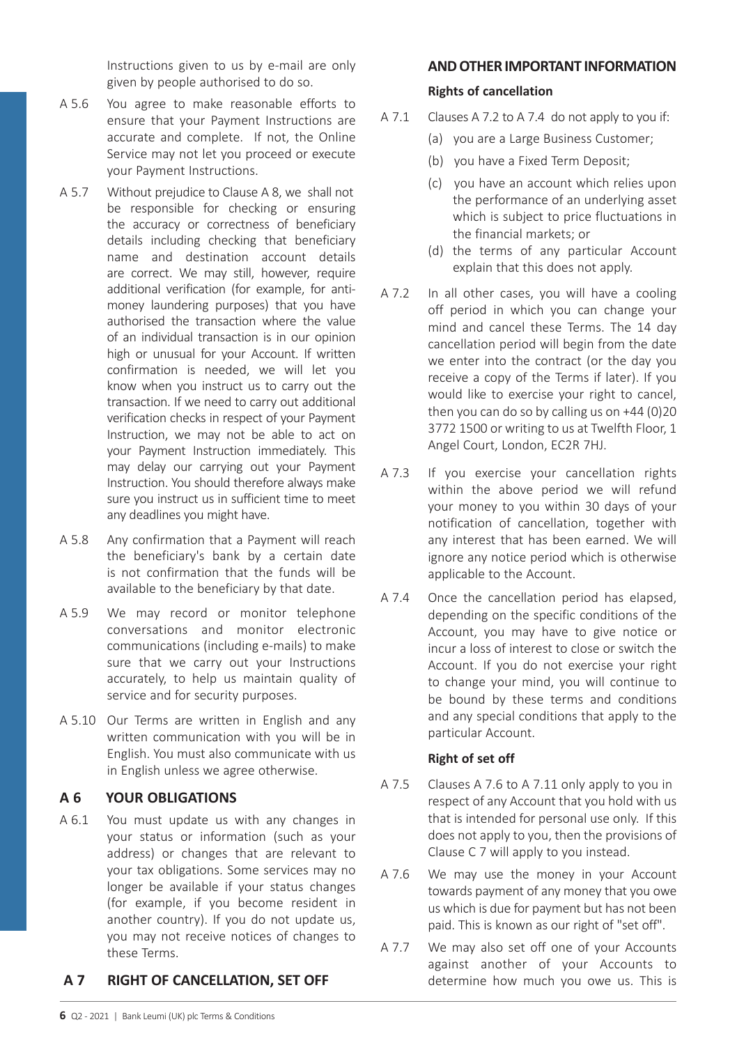Instructions given to us by e-mail are only given by people authorised to do so.

A 5.6 You agree to make reasonable efforts to ensure that your Payment Instructions are accurate and complete. If not, the Online Service may not let you proceed or execute your Payment Instructions.

A 5.7 Without prejudice to Clause A 8, we shall not be responsible for checking or ensuring the accuracy or correctness of beneficiary details including checking that beneficiary name and destination account details are correct. We may still, however, require additional verification (for example, for anti-money laundering purposes) that you have authorised the transaction where the value of an individual transaction is in our opinion high or unusual for your Account. If written confirmation is needed, we will let you know when you instruct us to carry out the transaction. If we need to carry out additional verification checks in respect of your Payment Instruction, we may not be able to act on your Payment Instruction immediately. This may delay our carrying out your Payment Instruction. You should therefore always make sure you instruct us in sufficient time to meet any deadlines you might have.

A 5.8 Any confirmation that a Payment will reach the beneficiary's bank by a certain date is not confirmation that the funds will be available to the beneficiary by that date.

A 5.9 We may record or monitor telephone conversations and monitor electronic communications (including e-mails) to make sure that we carry out your Instructions accurately, to help us maintain quality of service and for security purposes.

A 5.10 Our Terms are written in English and any written communication with you will be in English. You must also communicate with us in English unless we agree otherwise.

## A 6 YOUR OBLIGATIONS

A 6.1 You must update us with any changes in your status or information (such as your address) or changes that are relevant to your tax obligations. Some services may no longer be available if your status changes (for example, if you become resident in another country). If you do not update us, you may not receive notices of changes to these Terms.

## A 7 RIGHT OF CANCELLATION, SET OFF AND OTHER IMPORTANT INFORMATION

**Rights of cancellation**

A 7.1 Clauses A 7.2 to A 7.4 do not apply to you if:

(a) you are a Large Business Customer;

(b) you have a Fixed Term Deposit;

(c) you have an account which relies upon the performance of an underlying asset which is subject to price fluctuations in the financial markets; or

(d) the terms of any particular Account explain that this does not apply.

A 7.2 In all other cases, you will have a cooling off period in which you can change your mind and cancel these Terms. The 14 day cancellation period will begin from the date we enter into the contract (or the day you receive a copy of the Terms if later). If you would like to exercise your right to cancel, then you can do so by calling us on +44 (0)20 3772 1500 or writing to us at Twelfth Floor, 1 Angel Court, London, EC2R 7HJ.

A 7.3 If you exercise your cancellation rights within the above period we will refund your money to you within 30 days of your notification of cancellation, together with any interest that has been earned. We will ignore any notice period which is otherwise applicable to the Account.

A 7.4 Once the cancellation period has elapsed, depending on the specific conditions of the Account, you may have to give notice or incur a loss of interest to close or switch the Account. If you do not exercise your right to change your mind, you will continue to be bound by these terms and conditions and any special conditions that apply to the particular Account.

**Right of set off**

A 7.5 Clauses A 7.6 to A 7.11 only apply to you in respect of any Account that you hold with us that is intended for personal use only. If this does not apply to you, then the provisions of Clause C 7 will apply to you instead.

A 7.6 We may use the money in your Account towards payment of any money that you owe us which is due for payment but has not been paid. This is known as our right of "set off".

A 7.7 We may also set off one of your Accounts against another of your Accounts to determine how much you owe us. This is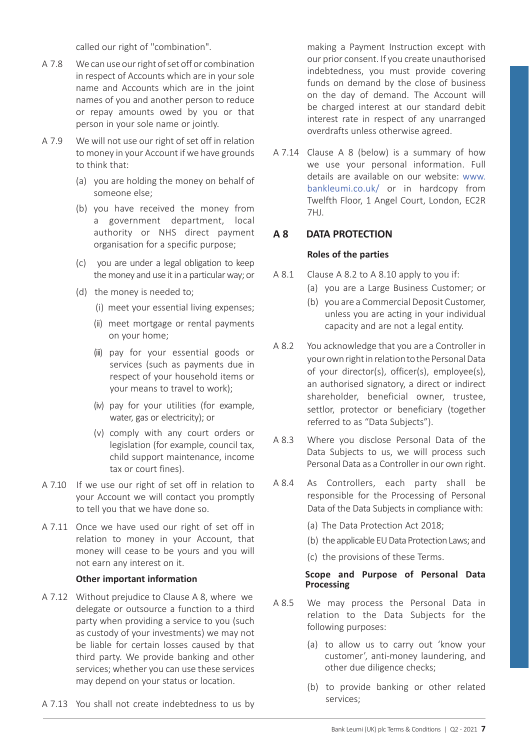called our right of "combination".

A 7.8 We can use our right of set off or combination in respect of Accounts which are in your sole name and Accounts which are in the joint names of you and another person to reduce or repay amounts owed by you or that person in your sole name or jointly.

A 7.9 We will not use our right of set off in relation to money in your Account if we have grounds to think that:

- (a) you are holding the money on behalf of someone else;
- (b) you have received the money from a government department, local authority or NHS direct payment organisation for a specific purpose;
- (c) you are under a legal obligation to keep the money and use it in a particular way; or
- (d) the money is needed to;
  - (i) meet your essential living expenses;
  - (ii) meet mortgage or rental payments on your home;
  - (iii) pay for your essential goods or services (such as payments due in respect of your household items or your means to travel to work);
  - (iv) pay for your utilities (for example, water, gas or electricity); or
  - (v) comply with any court orders or legislation (for example, council tax, child support maintenance, income tax or court fines).

A 7.10 If we use our right of set off in relation to your Account we will contact you promptly to tell you that we have done so.

A 7.11 Once we have used our right of set off in relation to money in your Account, that money will cease to be yours and you will not earn any interest on it.

**Other important information**

A 7.12 Without prejudice to Clause A 8, where we delegate or outsource a function to a third party when providing a service to you (such as custody of your investments) we may not be liable for certain losses caused by that third party. We provide banking and other services; whether you can use these services may depend on your status or location.

A 7.13 You shall not create indebtedness to us by making a Payment Instruction except with our prior consent. If you create unauthorised indebtedness, you must provide covering funds on demand by the close of business on the day of demand. The Account will be charged interest at our standard debit interest rate in respect of any unarranged overdrafts unless otherwise agreed.

A 7.14 Clause A 8 (below) is a summary of how we use your personal information. Full details are available on our website: www.bankleumi.co.uk/ or in hardcopy from Twelfth Floor, 1 Angel Court, London, EC2R 7HJ.

## A 8 DATA PROTECTION

**Roles of the parties**

A 8.1 Clause A 8.2 to A 8.10 apply to you if:

- (a) you are a Large Business Customer; or
- (b) you are a Commercial Deposit Customer, unless you are acting in your individual capacity and are not a legal entity.

A 8.2 You acknowledge that you are a Controller in your own right in relation to the Personal Data of your director(s), officer(s), employee(s), an authorised signatory, a direct or indirect shareholder, beneficial owner, trustee, settlor, protector or beneficiary (together referred to as "Data Subjects").

A 8.3 Where you disclose Personal Data of the Data Subjects to us, we will process such Personal Data as a Controller in our own right.

A 8.4 As Controllers, each party shall be responsible for the Processing of Personal Data of the Data Subjects in compliance with:

- (a) The Data Protection Act 2018;
- (b) the applicable EU Data Protection Laws; and
- (c) the provisions of these Terms.

**Scope and Purpose of Personal Data Processing**

A 8.5 We may process the Personal Data in relation to the Data Subjects for the following purposes:

- (a) to allow us to carry out 'know your customer', anti-money laundering, and other due diligence checks;
- (b) to provide banking or other related services;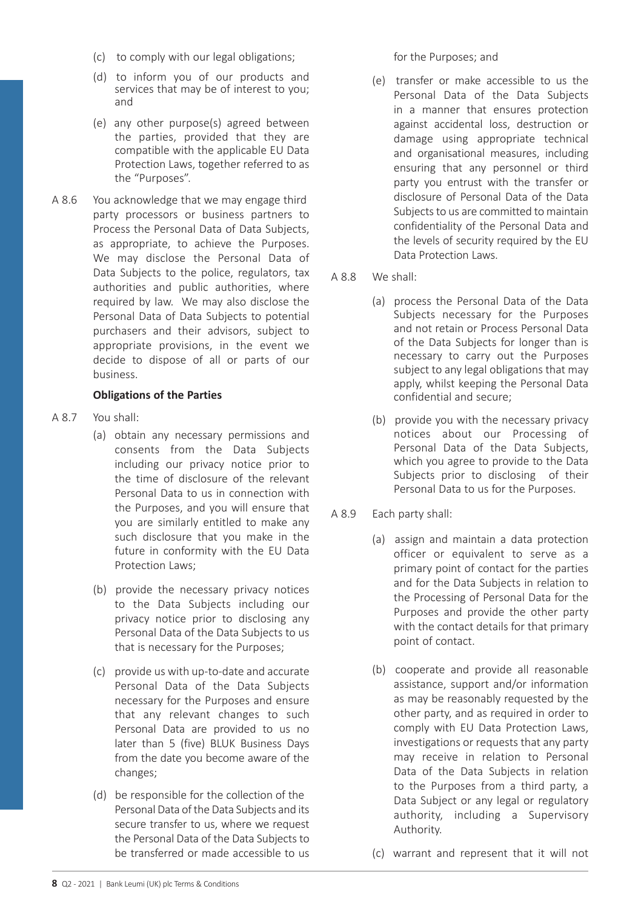(c) to comply with our legal obligations;

(d) to inform you of our products and services that may be of interest to you; and

(e) any other purpose(s) agreed between the parties, provided that they are compatible with the applicable EU Data Protection Laws, together referred to as the "Purposes".

A 8.6 You acknowledge that we may engage third party processors or business partners to Process the Personal Data of Data Subjects, as appropriate, to achieve the Purposes. We may disclose the Personal Data of Data Subjects to the police, regulators, tax authorities and public authorities, where required by law. We may also disclose the Personal Data of Data Subjects to potential purchasers and their advisors, subject to appropriate provisions, in the event we decide to dispose of all or parts of our business.

**Obligations of the Parties**

A 8.7 You shall:

(a) obtain any necessary permissions and consents from the Data Subjects including our privacy notice prior to the time of disclosure of the relevant Personal Data to us in connection with the Purposes, and you will ensure that you are similarly entitled to make any such disclosure that you make in the future in conformity with the EU Data Protection Laws;

(b) provide the necessary privacy notices to the Data Subjects including our privacy notice prior to disclosing any Personal Data of the Data Subjects to us that is necessary for the Purposes;

(c) provide us with up-to-date and accurate Personal Data of the Data Subjects necessary for the Purposes and ensure that any relevant changes to such Personal Data are provided to us no later than 5 (five) BLUK Business Days from the date you become aware of the changes;

(d) be responsible for the collection of the Personal Data of the Data Subjects and its secure transfer to us, where we request the Personal Data of the Data Subjects to be transferred or made accessible to us for the Purposes; and

(e) transfer or make accessible to us the Personal Data of the Data Subjects in a manner that ensures protection against accidental loss, destruction or damage using appropriate technical and organisational measures, including ensuring that any personnel or third party you entrust with the transfer or disclosure of Personal Data of the Data Subjects to us are committed to maintain confidentiality of the Personal Data and the levels of security required by the EU Data Protection Laws.

A 8.8 We shall:

(a) process the Personal Data of the Data Subjects necessary for the Purposes and not retain or Process Personal Data of the Data Subjects for longer than is necessary to carry out the Purposes subject to any legal obligations that may apply, whilst keeping the Personal Data confidential and secure;

(b) provide you with the necessary privacy notices about our Processing of Personal Data of the Data Subjects, which you agree to provide to the Data Subjects prior to disclosing of their Personal Data to us for the Purposes.

A 8.9 Each party shall:

(a) assign and maintain a data protection officer or equivalent to serve as a primary point of contact for the parties and for the Data Subjects in relation to the Processing of Personal Data for the Purposes and provide the other party with the contact details for that primary point of contact.

(b) cooperate and provide all reasonable assistance, support and/or information as may be reasonably requested by the other party, and as required in order to comply with EU Data Protection Laws, investigations or requests that any party may receive in relation to Personal Data of the Data Subjects in relation to the Purposes from a third party, a Data Subject or any legal or regulatory authority, including a Supervisory Authority.

(c) warrant and represent that it will not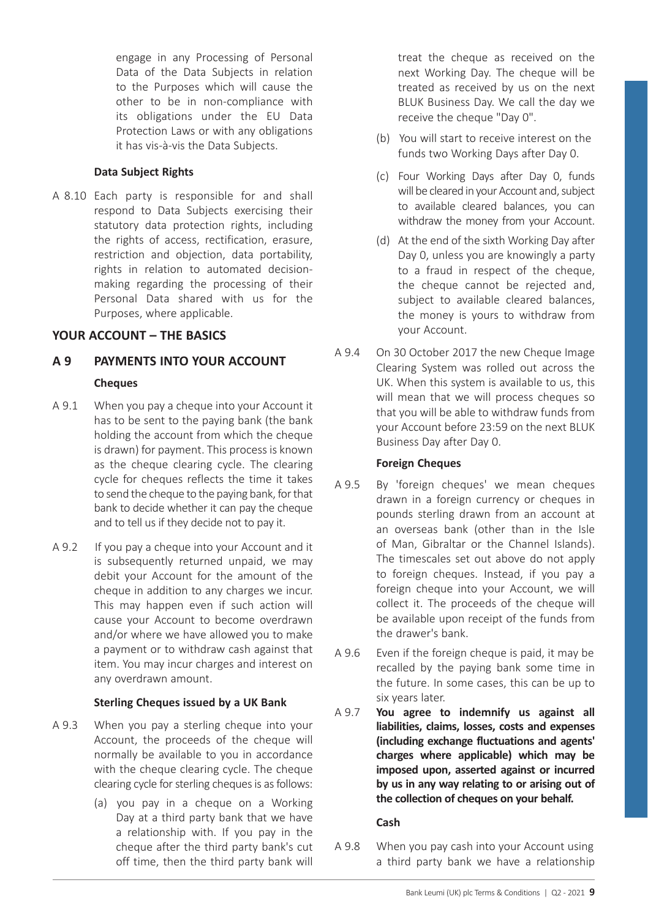engage in any Processing of Personal Data of the Data Subjects in relation to the Purposes which will cause the other to be in non-compliance with its obligations under the EU Data Protection Laws or with any obligations it has vis-à-vis the Data Subjects.

**Data Subject Rights**

A 8.10 Each party is responsible for and shall respond to Data Subjects exercising their statutory data protection rights, including the rights of access, rectification, erasure, restriction and objection, data portability, rights in relation to automated decision-making regarding the processing of their Personal Data shared with us for the Purposes, where applicable.

## YOUR ACCOUNT – THE BASICS

## A 9 PAYMENTS INTO YOUR ACCOUNT

**Cheques**

A 9.1 When you pay a cheque into your Account it has to be sent to the paying bank (the bank holding the account from which the cheque is drawn) for payment. This process is known as the cheque clearing cycle. The clearing cycle for cheques reflects the time it takes to send the cheque to the paying bank, for that bank to decide whether it can pay the cheque and to tell us if they decide not to pay it.

A 9.2 If you pay a cheque into your Account and it is subsequently returned unpaid, we may debit your Account for the amount of the cheque in addition to any charges we incur. This may happen even if such action will cause your Account to become overdrawn and/or where we have allowed you to make a payment or to withdraw cash against that item. You may incur charges and interest on any overdrawn amount.

**Sterling Cheques issued by a UK Bank**

A 9.3 When you pay a sterling cheque into your Account, the proceeds of the cheque will normally be available to you in accordance with the cheque clearing cycle. The cheque clearing cycle for sterling cheques is as follows:

(a) you pay in a cheque on a Working Day at a third party bank that we have a relationship with. If you pay in the cheque after the third party bank's cut off time, then the third party bank will treat the cheque as received on the next Working Day. The cheque will be treated as received by us on the next BLUK Business Day. We call the day we receive the cheque "Day 0".

(b) You will start to receive interest on the funds two Working Days after Day 0.

(c) Four Working Days after Day 0, funds will be cleared in your Account and, subject to available cleared balances, you can withdraw the money from your Account.

(d) At the end of the sixth Working Day after Day 0, unless you are knowingly a party to a fraud in respect of the cheque, the cheque cannot be rejected and, subject to available cleared balances, the money is yours to withdraw from your Account.

A 9.4 On 30 October 2017 the new Cheque Image Clearing System was rolled out across the UK. When this system is available to us, this will mean that we will process cheques so that you will be able to withdraw funds from your Account before 23:59 on the next BLUK Business Day after Day 0.

**Foreign Cheques**

A 9.5 By 'foreign cheques' we mean cheques drawn in a foreign currency or cheques in pounds sterling drawn from an account at an overseas bank (other than in the Isle of Man, Gibraltar or the Channel Islands). The timescales set out above do not apply to foreign cheques. Instead, if you pay a foreign cheque into your Account, we will collect it. The proceeds of the cheque will be available upon receipt of the funds from the drawer's bank.

A 9.6 Even if the foreign cheque is paid, it may be recalled by the paying bank some time in the future. In some cases, this can be up to six years later.

A 9.7 **You agree to indemnify us against all liabilities, claims, losses, costs and expenses (including exchange fluctuations and agents' charges where applicable) which may be imposed upon, asserted against or incurred by us in any way relating to or arising out of the collection of cheques on your behalf.**

**Cash**

A 9.8 When you pay cash into your Account using a third party bank we have a relationship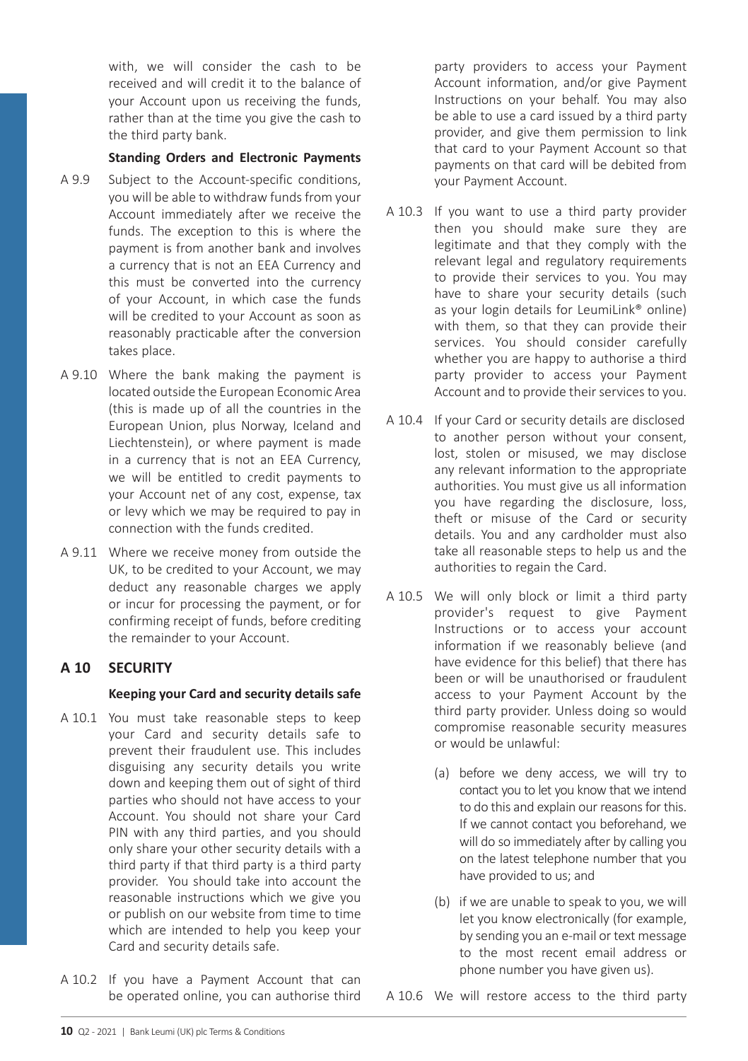with, we will consider the cash to be received and will credit it to the balance of your Account upon us receiving the funds, rather than at the time you give the cash to the third party bank.

**Standing Orders and Electronic Payments**

A 9.9 Subject to the Account-specific conditions, you will be able to withdraw funds from your Account immediately after we receive the funds. The exception to this is where the payment is from another bank and involves a currency that is not an EEA Currency and this must be converted into the currency of your Account, in which case the funds will be credited to your Account as soon as reasonably practicable after the conversion takes place.

A 9.10 Where the bank making the payment is located outside the European Economic Area (this is made up of all the countries in the European Union, plus Norway, Iceland and Liechtenstein), or where payment is made in a currency that is not an EEA Currency, we will be entitled to credit payments to your Account net of any cost, expense, tax or levy which we may be required to pay in connection with the funds credited.

A 9.11 Where we receive money from outside the UK, to be credited to your Account, we may deduct any reasonable charges we apply or incur for processing the payment, or for confirming receipt of funds, before crediting the remainder to your Account.

## A 10 SECURITY

**Keeping your Card and security details safe**

A 10.1 You must take reasonable steps to keep your Card and security details safe to prevent their fraudulent use. This includes disguising any security details you write down and keeping them out of sight of third parties who should not have access to your Account. You should not share your Card PIN with any third parties, and you should only share your other security details with a third party if that third party is a third party provider. You should take into account the reasonable instructions which we give you or publish on our website from time to time which are intended to help you keep your Card and security details safe.

A 10.2 If you have a Payment Account that can be operated online, you can authorise third party providers to access your Payment Account information, and/or give Payment Instructions on your behalf. You may also be able to use a card issued by a third party provider, and give them permission to link that card to your Payment Account so that payments on that card will be debited from your Payment Account.

A 10.3 If you want to use a third party provider then you should make sure they are legitimate and that they comply with the relevant legal and regulatory requirements to provide their services to you. You may have to share your security details (such as your login details for LeumiLink® online) with them, so that they can provide their services. You should consider carefully whether you are happy to authorise a third party provider to access your Payment Account and to provide their services to you.

A 10.4 If your Card or security details are disclosed to another person without your consent, lost, stolen or misused, we may disclose any relevant information to the appropriate authorities. You must give us all information you have regarding the disclosure, loss, theft or misuse of the Card or security details. You and any cardholder must also take all reasonable steps to help us and the authorities to regain the Card.

A 10.5 We will only block or limit a third party provider's request to give Payment Instructions or to access your account information if we reasonably believe (and have evidence for this belief) that there has been or will be unauthorised or fraudulent access to your Payment Account by the third party provider. Unless doing so would compromise reasonable security measures or would be unlawful:

(a) before we deny access, we will try to contact you to let you know that we intend to do this and explain our reasons for this. If we cannot contact you beforehand, we will do so immediately after by calling you on the latest telephone number that you have provided to us; and

(b) if we are unable to speak to you, we will let you know electronically (for example, by sending you an e-mail or text message to the most recent email address or phone number you have given us).

A 10.6 We will restore access to the third party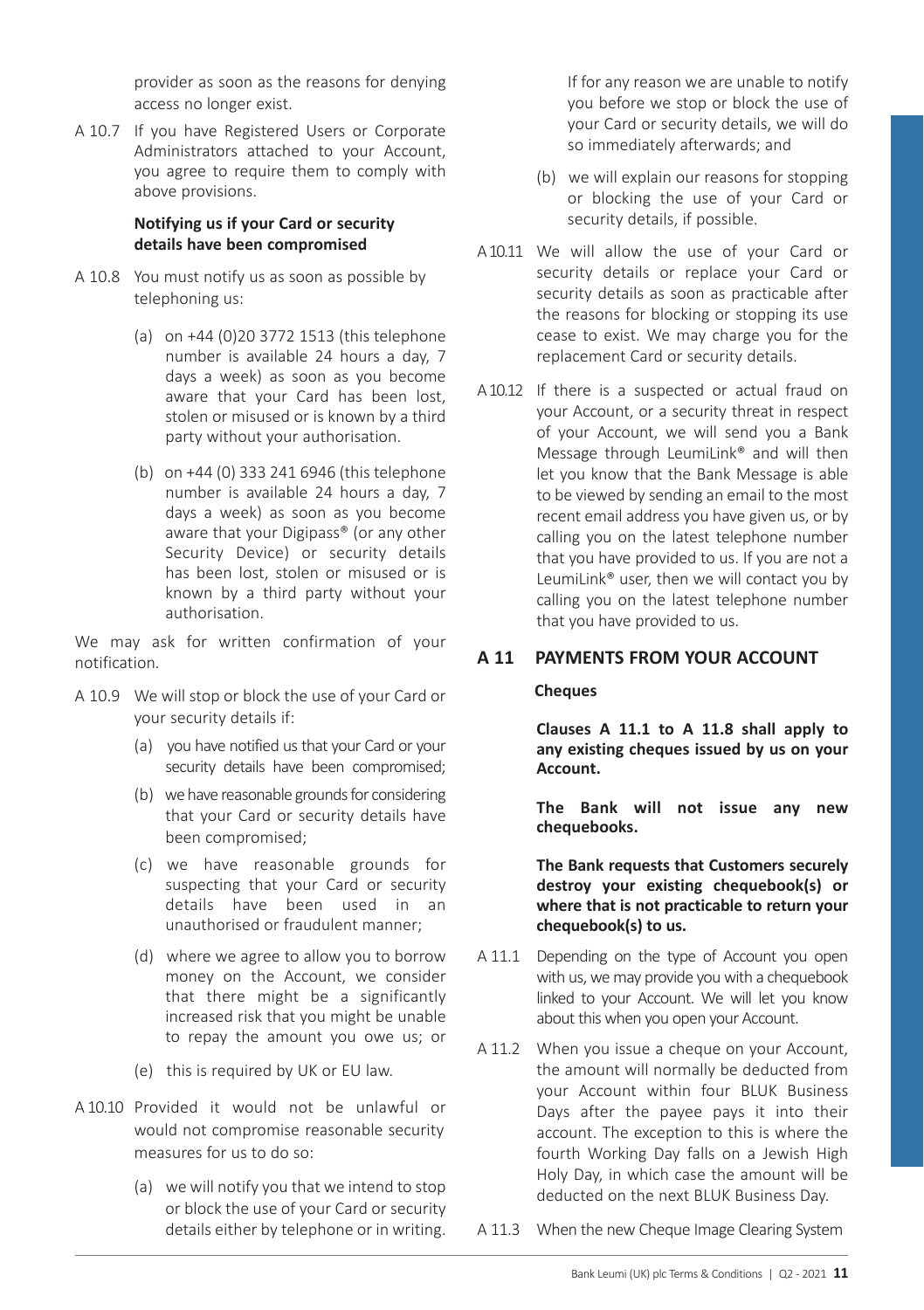provider as soon as the reasons for denying access no longer exist.

A 10.7 If you have Registered Users or Corporate Administrators attached to your Account, you agree to require them to comply with above provisions.

**Notifying us if your Card or security details have been compromised**

A 10.8 You must notify us as soon as possible by telephoning us:

(a) on +44 (0)20 3772 1513 (this telephone number is available 24 hours a day, 7 days a week) as soon as you become aware that your Card has been lost, stolen or misused or is known by a third party without your authorisation.

(b) on +44 (0) 333 241 6946 (this telephone number is available 24 hours a day, 7 days a week) as soon as you become aware that your Digipass® (or any other Security Device) or security details has been lost, stolen or misused or is known by a third party without your authorisation.

We may ask for written confirmation of your notification.

A 10.9 We will stop or block the use of your Card or your security details if:

(a) you have notified us that your Card or your security details have been compromised;

(b) we have reasonable grounds for considering that your Card or security details have been compromised;

(c) we have reasonable grounds for suspecting that your Card or security details have been used in an unauthorised or fraudulent manner;

(d) where we agree to allow you to borrow money on the Account, we consider that there might be a significantly increased risk that you might be unable to repay the amount you owe us; or

(e) this is required by UK or EU law.

A 10.10 Provided it would not be unlawful or would not compromise reasonable security measures for us to do so:

(a) we will notify you that we intend to stop or block the use of your Card or security details either by telephone or in writing. If for any reason we are unable to notify you before we stop or block the use of your Card or security details, we will do so immediately afterwards; and

(b) we will explain our reasons for stopping or blocking the use of your Card or security details, if possible.

A 10.11 We will allow the use of your Card or security details or replace your Card or security details as soon as practicable after the reasons for blocking or stopping its use cease to exist. We may charge you for the replacement Card or security details.

A 10.12 If there is a suspected or actual fraud on your Account, or a security threat in respect of your Account, we will send you a Bank Message through LeumiLink® and will then let you know that the Bank Message is able to be viewed by sending an email to the most recent email address you have given us, or by calling you on the latest telephone number that you have provided to us. If you are not a LeumiLink® user, then we will contact you by calling you on the latest telephone number that you have provided to us.

## A 11 PAYMENTS FROM YOUR ACCOUNT

**Cheques**

**Clauses A 11.1 to A 11.8 shall apply to any existing cheques issued by us on your Account.**

**The Bank will not issue any new chequebooks.**

**The Bank requests that Customers securely destroy your existing chequebook(s) or where that is not practicable to return your chequebook(s) to us.**

A 11.1 Depending on the type of Account you open with us, we may provide you with a chequebook linked to your Account. We will let you know about this when you open your Account.

A 11.2 When you issue a cheque on your Account, the amount will normally be deducted from your Account within four BLUK Business Days after the payee pays it into their account. The exception to this is where the fourth Working Day falls on a Jewish High Holy Day, in which case the amount will be deducted on the next BLUK Business Day.

A 11.3 When the new Cheque Image Clearing System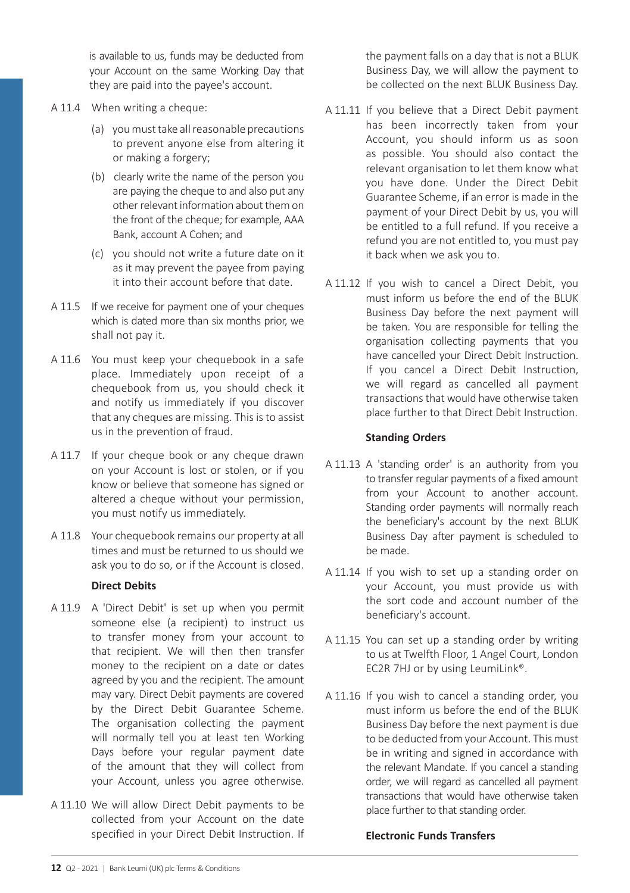is available to us, funds may be deducted from your Account on the same Working Day that they are paid into the payee's account.

A 11.4 When writing a cheque:

(a) you must take all reasonable precautions to prevent anyone else from altering it or making a forgery;

(b) clearly write the name of the person you are paying the cheque to and also put any other relevant information about them on the front of the cheque; for example, AAA Bank, account A Cohen; and

(c) you should not write a future date on it as it may prevent the payee from paying it into their account before that date.

A 11.5 If we receive for payment one of your cheques which is dated more than six months prior, we shall not pay it.

A 11.6 You must keep your chequebook in a safe place. Immediately upon receipt of a chequebook from us, you should check it and notify us immediately if you discover that any cheques are missing. This is to assist us in the prevention of fraud.

A 11.7 If your cheque book or any cheque drawn on your Account is lost or stolen, or if you know or believe that someone has signed or altered a cheque without your permission, you must notify us immediately.

A 11.8 Your chequebook remains our property at all times and must be returned to us should we ask you to do so, or if the Account is closed.

**Direct Debits**

A 11.9 A 'Direct Debit' is set up when you permit someone else (a recipient) to instruct us to transfer money from your account to that recipient. We will then then transfer money to the recipient on a date or dates agreed by you and the recipient. The amount may vary. Direct Debit payments are covered by the Direct Debit Guarantee Scheme. The organisation collecting the payment will normally tell you at least ten Working Days before your regular payment date of the amount that they will collect from your Account, unless you agree otherwise.

A 11.10 We will allow Direct Debit payments to be collected from your Account on the date specified in your Direct Debit Instruction. If the payment falls on a day that is not a BLUK Business Day, we will allow the payment to be collected on the next BLUK Business Day.

A 11.11 If you believe that a Direct Debit payment has been incorrectly taken from your Account, you should inform us as soon as possible. You should also contact the relevant organisation to let them know what you have done. Under the Direct Debit Guarantee Scheme, if an error is made in the payment of your Direct Debit by us, you will be entitled to a full refund. If you receive a refund you are not entitled to, you must pay it back when we ask you to.

A 11.12 If you wish to cancel a Direct Debit, you must inform us before the end of the BLUK Business Day before the next payment will be taken. You are responsible for telling the organisation collecting payments that you have cancelled your Direct Debit Instruction. If you cancel a Direct Debit Instruction, we will regard as cancelled all payment transactions that would have otherwise taken place further to that Direct Debit Instruction.

**Standing Orders**

A 11.13 A 'standing order' is an authority from you to transfer regular payments of a fixed amount from your Account to another account. Standing order payments will normally reach the beneficiary's account by the next BLUK Business Day after payment is scheduled to be made.

A 11.14 If you wish to set up a standing order on your Account, you must provide us with the sort code and account number of the beneficiary's account.

A 11.15 You can set up a standing order by writing to us at Twelfth Floor, 1 Angel Court, London EC2R 7HJ or by using LeumiLink®.

A 11.16 If you wish to cancel a standing order, you must inform us before the end of the BLUK Business Day before the next payment is due to be deducted from your Account. This must be in writing and signed in accordance with the relevant Mandate. If you cancel a standing order, we will regard as cancelled all payment transactions that would have otherwise taken place further to that standing order.

**Electronic Funds Transfers**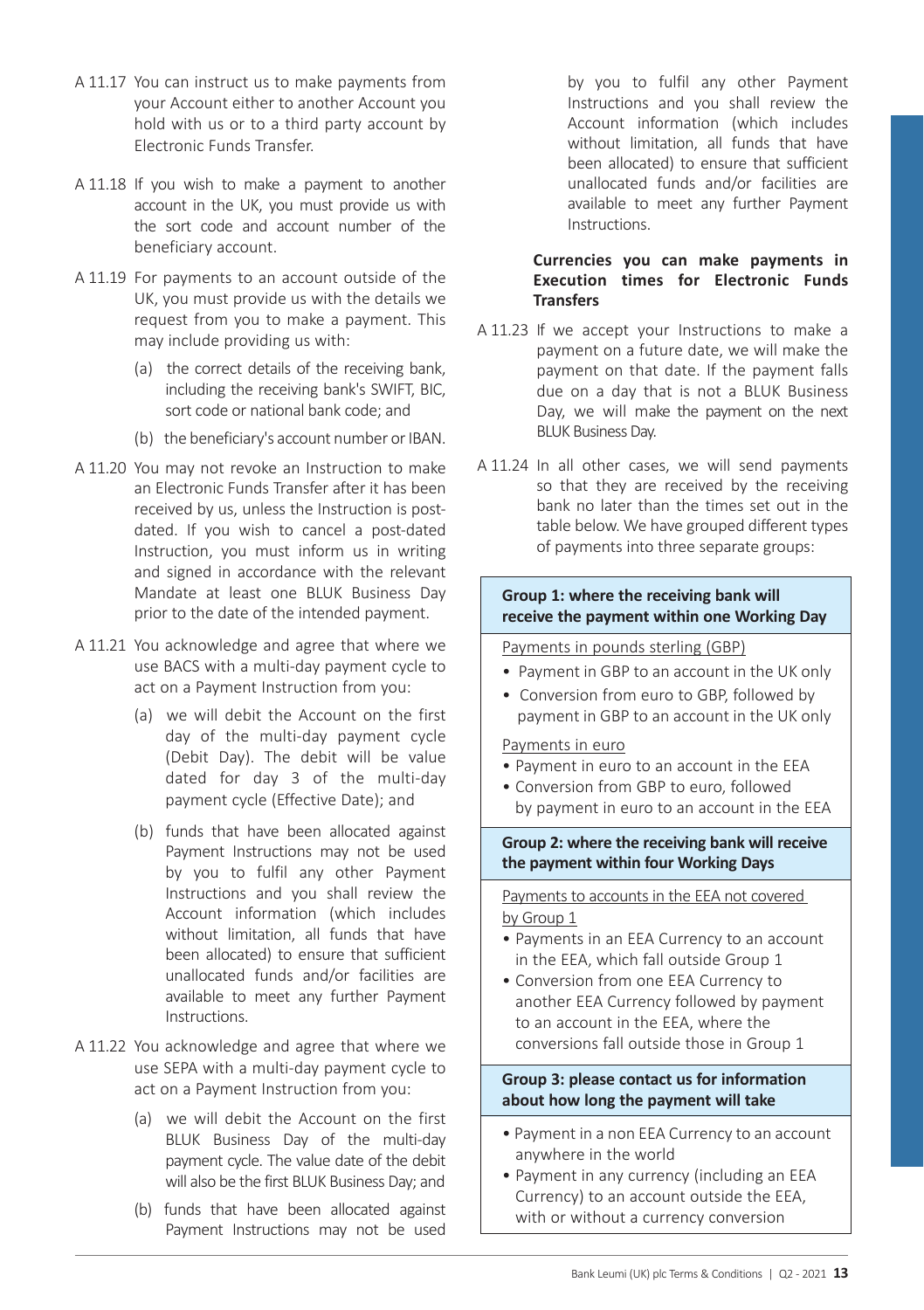A 11.17 You can instruct us to make payments from your Account either to another Account you hold with us or to a third party account by Electronic Funds Transfer.

A 11.18 If you wish to make a payment to another account in the UK, you must provide us with the sort code and account number of the beneficiary account.

A 11.19 For payments to an account outside of the UK, you must provide us with the details we request from you to make a payment. This may include providing us with:

(a) the correct details of the receiving bank, including the receiving bank's SWIFT, BIC, sort code or national bank code; and

(b) the beneficiary's account number or IBAN.

A 11.20 You may not revoke an Instruction to make an Electronic Funds Transfer after it has been received by us, unless the Instruction is post-dated. If you wish to cancel a post-dated Instruction, you must inform us in writing and signed in accordance with the relevant Mandate at least one BLUK Business Day prior to the date of the intended payment.

A 11.21 You acknowledge and agree that where we use BACS with a multi-day payment cycle to act on a Payment Instruction from you:

(a) we will debit the Account on the first day of the multi-day payment cycle (Debit Day). The debit will be value dated for day 3 of the multi-day payment cycle (Effective Date); and

(b) funds that have been allocated against Payment Instructions may not be used by you to fulfil any other Payment Instructions and you shall review the Account information (which includes without limitation, all funds that have been allocated) to ensure that sufficient unallocated funds and/or facilities are available to meet any further Payment Instructions.

A 11.22 You acknowledge and agree that where we use SEPA with a multi-day payment cycle to act on a Payment Instruction from you:

(a) we will debit the Account on the first BLUK Business Day of the multi-day payment cycle. The value date of the debit will also be the first BLUK Business Day; and

(b) funds that have been allocated against Payment Instructions may not be used by you to fulfil any other Payment Instructions and you shall review the Account information (which includes without limitation, all funds that have been allocated) to ensure that sufficient unallocated funds and/or facilities are available to meet any further Payment Instructions.

**Currencies you can make payments in Execution times for Electronic Funds Transfers**

A 11.23 If we accept your Instructions to make a payment on a future date, we will make the payment on that date. If the payment falls due on a day that is not a BLUK Business Day, we will make the payment on the next BLUK Business Day.

A 11.24 In all other cases, we will send payments so that they are received by the receiving bank no later than the times set out in the table below. We have grouped different types of payments into three separate groups:

| **Group 1: where the receiving bank will receive the payment within one Working Day** |
| --- |
| Payments in pounds sterling (GBP)<br>• Payment in GBP to an account in the UK only<br>• Conversion from euro to GBP, followed by payment in GBP to an account in the UK only<br><br>Payments in euro<br>• Payment in euro to an account in the EEA<br>• Conversion from GBP to euro, followed by payment in euro to an account in the EEA |
| **Group 2: where the receiving bank will receive the payment within four Working Days** |
| Payments to accounts in the EEA not covered by Group 1<br>• Payments in an EEA Currency to an account in the EEA, which fall outside Group 1<br>• Conversion from one EEA Currency to another EEA Currency followed by payment to an account in the EEA, where the conversions fall outside those in Group 1 |
| **Group 3: please contact us for information about how long the payment will take** |
| • Payment in a non EEA Currency to an account anywhere in the world<br>• Payment in any currency (including an EEA Currency) to an account outside the EEA, with or without a currency conversion |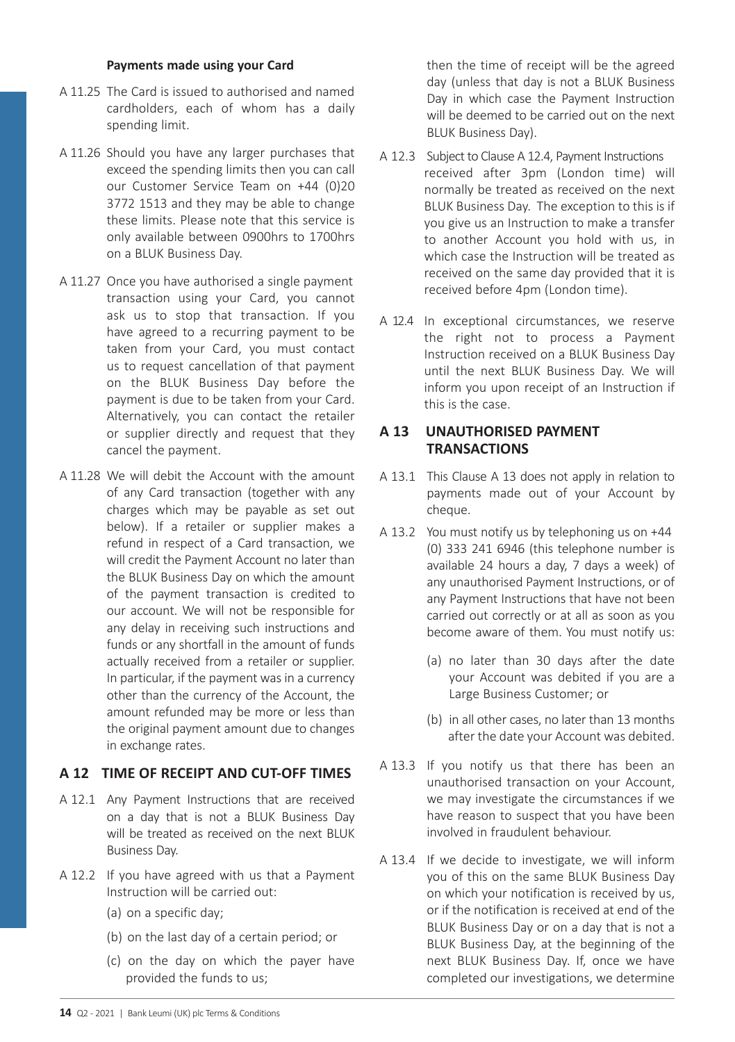**Payments made using your Card**

A 11.25 The Card is issued to authorised and named cardholders, each of whom has a daily spending limit.

A 11.26 Should you have any larger purchases that exceed the spending limits then you can call our Customer Service Team on +44 (0)20 3772 1513 and they may be able to change these limits. Please note that this service is only available between 0900hrs to 1700hrs on a BLUK Business Day.

A 11.27 Once you have authorised a single payment transaction using your Card, you cannot ask us to stop that transaction. If you have agreed to a recurring payment to be taken from your Card, you must contact us to request cancellation of that payment on the BLUK Business Day before the payment is due to be taken from your Card. Alternatively, you can contact the retailer or supplier directly and request that they cancel the payment.

A 11.28 We will debit the Account with the amount of any Card transaction (together with any charges which may be payable as set out below). If a retailer or supplier makes a refund in respect of a Card transaction, we will credit the Payment Account no later than the BLUK Business Day on which the amount of the payment transaction is credited to our account. We will not be responsible for any delay in receiving such instructions and funds or any shortfall in the amount of funds actually received from a retailer or supplier. In particular, if the payment was in a currency other than the currency of the Account, the amount refunded may be more or less than the original payment amount due to changes in exchange rates.

## A 12 TIME OF RECEIPT AND CUT-OFF TIMES

A 12.1 Any Payment Instructions that are received on a day that is not a BLUK Business Day will be treated as received on the next BLUK Business Day.

A 12.2 If you have agreed with us that a Payment Instruction will be carried out:

(a) on a specific day;

(b) on the last day of a certain period; or

(c) on the day on which the payer have provided the funds to us;

then the time of receipt will be the agreed day (unless that day is not a BLUK Business Day in which case the Payment Instruction will be deemed to be carried out on the next BLUK Business Day).

A 12.3 Subject to Clause A 12.4, Payment Instructions received after 3pm (London time) will normally be treated as received on the next BLUK Business Day. The exception to this is if you give us an Instruction to make a transfer to another Account you hold with us, in which case the Instruction will be treated as received on the same day provided that it is received before 4pm (London time).

A 12.4 In exceptional circumstances, we reserve the right not to process a Payment Instruction received on a BLUK Business Day until the next BLUK Business Day. We will inform you upon receipt of an Instruction if this is the case.

## A 13 UNAUTHORISED PAYMENT TRANSACTIONS

A 13.1 This Clause A 13 does not apply in relation to payments made out of your Account by cheque.

A 13.2 You must notify us by telephoning us on +44 (0) 333 241 6946 (this telephone number is available 24 hours a day, 7 days a week) of any unauthorised Payment Instructions, or of any Payment Instructions that have not been carried out correctly or at all as soon as you become aware of them. You must notify us:

(a) no later than 30 days after the date your Account was debited if you are a Large Business Customer; or

(b) in all other cases, no later than 13 months after the date your Account was debited.

A 13.3 If you notify us that there has been an unauthorised transaction on your Account, we may investigate the circumstances if we have reason to suspect that you have been involved in fraudulent behaviour.

A 13.4 If we decide to investigate, we will inform you of this on the same BLUK Business Day on which your notification is received by us, or if the notification is received at end of the BLUK Business Day or on a day that is not a BLUK Business Day, at the beginning of the next BLUK Business Day. If, once we have completed our investigations, we determine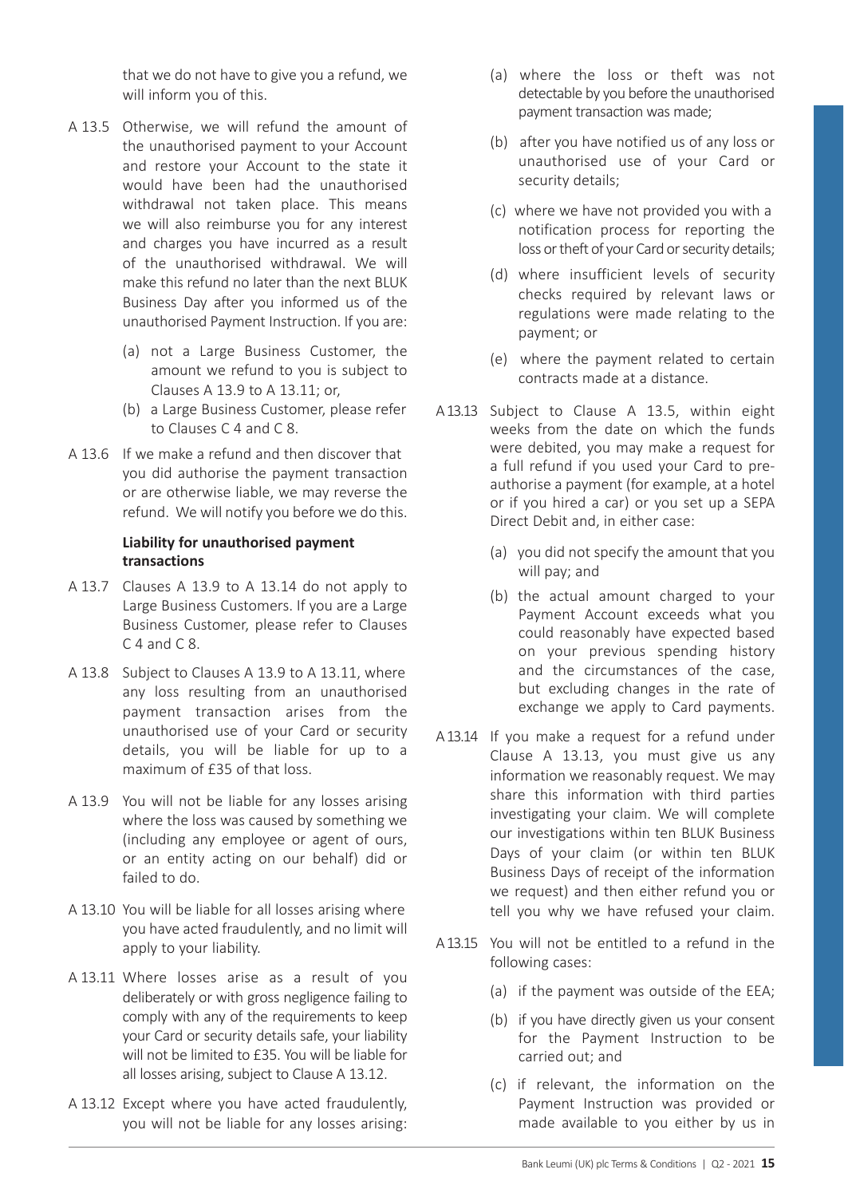that we do not have to give you a refund, we will inform you of this.

A 13.5 Otherwise, we will refund the amount of the unauthorised payment to your Account and restore your Account to the state it would have been had the unauthorised withdrawal not taken place. This means we will also reimburse you for any interest and charges you have incurred as a result of the unauthorised withdrawal. We will make this refund no later than the next BLUK Business Day after you informed us of the unauthorised Payment Instruction. If you are:

- (a) not a Large Business Customer, the amount we refund to you is subject to Clauses A 13.9 to A 13.11; or,
- (b) a Large Business Customer, please refer to Clauses C 4 and C 8.

A 13.6 If we make a refund and then discover that you did authorise the payment transaction or are otherwise liable, we may reverse the refund. We will notify you before we do this.

**Liability for unauthorised payment transactions**

A 13.7 Clauses A 13.9 to A 13.14 do not apply to Large Business Customers. If you are a Large Business Customer, please refer to Clauses C 4 and C 8.

A 13.8 Subject to Clauses A 13.9 to A 13.11, where any loss resulting from an unauthorised payment transaction arises from the unauthorised use of your Card or security details, you will be liable for up to a maximum of £35 of that loss.

A 13.9 You will not be liable for any losses arising where the loss was caused by something we (including any employee or agent of ours, or an entity acting on our behalf) did or failed to do.

A 13.10 You will be liable for all losses arising where you have acted fraudulently, and no limit will apply to your liability.

A 13.11 Where losses arise as a result of you deliberately or with gross negligence failing to comply with any of the requirements to keep your Card or security details safe, your liability will not be limited to £35. You will be liable for all losses arising, subject to Clause A 13.12.

A 13.12 Except where you have acted fraudulently, you will not be liable for any losses arising:

- (a) where the loss or theft was not detectable by you before the unauthorised payment transaction was made;
- (b) after you have notified us of any loss or unauthorised use of your Card or security details;
- (c) where we have not provided you with a notification process for reporting the loss or theft of your Card or security details;
- (d) where insufficient levels of security checks required by relevant laws or regulations were made relating to the payment; or
- (e) where the payment related to certain contracts made at a distance.

A 13.13 Subject to Clause A 13.5, within eight weeks from the date on which the funds were debited, you may make a request for a full refund if you used your Card to pre-authorise a payment (for example, at a hotel or if you hired a car) or you set up a SEPA Direct Debit and, in either case:

- (a) you did not specify the amount that you will pay; and
- (b) the actual amount charged to your Payment Account exceeds what you could reasonably have expected based on your previous spending history and the circumstances of the case, but excluding changes in the rate of exchange we apply to Card payments.

A 13.14 If you make a request for a refund under Clause A 13.13, you must give us any information we reasonably request. We may share this information with third parties investigating your claim. We will complete our investigations within ten BLUK Business Days of your claim (or within ten BLUK Business Days of receipt of the information we request) and then either refund you or tell you why we have refused your claim.

A 13.15 You will not be entitled to a refund in the following cases:

- (a) if the payment was outside of the EEA;
- (b) if you have directly given us your consent for the Payment Instruction to be carried out; and
- (c) if relevant, the information on the Payment Instruction was provided or made available to you either by us in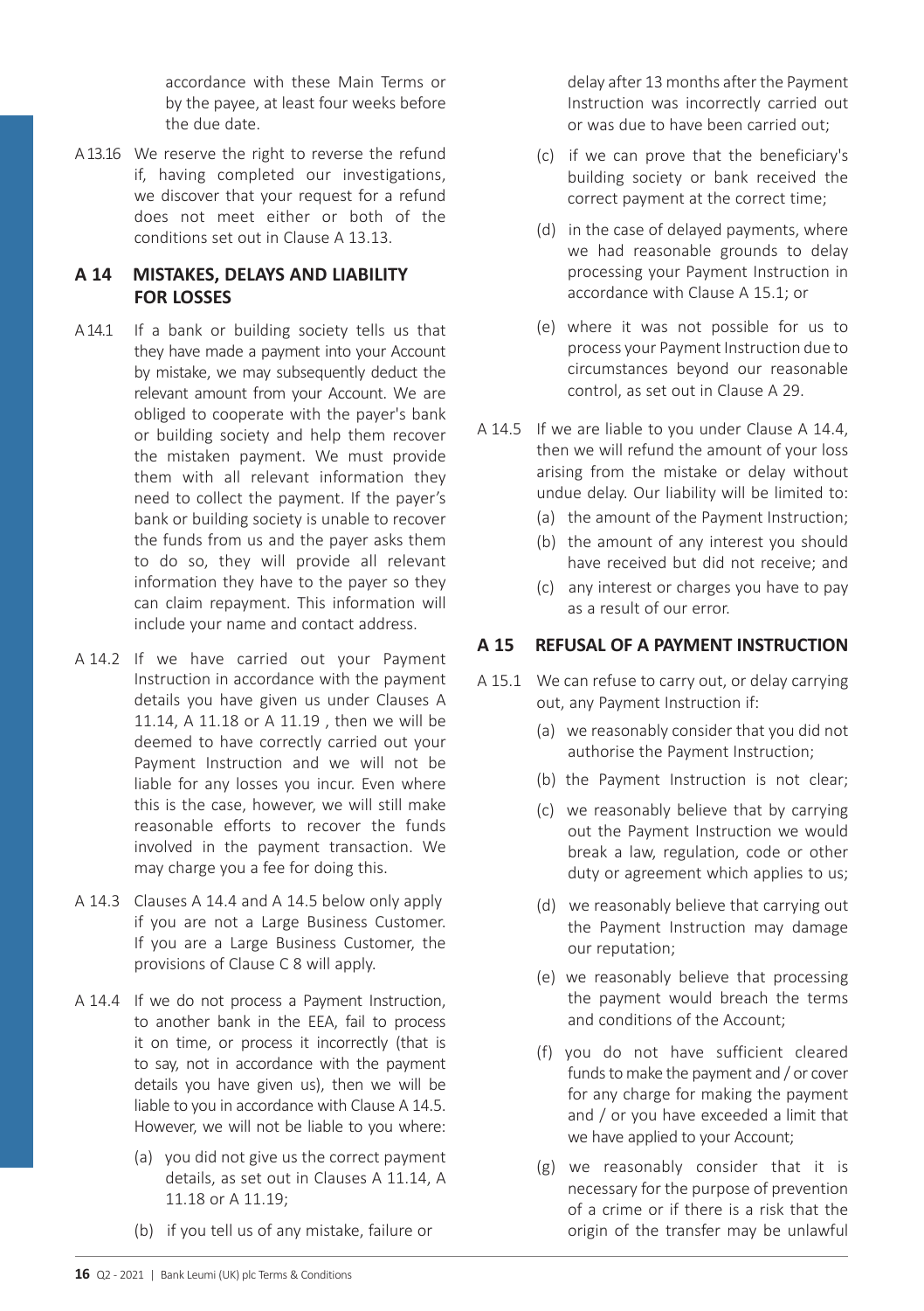accordance with these Main Terms or by the payee, at least four weeks before the due date.

A 13.16 We reserve the right to reverse the refund if, having completed our investigations, we discover that your request for a refund does not meet either or both of the conditions set out in Clause A 13.13.

## A 14 MISTAKES, DELAYS AND LIABILITY FOR LOSSES

A 14.1 If a bank or building society tells us that they have made a payment into your Account by mistake, we may subsequently deduct the relevant amount from your Account. We are obliged to cooperate with the payer's bank or building society and help them recover the mistaken payment. We must provide them with all relevant information they need to collect the payment. If the payer's bank or building society is unable to recover the funds from us and the payer asks them to do so, they will provide all relevant information they have to the payer so they can claim repayment. This information will include your name and contact address.

A 14.2 If we have carried out your Payment Instruction in accordance with the payment details you have given us under Clauses A 11.14, A 11.18 or A 11.19 , then we will be deemed to have correctly carried out your Payment Instruction and we will not be liable for any losses you incur. Even where this is the case, however, we will still make reasonable efforts to recover the funds involved in the payment transaction. We may charge you a fee for doing this.

A 14.3 Clauses A 14.4 and A 14.5 below only apply if you are not a Large Business Customer. If you are a Large Business Customer, the provisions of Clause C 8 will apply.

A 14.4 If we do not process a Payment Instruction, to another bank in the EEA, fail to process it on time, or process it incorrectly (that is to say, not in accordance with the payment details you have given us), then we will be liable to you in accordance with Clause A 14.5. However, we will not be liable to you where:

(a) you did not give us the correct payment details, as set out in Clauses A 11.14, A 11.18 or A 11.19;

(b) if you tell us of any mistake, failure or delay after 13 months after the Payment Instruction was incorrectly carried out or was due to have been carried out;

(c) if we can prove that the beneficiary's building society or bank received the correct payment at the correct time;

(d) in the case of delayed payments, where we had reasonable grounds to delay processing your Payment Instruction in accordance with Clause A 15.1; or

(e) where it was not possible for us to process your Payment Instruction due to circumstances beyond our reasonable control, as set out in Clause A 29.

A 14.5 If we are liable to you under Clause A 14.4, then we will refund the amount of your loss arising from the mistake or delay without undue delay. Our liability will be limited to:

(a) the amount of the Payment Instruction;

(b) the amount of any interest you should have received but did not receive; and

(c) any interest or charges you have to pay as a result of our error.

## A 15 REFUSAL OF A PAYMENT INSTRUCTION

A 15.1 We can refuse to carry out, or delay carrying out, any Payment Instruction if:

(a) we reasonably consider that you did not authorise the Payment Instruction;

(b) the Payment Instruction is not clear;

(c) we reasonably believe that by carrying out the Payment Instruction we would break a law, regulation, code or other duty or agreement which applies to us;

(d) we reasonably believe that carrying out the Payment Instruction may damage our reputation;

(e) we reasonably believe that processing the payment would breach the terms and conditions of the Account;

(f) you do not have sufficient cleared funds to make the payment and / or cover for any charge for making the payment and / or you have exceeded a limit that we have applied to your Account;

(g) we reasonably consider that it is necessary for the purpose of prevention of a crime or if there is a risk that the origin of the transfer may be unlawful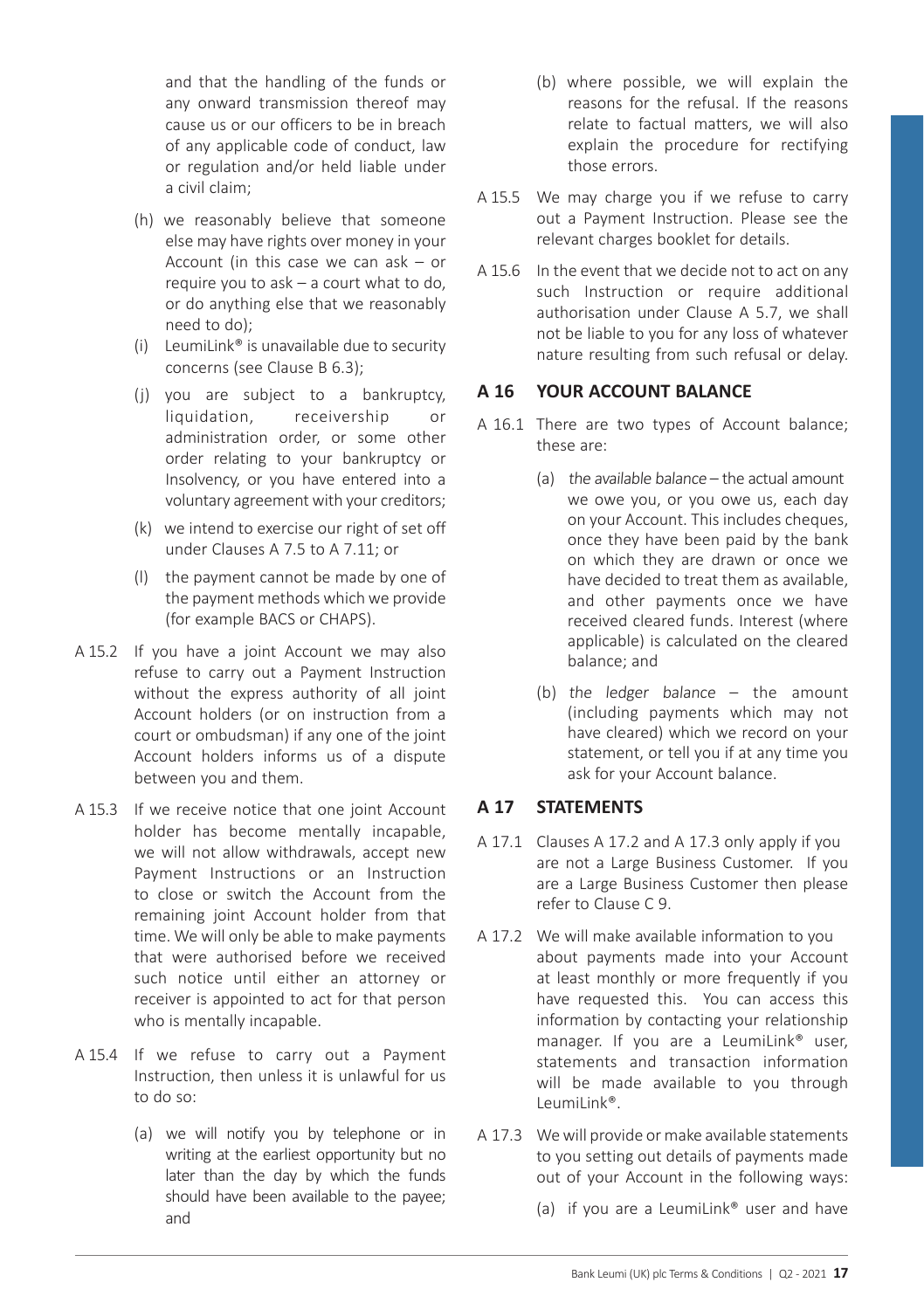and that the handling of the funds or any onward transmission thereof may cause us or our officers to be in breach of any applicable code of conduct, law or regulation and/or held liable under a civil claim;

(h) we reasonably believe that someone else may have rights over money in your Account (in this case we can ask – or require you to ask – a court what to do, or do anything else that we reasonably need to do);

(i) LeumiLink® is unavailable due to security concerns (see Clause B 6.3);

(j) you are subject to a bankruptcy, liquidation, receivership or administration order, or some other order relating to your bankruptcy or Insolvency, or you have entered into a voluntary agreement with your creditors;

(k) we intend to exercise our right of set off under Clauses A 7.5 to A 7.11; or

(l) the payment cannot be made by one of the payment methods which we provide (for example BACS or CHAPS).

A 15.2 If you have a joint Account we may also refuse to carry out a Payment Instruction without the express authority of all joint Account holders (or on instruction from a court or ombudsman) if any one of the joint Account holders informs us of a dispute between you and them.

A 15.3 If we receive notice that one joint Account holder has become mentally incapable, we will not allow withdrawals, accept new Payment Instructions or an Instruction to close or switch the Account from the remaining joint Account holder from that time. We will only be able to make payments that were authorised before we received such notice until either an attorney or receiver is appointed to act for that person who is mentally incapable.

A 15.4 If we refuse to carry out a Payment Instruction, then unless it is unlawful for us to do so:

(a) we will notify you by telephone or in writing at the earliest opportunity but no later than the day by which the funds should have been available to the payee; and

(b) where possible, we will explain the reasons for the refusal. If the reasons relate to factual matters, we will also explain the procedure for rectifying those errors.

A 15.5 We may charge you if we refuse to carry out a Payment Instruction. Please see the relevant charges booklet for details.

A 15.6 In the event that we decide not to act on any such Instruction or require additional authorisation under Clause A 5.7, we shall not be liable to you for any loss of whatever nature resulting from such refusal or delay.

## A 16 YOUR ACCOUNT BALANCE

A 16.1 There are two types of Account balance; these are:

(a) *the available balance* – the actual amount we owe you, or you owe us, each day on your Account. This includes cheques, once they have been paid by the bank on which they are drawn or once we have decided to treat them as available, and other payments once we have received cleared funds. Interest (where applicable) is calculated on the cleared balance; and

(b) *the ledger balance* – the amount (including payments which may not have cleared) which we record on your statement, or tell you if at any time you ask for your Account balance.

## A 17 STATEMENTS

A 17.1 Clauses A 17.2 and A 17.3 only apply if you are not a Large Business Customer. If you are a Large Business Customer then please refer to Clause C 9.

A 17.2 We will make available information to you about payments made into your Account at least monthly or more frequently if you have requested this. You can access this information by contacting your relationship manager. If you are a LeumiLink® user, statements and transaction information will be made available to you through LeumiLink®.

A 17.3 We will provide or make available statements to you setting out details of payments made out of your Account in the following ways:

(a) if you are a LeumiLink® user and have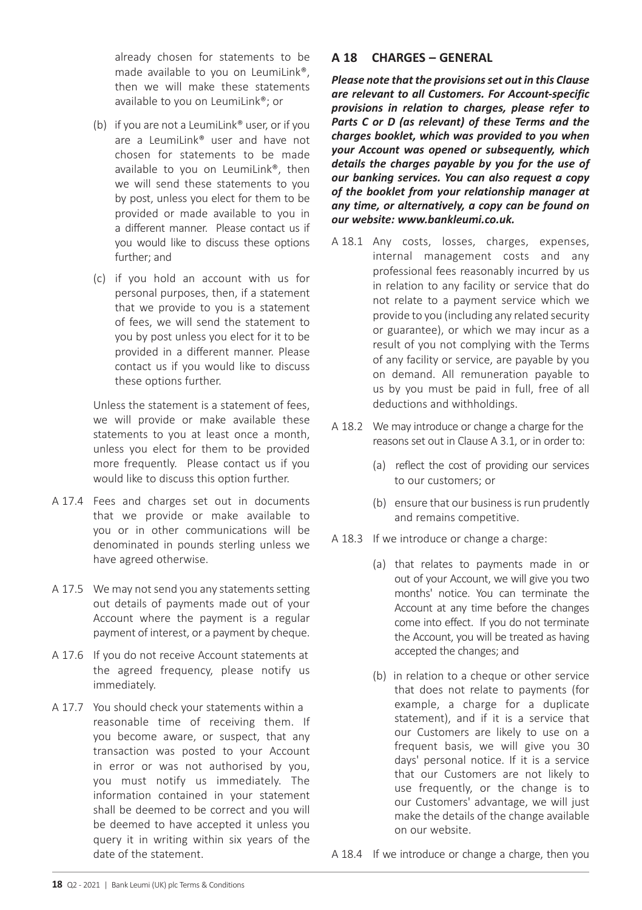already chosen for statements to be made available to you on LeumiLink®, then we will make these statements available to you on LeumiLink®; or

(b) if you are not a LeumiLink® user, or if you are a LeumiLink® user and have not chosen for statements to be made available to you on LeumiLink®, then we will send these statements to you by post, unless you elect for them to be provided or made available to you in a different manner. Please contact us if you would like to discuss these options further; and

(c) if you hold an account with us for personal purposes, then, if a statement that we provide to you is a statement of fees, we will send the statement to you by post unless you elect for it to be provided in a different manner. Please contact us if you would like to discuss these options further.

Unless the statement is a statement of fees, we will provide or make available these statements to you at least once a month, unless you elect for them to be provided more frequently. Please contact us if you would like to discuss this option further.

A 17.4 Fees and charges set out in documents that we provide or make available to you or in other communications will be denominated in pounds sterling unless we have agreed otherwise.

A 17.5 We may not send you any statements setting out details of payments made out of your Account where the payment is a regular payment of interest, or a payment by cheque.

A 17.6 If you do not receive Account statements at the agreed frequency, please notify us immediately.

A 17.7 You should check your statements within a reasonable time of receiving them. If you become aware, or suspect, that any transaction was posted to your Account in error or was not authorised by you, you must notify us immediately. The information contained in your statement shall be deemed to be correct and you will be deemed to have accepted it unless you query it in writing within six years of the date of the statement.

## A 18 CHARGES – GENERAL

***Please note that the provisions set out in this Clause are relevant to all Customers. For Account-specific provisions in relation to charges, please refer to Parts C or D (as relevant) of these Terms and the charges booklet, which was provided to you when your Account was opened or subsequently, which details the charges payable by you for the use of our banking services. You can also request a copy of the booklet from your relationship manager at any time, or alternatively, a copy can be found on our website: www.bankleumi.co.uk.***

A 18.1 Any costs, losses, charges, expenses, internal management costs and any professional fees reasonably incurred by us in relation to any facility or service that do not relate to a payment service which we provide to you (including any related security or guarantee), or which we may incur as a result of you not complying with the Terms of any facility or service, are payable by you on demand. All remuneration payable to us by you must be paid in full, free of all deductions and withholdings.

A 18.2 We may introduce or change a charge for the reasons set out in Clause A 3.1, or in order to:

(a) reflect the cost of providing our services to our customers; or

(b) ensure that our business is run prudently and remains competitive.

A 18.3 If we introduce or change a charge:

(a) that relates to payments made in or out of your Account, we will give you two months' notice. You can terminate the Account at any time before the changes come into effect. If you do not terminate the Account, you will be treated as having accepted the changes; and

(b) in relation to a cheque or other service that does not relate to payments (for example, a charge for a duplicate statement), and if it is a service that our Customers are likely to use on a frequent basis, we will give you 30 days' personal notice. If it is a service that our Customers are not likely to use frequently, or the change is to our Customers' advantage, we will just make the details of the change available on our website.

A 18.4 If we introduce or change a charge, then you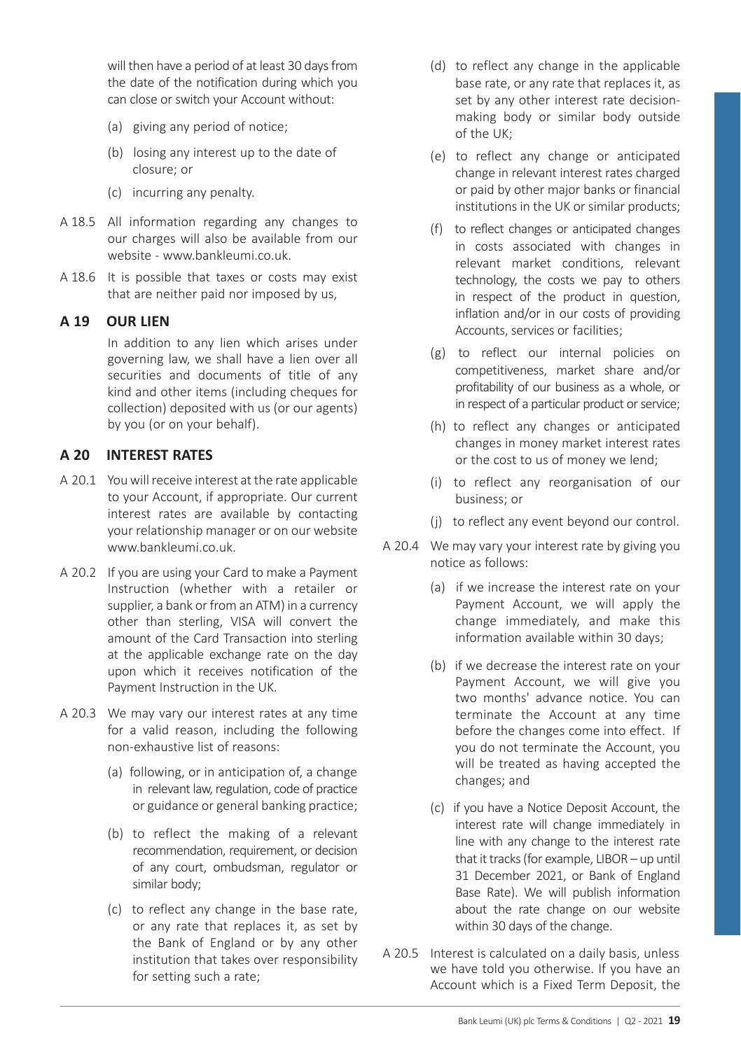will then have a period of at least 30 days from the date of the notification during which you can close or switch your Account without:

(a) giving any period of notice;

(b) losing any interest up to the date of closure; or

(c) incurring any penalty.

A 18.5 All information regarding any changes to our charges will also be available from our website - www.bankleumi.co.uk.

A 18.6 It is possible that taxes or costs may exist that are neither paid nor imposed by us,

## A 19 OUR LIEN

In addition to any lien which arises under governing law, we shall have a lien over all securities and documents of title of any kind and other items (including cheques for collection) deposited with us (or our agents) by you (or on your behalf).

## A 20 INTEREST RATES

A 20.1 You will receive interest at the rate applicable to your Account, if appropriate. Our current interest rates are available by contacting your relationship manager or on our website www.bankleumi.co.uk.

A 20.2 If you are using your Card to make a Payment Instruction (whether with a retailer or supplier, a bank or from an ATM) in a currency other than sterling, VISA will convert the amount of the Card Transaction into sterling at the applicable exchange rate on the day upon which it receives notification of the Payment Instruction in the UK.

A 20.3 We may vary our interest rates at any time for a valid reason, including the following non-exhaustive list of reasons:

(a) following, or in anticipation of, a change in relevant law, regulation, code of practice or guidance or general banking practice;

(b) to reflect the making of a relevant recommendation, requirement, or decision of any court, ombudsman, regulator or similar body;

(c) to reflect any change in the base rate, or any rate that replaces it, as set by the Bank of England or by any other institution that takes over responsibility for setting such a rate;

(d) to reflect any change in the applicable base rate, or any rate that replaces it, as set by any other interest rate decision-making body or similar body outside of the UK;

(e) to reflect any change or anticipated change in relevant interest rates charged or paid by other major banks or financial institutions in the UK or similar products;

(f) to reflect changes or anticipated changes in costs associated with changes in relevant market conditions, relevant technology, the costs we pay to others in respect of the product in question, inflation and/or in our costs of providing Accounts, services or facilities;

(g) to reflect our internal policies on competitiveness, market share and/or profitability of our business as a whole, or in respect of a particular product or service;

(h) to reflect any changes or anticipated changes in money market interest rates or the cost to us of money we lend;

(i) to reflect any reorganisation of our business; or

(j) to reflect any event beyond our control.

A 20.4 We may vary your interest rate by giving you notice as follows:

(a) if we increase the interest rate on your Payment Account, we will apply the change immediately, and make this information available within 30 days;

(b) if we decrease the interest rate on your Payment Account, we will give you two months' advance notice. You can terminate the Account at any time before the changes come into effect. If you do not terminate the Account, you will be treated as having accepted the changes; and

(c) if you have a Notice Deposit Account, the interest rate will change immediately in line with any change to the interest rate that it tracks (for example, LIBOR – up until 31 December 2021, or Bank of England Base Rate). We will publish information about the rate change on our website within 30 days of the change.

A 20.5 Interest is calculated on a daily basis, unless we have told you otherwise. If you have an Account which is a Fixed Term Deposit, the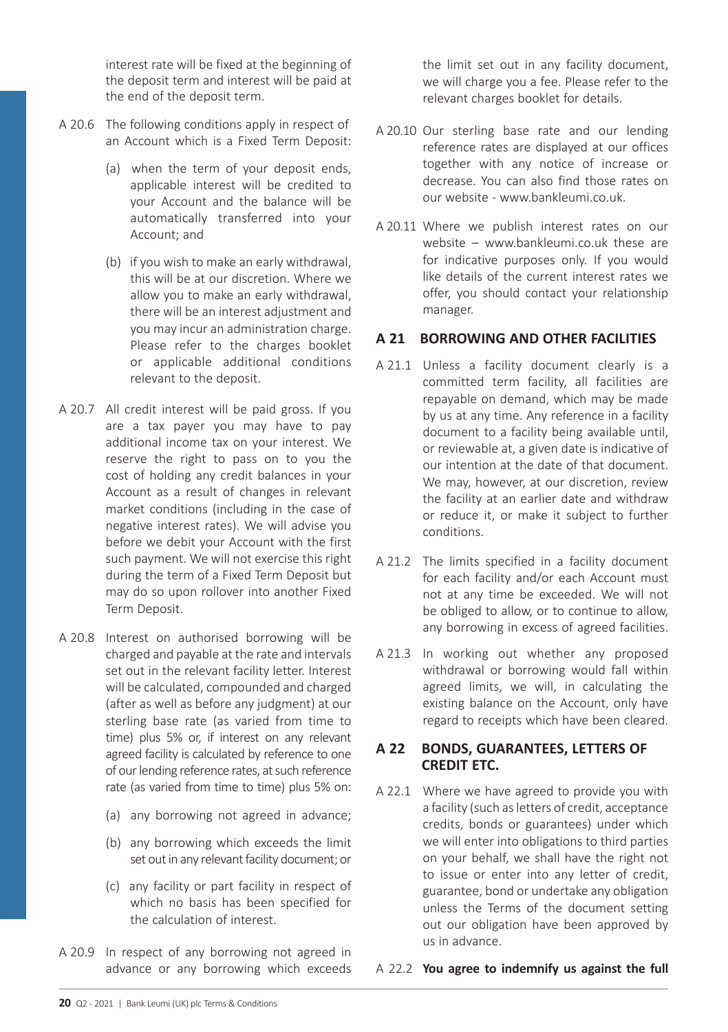interest rate will be fixed at the beginning of the deposit term and interest will be paid at the end of the deposit term.

A 20.6 The following conditions apply in respect of an Account which is a Fixed Term Deposit:

(a) when the term of your deposit ends, applicable interest will be credited to your Account and the balance will be automatically transferred into your Account; and

(b) if you wish to make an early withdrawal, this will be at our discretion. Where we allow you to make an early withdrawal, there will be an interest adjustment and you may incur an administration charge. Please refer to the charges booklet or applicable additional conditions relevant to the deposit.

A 20.7 All credit interest will be paid gross. If you are a tax payer you may have to pay additional income tax on your interest. We reserve the right to pass on to you the cost of holding any credit balances in your Account as a result of changes in relevant market conditions (including in the case of negative interest rates). We will advise you before we debit your Account with the first such payment. We will not exercise this right during the term of a Fixed Term Deposit but may do so upon rollover into another Fixed Term Deposit.

A 20.8 Interest on authorised borrowing will be charged and payable at the rate and intervals set out in the relevant facility letter. Interest will be calculated, compounded and charged (after as well as before any judgment) at our sterling base rate (as varied from time to time) plus 5% or, if interest on any relevant agreed facility is calculated by reference to one of our lending reference rates, at such reference rate (as varied from time to time) plus 5% on:

(a) any borrowing not agreed in advance;

(b) any borrowing which exceeds the limit set out in any relevant facility document; or

(c) any facility or part facility in respect of which no basis has been specified for the calculation of interest.

A 20.9 In respect of any borrowing not agreed in advance or any borrowing which exceeds the limit set out in any facility document, we will charge you a fee. Please refer to the relevant charges booklet for details.

A 20.10 Our sterling base rate and our lending reference rates are displayed at our offices together with any notice of increase or decrease. You can also find those rates on our website - www.bankleumi.co.uk.

A 20.11 Where we publish interest rates on our website – www.bankleumi.co.uk these are for indicative purposes only. If you would like details of the current interest rates we offer, you should contact your relationship manager.

## A 21 BORROWING AND OTHER FACILITIES

A 21.1 Unless a facility document clearly is a committed term facility, all facilities are repayable on demand, which may be made by us at any time. Any reference in a facility document to a facility being available until, or reviewable at, a given date is indicative of our intention at the date of that document. We may, however, at our discretion, review the facility at an earlier date and withdraw or reduce it, or make it subject to further conditions.

A 21.2 The limits specified in a facility document for each facility and/or each Account must not at any time be exceeded. We will not be obliged to allow, or to continue to allow, any borrowing in excess of agreed facilities.

A 21.3 In working out whether any proposed withdrawal or borrowing would fall within agreed limits, we will, in calculating the existing balance on the Account, only have regard to receipts which have been cleared.

## A 22 BONDS, GUARANTEES, LETTERS OF CREDIT ETC.

A 22.1 Where we have agreed to provide you with a facility (such as letters of credit, acceptance credits, bonds or guarantees) under which we will enter into obligations to third parties on your behalf, we shall have the right not to issue or enter into any letter of credit, guarantee, bond or undertake any obligation unless the Terms of the document setting out our obligation have been approved by us in advance.

A 22.2 **You agree to indemnify us against the full**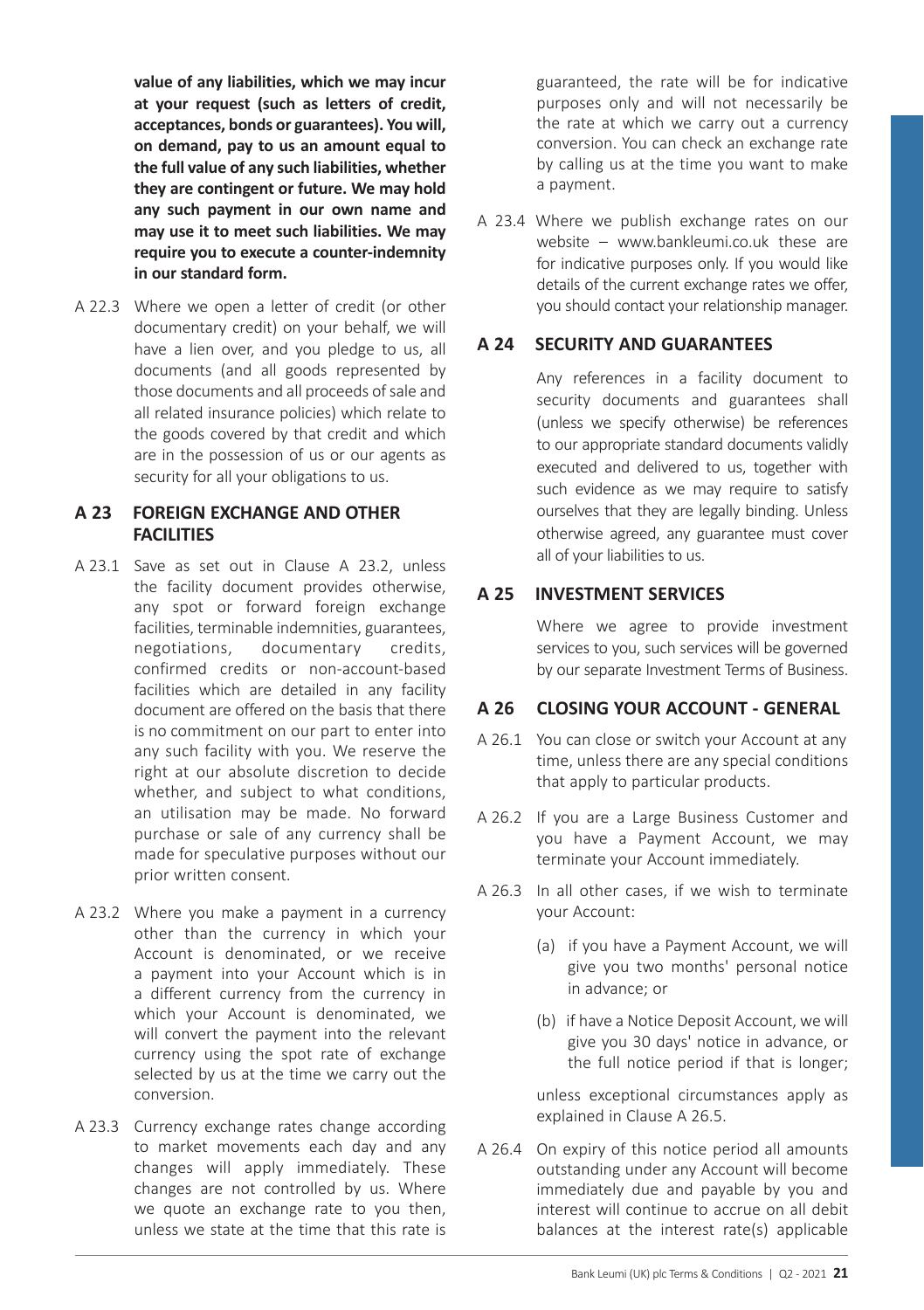**value of any liabilities, which we may incur at your request (such as letters of credit, acceptances, bonds or guarantees). You will, on demand, pay to us an amount equal to the full value of any such liabilities, whether they are contingent or future. We may hold any such payment in our own name and may use it to meet such liabilities. We may require you to execute a counter-indemnity in our standard form.**

A 22.3 Where we open a letter of credit (or other documentary credit) on your behalf, we will have a lien over, and you pledge to us, all documents (and all goods represented by those documents and all proceeds of sale and all related insurance policies) which relate to the goods covered by that credit and which are in the possession of us or our agents as security for all your obligations to us.

## A 23 FOREIGN EXCHANGE AND OTHER FACILITIES

A 23.1 Save as set out in Clause A 23.2, unless the facility document provides otherwise, any spot or forward foreign exchange facilities, terminable indemnities, guarantees, negotiations, documentary credits, confirmed credits or non-account-based facilities which are detailed in any facility document are offered on the basis that there is no commitment on our part to enter into any such facility with you. We reserve the right at our absolute discretion to decide whether, and subject to what conditions, an utilisation may be made. No forward purchase or sale of any currency shall be made for speculative purposes without our prior written consent.

A 23.2 Where you make a payment in a currency other than the currency in which your Account is denominated, or we receive a payment into your Account which is in a different currency from the currency in which your Account is denominated, we will convert the payment into the relevant currency using the spot rate of exchange selected by us at the time we carry out the conversion.

A 23.3 Currency exchange rates change according to market movements each day and any changes will apply immediately. These changes are not controlled by us. Where we quote an exchange rate to you then, unless we state at the time that this rate is guaranteed, the rate will be for indicative purposes only and will not necessarily be the rate at which we carry out a currency conversion. You can check an exchange rate by calling us at the time you want to make a payment.

A 23.4 Where we publish exchange rates on our website – www.bankleumi.co.uk these are for indicative purposes only. If you would like details of the current exchange rates we offer, you should contact your relationship manager.

## A 24 SECURITY AND GUARANTEES

Any references in a facility document to security documents and guarantees shall (unless we specify otherwise) be references to our appropriate standard documents validly executed and delivered to us, together with such evidence as we may require to satisfy ourselves that they are legally binding. Unless otherwise agreed, any guarantee must cover all of your liabilities to us.

## A 25 INVESTMENT SERVICES

Where we agree to provide investment services to you, such services will be governed by our separate Investment Terms of Business.

## A 26 CLOSING YOUR ACCOUNT - GENERAL

A 26.1 You can close or switch your Account at any time, unless there are any special conditions that apply to particular products.

A 26.2 If you are a Large Business Customer and you have a Payment Account, we may terminate your Account immediately.

A 26.3 In all other cases, if we wish to terminate your Account:

(a) if you have a Payment Account, we will give you two months' personal notice in advance; or

(b) if have a Notice Deposit Account, we will give you 30 days' notice in advance, or the full notice period if that is longer;

unless exceptional circumstances apply as explained in Clause A 26.5.

A 26.4 On expiry of this notice period all amounts outstanding under any Account will become immediately due and payable by you and interest will continue to accrue on all debit balances at the interest rate(s) applicable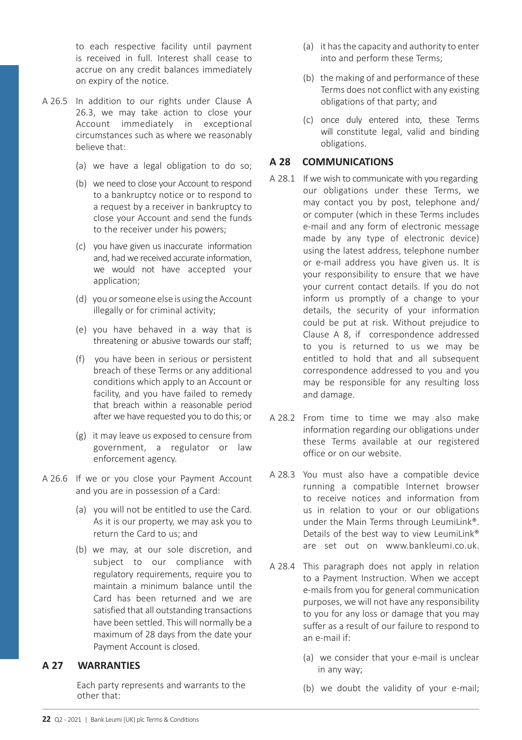to each respective facility until payment is received in full. Interest shall cease to accrue on any credit balances immediately on expiry of the notice.

A 26.5 In addition to our rights under Clause A 26.3, we may take action to close your Account immediately in exceptional circumstances such as where we reasonably believe that:

(a) we have a legal obligation to do so;

(b) we need to close your Account to respond to a bankruptcy notice or to respond to a request by a receiver in bankruptcy to close your Account and send the funds to the receiver under his powers;

(c) you have given us inaccurate information and, had we received accurate information, we would not have accepted your application;

(d) you or someone else is using the Account illegally or for criminal activity;

(e) you have behaved in a way that is threatening or abusive towards our staff;

(f) you have been in serious or persistent breach of these Terms or any additional conditions which apply to an Account or facility, and you have failed to remedy that breach within a reasonable period after we have requested you to do this; or

(g) it may leave us exposed to censure from government, a regulator or law enforcement agency.

A 26.6 If we or you close your Payment Account and you are in possession of a Card:

(a) you will not be entitled to use the Card. As it is our property, we may ask you to return the Card to us; and

(b) we may, at our sole discretion, and subject to our compliance with regulatory requirements, require you to maintain a minimum balance until the Card has been returned and we are satisfied that all outstanding transactions have been settled. This will normally be a maximum of 28 days from the date your Payment Account is closed.

## A 27 WARRANTIES

Each party represents and warrants to the other that:

(a) it has the capacity and authority to enter into and perform these Terms;

(b) the making of and performance of these Terms does not conflict with any existing obligations of that party; and

(c) once duly entered into, these Terms will constitute legal, valid and binding obligations.

## A 28 COMMUNICATIONS

A 28.1 If we wish to communicate with you regarding our obligations under these Terms, we may contact you by post, telephone and/ or computer (which in these Terms includes e-mail and any form of electronic message made by any type of electronic device) using the latest address, telephone number or e-mail address you have given us. It is your responsibility to ensure that we have your current contact details. If you do not inform us promptly of a change to your details, the security of your information could be put at risk. Without prejudice to Clause A 8, if correspondence addressed to you is returned to us we may be entitled to hold that and all subsequent correspondence addressed to you and you may be responsible for any resulting loss and damage.

A 28.2 From time to time we may also make information regarding our obligations under these Terms available at our registered office or on our website.

A 28.3 You must also have a compatible device running a compatible Internet browser to receive notices and information from us in relation to your or our obligations under the Main Terms through LeumiLink®. Details of the best way to view LeumiLink® are set out on www.bankleumi.co.uk.

A 28.4 This paragraph does not apply in relation to a Payment Instruction. When we accept e-mails from you for general communication purposes, we will not have any responsibility to you for any loss or damage that you may suffer as a result of our failure to respond to an e-mail if:

(a) we consider that your e-mail is unclear in any way;

(b) we doubt the validity of your e-mail;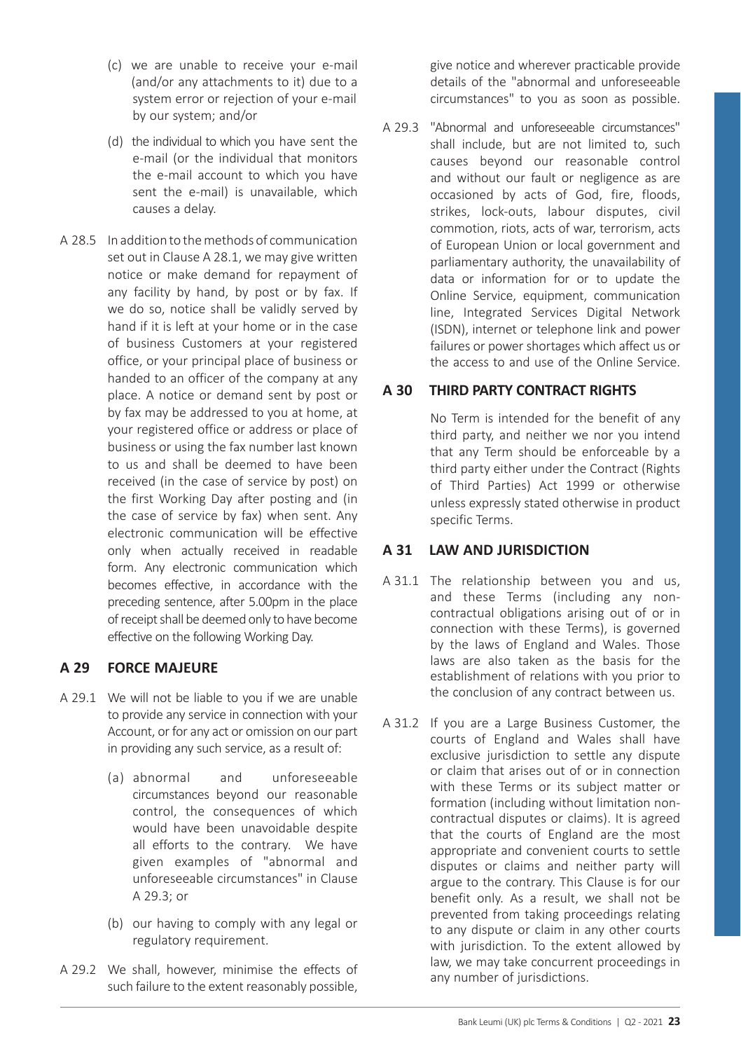(c) we are unable to receive your e-mail (and/or any attachments to it) due to a system error or rejection of your e-mail by our system; and/or

(d) the individual to which you have sent the e-mail (or the individual that monitors the e-mail account to which you have sent the e-mail) is unavailable, which causes a delay.

A 28.5 In addition to the methods of communication set out in Clause A 28.1, we may give written notice or make demand for repayment of any facility by hand, by post or by fax. If we do so, notice shall be validly served by hand if it is left at your home or in the case of business Customers at your registered office, or your principal place of business or handed to an officer of the company at any place. A notice or demand sent by post or by fax may be addressed to you at home, at your registered office or address or place of business or using the fax number last known to us and shall be deemed to have been received (in the case of service by post) on the first Working Day after posting and (in the case of service by fax) when sent. Any electronic communication will be effective only when actually received in readable form. Any electronic communication which becomes effective, in accordance with the preceding sentence, after 5.00pm in the place of receipt shall be deemed only to have become effective on the following Working Day.

## A 29 FORCE MAJEURE

A 29.1 We will not be liable to you if we are unable to provide any service in connection with your Account, or for any act or omission on our part in providing any such service, as a result of:

(a) abnormal and unforeseeable circumstances beyond our reasonable control, the consequences of which would have been unavoidable despite all efforts to the contrary. We have given examples of "abnormal and unforeseeable circumstances" in Clause A 29.3; or

(b) our having to comply with any legal or regulatory requirement.

A 29.2 We shall, however, minimise the effects of such failure to the extent reasonably possible, give notice and wherever practicable provide details of the "abnormal and unforeseeable circumstances" to you as soon as possible.

A 29.3 "Abnormal and unforeseeable circumstances" shall include, but are not limited to, such causes beyond our reasonable control and without our fault or negligence as are occasioned by acts of God, fire, floods, strikes, lock-outs, labour disputes, civil commotion, riots, acts of war, terrorism, acts of European Union or local government and parliamentary authority, the unavailability of data or information for or to update the Online Service, equipment, communication line, Integrated Services Digital Network (ISDN), internet or telephone link and power failures or power shortages which affect us or the access to and use of the Online Service.

## A 30 THIRD PARTY CONTRACT RIGHTS

No Term is intended for the benefit of any third party, and neither we nor you intend that any Term should be enforceable by a third party either under the Contract (Rights of Third Parties) Act 1999 or otherwise unless expressly stated otherwise in product specific Terms.

## A 31 LAW AND JURISDICTION

A 31.1 The relationship between you and us, and these Terms (including any non-contractual obligations arising out of or in connection with these Terms), is governed by the laws of England and Wales. Those laws are also taken as the basis for the establishment of relations with you prior to the conclusion of any contract between us.

A 31.2 If you are a Large Business Customer, the courts of England and Wales shall have exclusive jurisdiction to settle any dispute or claim that arises out of or in connection with these Terms or its subject matter or formation (including without limitation non-contractual disputes or claims). It is agreed that the courts of England are the most appropriate and convenient courts to settle disputes or claims and neither party will argue to the contrary. This Clause is for our benefit only. As a result, we shall not be prevented from taking proceedings relating to any dispute or claim in any other courts with jurisdiction. To the extent allowed by law, we may take concurrent proceedings in any number of jurisdictions.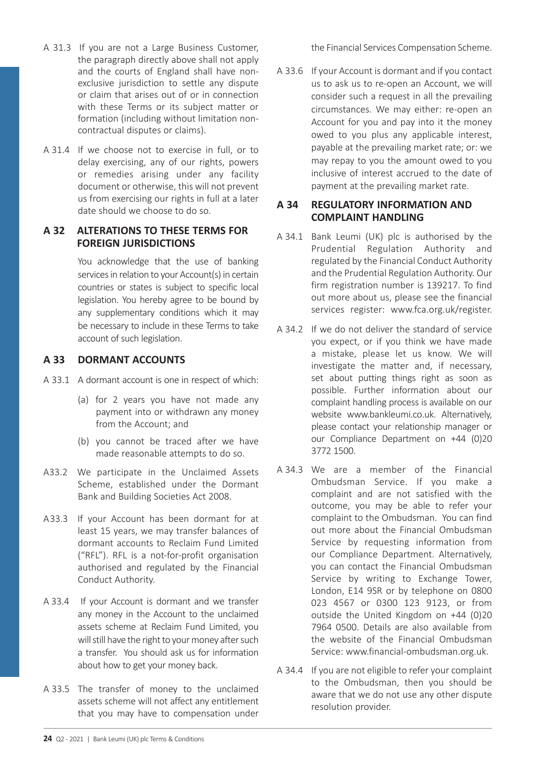A 31.3 If you are not a Large Business Customer, the paragraph directly above shall not apply and the courts of England shall have non-exclusive jurisdiction to settle any dispute or claim that arises out of or in connection with these Terms or its subject matter or formation (including without limitation non-contractual disputes or claims).

A 31.4 If we choose not to exercise in full, or to delay exercising, any of our rights, powers or remedies arising under any facility document or otherwise, this will not prevent us from exercising our rights in full at a later date should we choose to do so.

## A 32 ALTERATIONS TO THESE TERMS FOR FOREIGN JURISDICTIONS

You acknowledge that the use of banking services in relation to your Account(s) in certain countries or states is subject to specific local legislation. You hereby agree to be bound by any supplementary conditions which it may be necessary to include in these Terms to take account of such legislation.

## A 33 DORMANT ACCOUNTS

A 33.1 A dormant account is one in respect of which:

(a) for 2 years you have not made any payment into or withdrawn any money from the Account; and

(b) you cannot be traced after we have made reasonable attempts to do so.

A33.2 We participate in the Unclaimed Assets Scheme, established under the Dormant Bank and Building Societies Act 2008.

A33.3 If your Account has been dormant for at least 15 years, we may transfer balances of dormant accounts to Reclaim Fund Limited ("RFL"). RFL is a not-for-profit organisation authorised and regulated by the Financial Conduct Authority.

A 33.4 If your Account is dormant and we transfer any money in the Account to the unclaimed assets scheme at Reclaim Fund Limited, you will still have the right to your money after such a transfer. You should ask us for information about how to get your money back.

A 33.5 The transfer of money to the unclaimed assets scheme will not affect any entitlement that you may have to compensation under the Financial Services Compensation Scheme.

A 33.6 If your Account is dormant and if you contact us to ask us to re-open an Account, we will consider such a request in all the prevailing circumstances. We may either: re-open an Account for you and pay into it the money owed to you plus any applicable interest, payable at the prevailing market rate; or: we may repay to you the amount owed to you inclusive of interest accrued to the date of payment at the prevailing market rate.

## A 34 REGULATORY INFORMATION AND COMPLAINT HANDLING

A 34.1 Bank Leumi (UK) plc is authorised by the Prudential Regulation Authority and regulated by the Financial Conduct Authority and the Prudential Regulation Authority. Our firm registration number is 139217. To find out more about us, please see the financial services register: www.fca.org.uk/register.

A 34.2 If we do not deliver the standard of service you expect, or if you think we have made a mistake, please let us know. We will investigate the matter and, if necessary, set about putting things right as soon as possible. Further information about our complaint handling process is available on our website www.bankleumi.co.uk. Alternatively, please contact your relationship manager or our Compliance Department on +44 (0)20 3772 1500.

A 34.3 We are a member of the Financial Ombudsman Service. If you make a complaint and are not satisfied with the outcome, you may be able to refer your complaint to the Ombudsman. You can find out more about the Financial Ombudsman Service by requesting information from our Compliance Department. Alternatively, you can contact the Financial Ombudsman Service by writing to Exchange Tower, London, E14 9SR or by telephone on 0800 023 4567 or 0300 123 9123, or from outside the United Kingdom on +44 (0)20 7964 0500. Details are also available from the website of the Financial Ombudsman Service: www.financial-ombudsman.org.uk.

A 34.4 If you are not eligible to refer your complaint to the Ombudsman, then you should be aware that we do not use any other dispute resolution provider.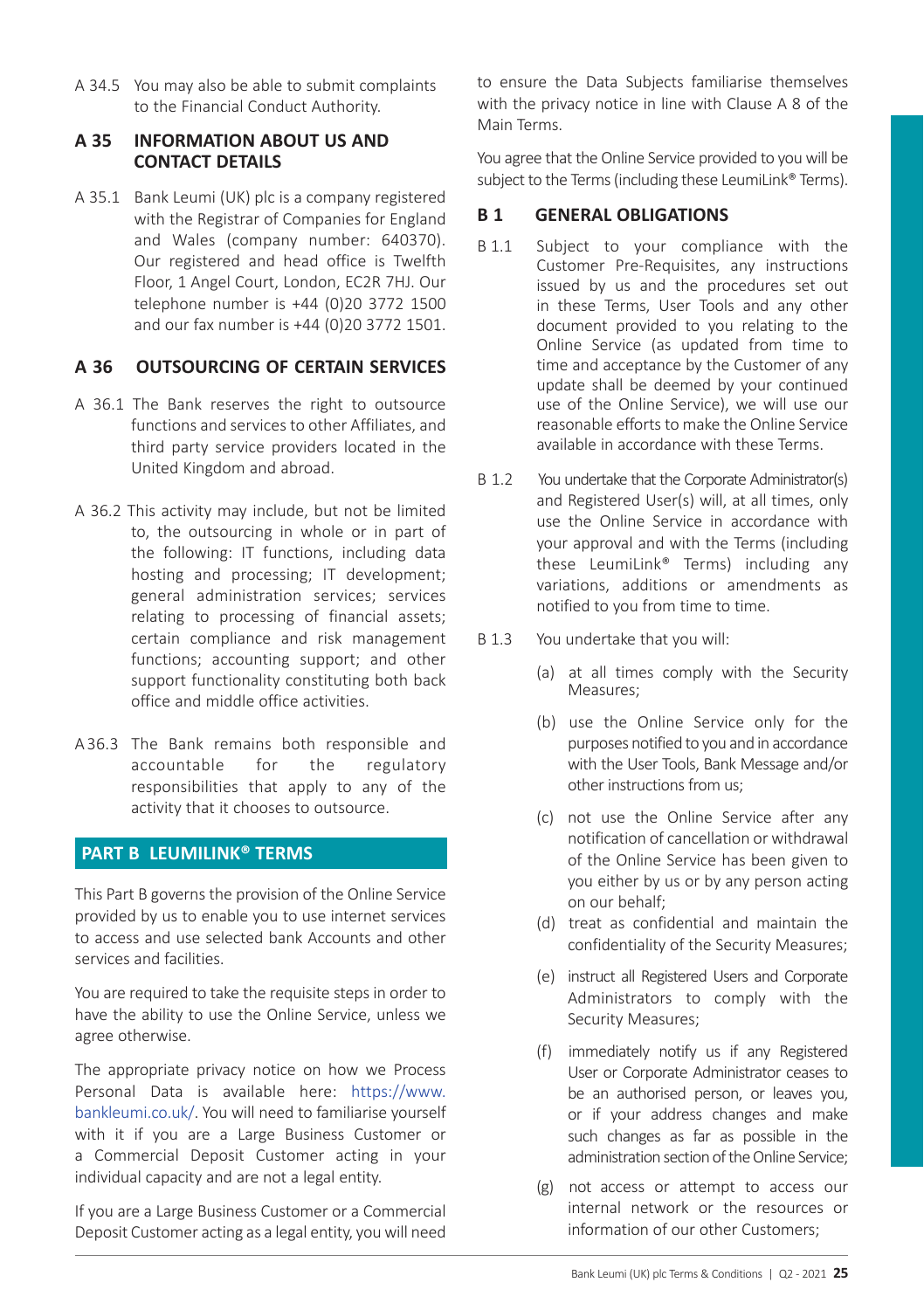A 34.5 You may also be able to submit complaints to the Financial Conduct Authority.

## A 35 INFORMATION ABOUT US AND CONTACT DETAILS

A 35.1 Bank Leumi (UK) plc is a company registered with the Registrar of Companies for England and Wales (company number: 640370). Our registered and head office is Twelfth Floor, 1 Angel Court, London, EC2R 7HJ. Our telephone number is +44 (0)20 3772 1500 and our fax number is +44 (0)20 3772 1501.

## A 36 OUTSOURCING OF CERTAIN SERVICES

A 36.1 The Bank reserves the right to outsource functions and services to other Affiliates, and third party service providers located in the United Kingdom and abroad.

A 36.2 This activity may include, but not be limited to, the outsourcing in whole or in part of the following: IT functions, including data hosting and processing; IT development; general administration services; services relating to processing of financial assets; certain compliance and risk management functions; accounting support; and other support functionality constituting both back office and middle office activities.

A 36.3 The Bank remains both responsible and accountable for the regulatory responsibilities that apply to any of the activity that it chooses to outsource.

# PART B LEUMILINK® TERMS

This Part B governs the provision of the Online Service provided by us to enable you to use internet services to access and use selected bank Accounts and other services and facilities.

You are required to take the requisite steps in order to have the ability to use the Online Service, unless we agree otherwise.

The appropriate privacy notice on how we Process Personal Data is available here: https://www.bankleumi.co.uk/. You will need to familiarise yourself with it if you are a Large Business Customer or a Commercial Deposit Customer acting in your individual capacity and are not a legal entity.

If you are a Large Business Customer or a Commercial Deposit Customer acting as a legal entity, you will need to ensure the Data Subjects familiarise themselves with the privacy notice in line with Clause A 8 of the Main Terms.

You agree that the Online Service provided to you will be subject to the Terms (including these LeumiLink® Terms).

## B 1 GENERAL OBLIGATIONS

B 1.1 Subject to your compliance with the Customer Pre-Requisites, any instructions issued by us and the procedures set out in these Terms, User Tools and any other document provided to you relating to the Online Service (as updated from time to time and acceptance by the Customer of any update shall be deemed by your continued use of the Online Service), we will use our reasonable efforts to make the Online Service available in accordance with these Terms.

B 1.2 You undertake that the Corporate Administrator(s) and Registered User(s) will, at all times, only use the Online Service in accordance with your approval and with the Terms (including these LeumiLink® Terms) including any variations, additions or amendments as notified to you from time to time.

B 1.3 You undertake that you will:

(a) at all times comply with the Security Measures;

(b) use the Online Service only for the purposes notified to you and in accordance with the User Tools, Bank Message and/or other instructions from us;

(c) not use the Online Service after any notification of cancellation or withdrawal of the Online Service has been given to you either by us or by any person acting on our behalf;

(d) treat as confidential and maintain the confidentiality of the Security Measures;

(e) instruct all Registered Users and Corporate Administrators to comply with the Security Measures;

(f) immediately notify us if any Registered User or Corporate Administrator ceases to be an authorised person, or leaves you, or if your address changes and make such changes as far as possible in the administration section of the Online Service;

(g) not access or attempt to access our internal network or the resources or information of our other Customers;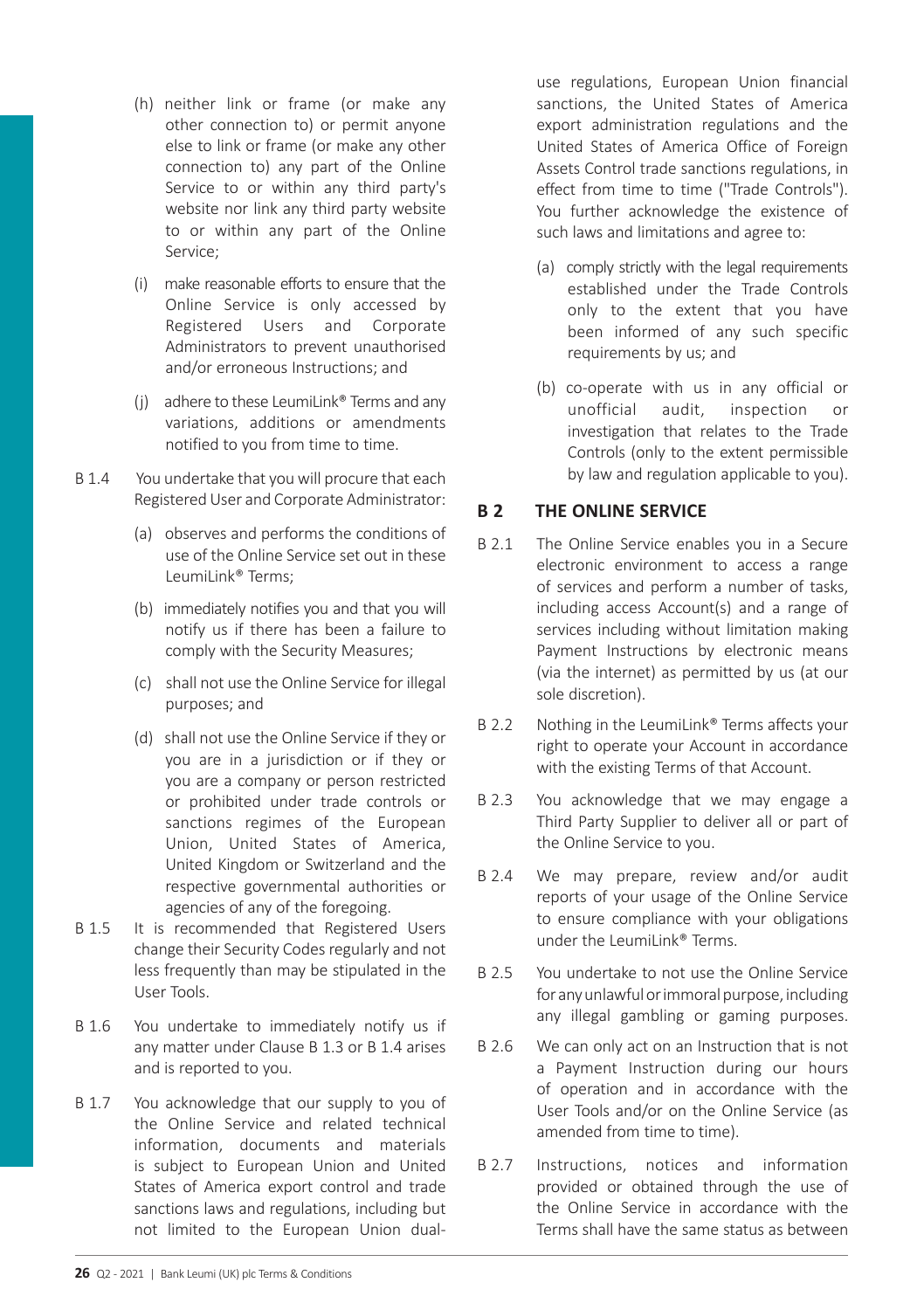(h) neither link or frame (or make any other connection to) or permit anyone else to link or frame (or make any other connection to) any part of the Online Service to or within any third party's website nor link any third party website to or within any part of the Online Service;

(i) make reasonable efforts to ensure that the Online Service is only accessed by Registered Users and Corporate Administrators to prevent unauthorised and/or erroneous Instructions; and

(j) adhere to these LeumiLink® Terms and any variations, additions or amendments notified to you from time to time.

B 1.4 You undertake that you will procure that each Registered User and Corporate Administrator:

(a) observes and performs the conditions of use of the Online Service set out in these LeumiLink® Terms;

(b) immediately notifies you and that you will notify us if there has been a failure to comply with the Security Measures;

(c) shall not use the Online Service for illegal purposes; and

(d) shall not use the Online Service if they or you are in a jurisdiction or if they or you are a company or person restricted or prohibited under trade controls or sanctions regimes of the European Union, United States of America, United Kingdom or Switzerland and the respective governmental authorities or agencies of any of the foregoing.

B 1.5 It is recommended that Registered Users change their Security Codes regularly and not less frequently than may be stipulated in the User Tools.

B 1.6 You undertake to immediately notify us if any matter under Clause B 1.3 or B 1.4 arises and is reported to you.

B 1.7 You acknowledge that our supply to you of the Online Service and related technical information, documents and materials is subject to European Union and United States of America export control and trade sanctions laws and regulations, including but not limited to the European Union dual-use regulations, European Union financial sanctions, the United States of America export administration regulations and the United States of America Office of Foreign Assets Control trade sanctions regulations, in effect from time to time ("Trade Controls"). You further acknowledge the existence of such laws and limitations and agree to:

(a) comply strictly with the legal requirements established under the Trade Controls only to the extent that you have been informed of any such specific requirements by us; and

(b) co-operate with us in any official or unofficial audit, inspection or investigation that relates to the Trade Controls (only to the extent permissible by law and regulation applicable to you).

## B 2 THE ONLINE SERVICE

B 2.1 The Online Service enables you in a Secure electronic environment to access a range of services and perform a number of tasks, including access Account(s) and a range of services including without limitation making Payment Instructions by electronic means (via the internet) as permitted by us (at our sole discretion).

B 2.2 Nothing in the LeumiLink® Terms affects your right to operate your Account in accordance with the existing Terms of that Account.

B 2.3 You acknowledge that we may engage a Third Party Supplier to deliver all or part of the Online Service to you.

B 2.4 We may prepare, review and/or audit reports of your usage of the Online Service to ensure compliance with your obligations under the LeumiLink® Terms.

B 2.5 You undertake to not use the Online Service for any unlawful or immoral purpose, including any illegal gambling or gaming purposes.

B 2.6 We can only act on an Instruction that is not a Payment Instruction during our hours of operation and in accordance with the User Tools and/or on the Online Service (as amended from time to time).

B 2.7 Instructions, notices and information provided or obtained through the use of the Online Service in accordance with the Terms shall have the same status as between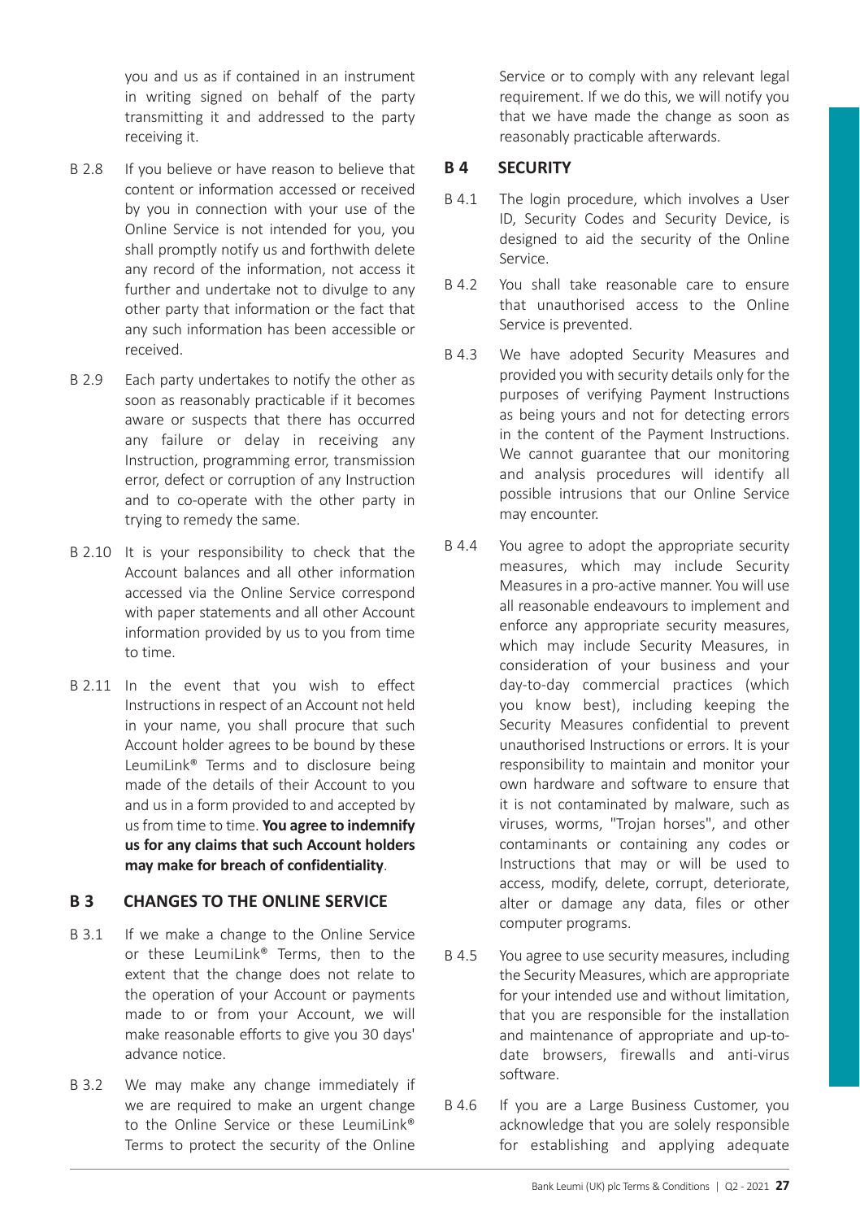you and us as if contained in an instrument in writing signed on behalf of the party transmitting it and addressed to the party receiving it.

B 2.8 If you believe or have reason to believe that content or information accessed or received by you in connection with your use of the Online Service is not intended for you, you shall promptly notify us and forthwith delete any record of the information, not access it further and undertake not to divulge to any other party that information or the fact that any such information has been accessible or received.

B 2.9 Each party undertakes to notify the other as soon as reasonably practicable if it becomes aware or suspects that there has occurred any failure or delay in receiving any Instruction, programming error, transmission error, defect or corruption of any Instruction and to co-operate with the other party in trying to remedy the same.

B 2.10 It is your responsibility to check that the Account balances and all other information accessed via the Online Service correspond with paper statements and all other Account information provided by us to you from time to time.

B 2.11 In the event that you wish to effect Instructions in respect of an Account not held in your name, you shall procure that such Account holder agrees to be bound by these LeumiLink® Terms and to disclosure being made of the details of their Account to you and us in a form provided to and accepted by us from time to time. **You agree to indemnify us for any claims that such Account holders may make for breach of confidentiality**.

## B 3 CHANGES TO THE ONLINE SERVICE

B 3.1 If we make a change to the Online Service or these LeumiLink® Terms, then to the extent that the change does not relate to the operation of your Account or payments made to or from your Account, we will make reasonable efforts to give you 30 days' advance notice.

B 3.2 We may make any change immediately if we are required to make an urgent change to the Online Service or these LeumiLink® Terms to protect the security of the Online Service or to comply with any relevant legal requirement. If we do this, we will notify you that we have made the change as soon as reasonably practicable afterwards.

## B 4 SECURITY

B 4.1 The login procedure, which involves a User ID, Security Codes and Security Device, is designed to aid the security of the Online Service.

B 4.2 You shall take reasonable care to ensure that unauthorised access to the Online Service is prevented.

B 4.3 We have adopted Security Measures and provided you with security details only for the purposes of verifying Payment Instructions as being yours and not for detecting errors in the content of the Payment Instructions. We cannot guarantee that our monitoring and analysis procedures will identify all possible intrusions that our Online Service may encounter.

B 4.4 You agree to adopt the appropriate security measures, which may include Security Measures in a pro-active manner. You will use all reasonable endeavours to implement and enforce any appropriate security measures, which may include Security Measures, in consideration of your business and your day-to-day commercial practices (which you know best), including keeping the Security Measures confidential to prevent unauthorised Instructions or errors. It is your responsibility to maintain and monitor your own hardware and software to ensure that it is not contaminated by malware, such as viruses, worms, "Trojan horses", and other contaminants or containing any codes or Instructions that may or will be used to access, modify, delete, corrupt, deteriorate, alter or damage any data, files or other computer programs.

B 4.5 You agree to use security measures, including the Security Measures, which are appropriate for your intended use and without limitation, that you are responsible for the installation and maintenance of appropriate and up-to-date browsers, firewalls and anti-virus software.

B 4.6 If you are a Large Business Customer, you acknowledge that you are solely responsible for establishing and applying adequate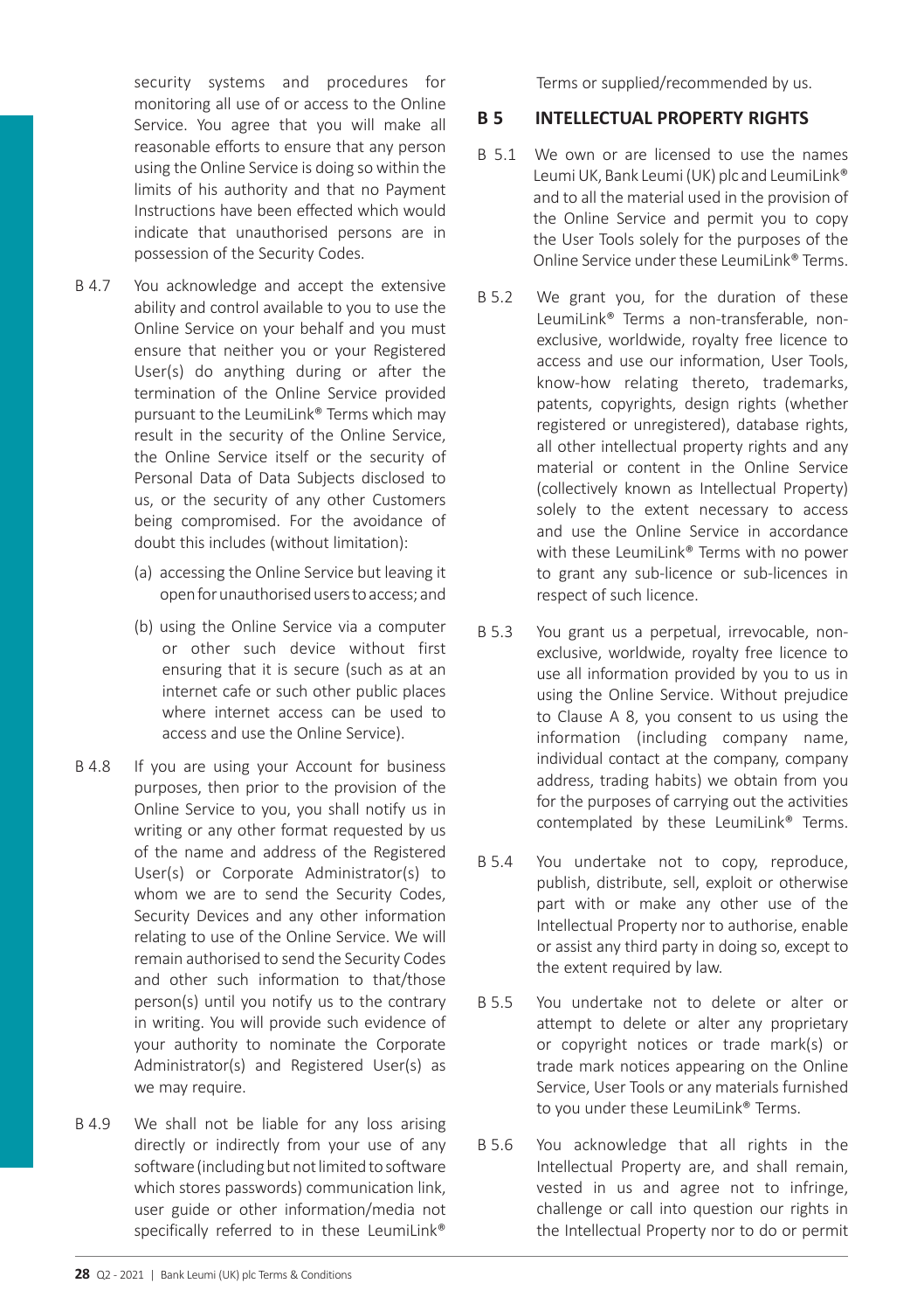security systems and procedures for monitoring all use of or access to the Online Service. You agree that you will make all reasonable efforts to ensure that any person using the Online Service is doing so within the limits of his authority and that no Payment Instructions have been effected which would indicate that unauthorised persons are in possession of the Security Codes.

B 4.7 You acknowledge and accept the extensive ability and control available to you to use the Online Service on your behalf and you must ensure that neither you or your Registered User(s) do anything during or after the termination of the Online Service provided pursuant to the LeumiLink® Terms which may result in the security of the Online Service, the Online Service itself or the security of Personal Data of Data Subjects disclosed to us, or the security of any other Customers being compromised. For the avoidance of doubt this includes (without limitation):

(a) accessing the Online Service but leaving it open for unauthorised users to access; and

(b) using the Online Service via a computer or other such device without first ensuring that it is secure (such as at an internet cafe or such other public places where internet access can be used to access and use the Online Service).

B 4.8 If you are using your Account for business purposes, then prior to the provision of the Online Service to you, you shall notify us in writing or any other format requested by us of the name and address of the Registered User(s) or Corporate Administrator(s) to whom we are to send the Security Codes, Security Devices and any other information relating to use of the Online Service. We will remain authorised to send the Security Codes and other such information to that/those person(s) until you notify us to the contrary in writing. You will provide such evidence of your authority to nominate the Corporate Administrator(s) and Registered User(s) as we may require.

B 4.9 We shall not be liable for any loss arising directly or indirectly from your use of any software (including but not limited to software which stores passwords) communication link, user guide or other information/media not specifically referred to in these LeumiLink® Terms or supplied/recommended by us.

## B 5 INTELLECTUAL PROPERTY RIGHTS

B 5.1 We own or are licensed to use the names Leumi UK, Bank Leumi (UK) plc and LeumiLink® and to all the material used in the provision of the Online Service and permit you to copy the User Tools solely for the purposes of the Online Service under these LeumiLink® Terms.

B 5.2 We grant you, for the duration of these LeumiLink® Terms a non-transferable, non-exclusive, worldwide, royalty free licence to access and use our information, User Tools, know-how relating thereto, trademarks, patents, copyrights, design rights (whether registered or unregistered), database rights, all other intellectual property rights and any material or content in the Online Service (collectively known as Intellectual Property) solely to the extent necessary to access and use the Online Service in accordance with these LeumiLink® Terms with no power to grant any sub-licence or sub-licences in respect of such licence.

B 5.3 You grant us a perpetual, irrevocable, non-exclusive, worldwide, royalty free licence to use all information provided by you to us in using the Online Service. Without prejudice to Clause A 8, you consent to us using the information (including company name, individual contact at the company, company address, trading habits) we obtain from you for the purposes of carrying out the activities contemplated by these LeumiLink® Terms.

B 5.4 You undertake not to copy, reproduce, publish, distribute, sell, exploit or otherwise part with or make any other use of the Intellectual Property nor to authorise, enable or assist any third party in doing so, except to the extent required by law.

B 5.5 You undertake not to delete or alter or attempt to delete or alter any proprietary or copyright notices or trade mark(s) or trade mark notices appearing on the Online Service, User Tools or any materials furnished to you under these LeumiLink® Terms.

B 5.6 You acknowledge that all rights in the Intellectual Property are, and shall remain, vested in us and agree not to infringe, challenge or call into question our rights in the Intellectual Property nor to do or permit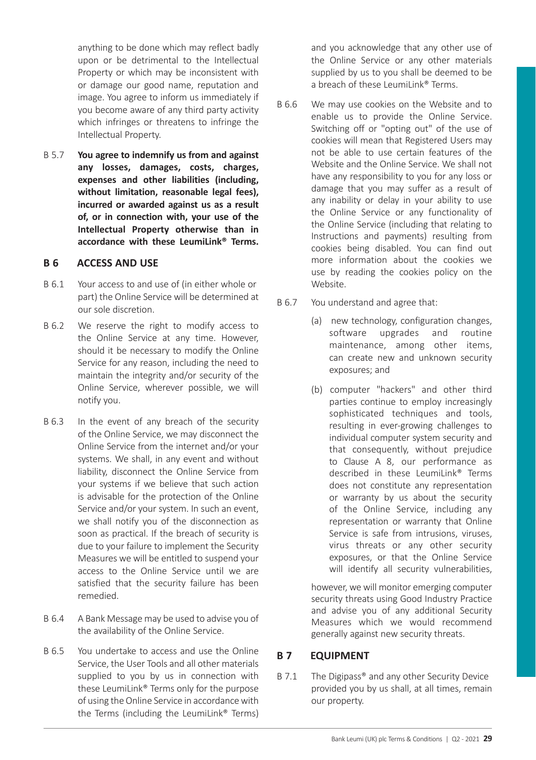anything to be done which may reflect badly upon or be detrimental to the Intellectual Property or which may be inconsistent with or damage our good name, reputation and image. You agree to inform us immediately if you become aware of any third party activity which infringes or threatens to infringe the Intellectual Property.

B 5.7 **You agree to indemnify us from and against any losses, damages, costs, charges, expenses and other liabilities (including, without limitation, reasonable legal fees), incurred or awarded against us as a result of, or in connection with, your use of the Intellectual Property otherwise than in accordance with these LeumiLink® Terms.**

## B 6 ACCESS AND USE

B 6.1 Your access to and use of (in either whole or part) the Online Service will be determined at our sole discretion.

B 6.2 We reserve the right to modify access to the Online Service at any time. However, should it be necessary to modify the Online Service for any reason, including the need to maintain the integrity and/or security of the Online Service, wherever possible, we will notify you.

B 6.3 In the event of any breach of the security of the Online Service, we may disconnect the Online Service from the internet and/or your systems. We shall, in any event and without liability, disconnect the Online Service from your systems if we believe that such action is advisable for the protection of the Online Service and/or your system. In such an event, we shall notify you of the disconnection as soon as practical. If the breach of security is due to your failure to implement the Security Measures we will be entitled to suspend your access to the Online Service until we are satisfied that the security failure has been remedied.

B 6.4 A Bank Message may be used to advise you of the availability of the Online Service.

B 6.5 You undertake to access and use the Online Service, the User Tools and all other materials supplied to you by us in connection with these LeumiLink® Terms only for the purpose of using the Online Service in accordance with the Terms (including the LeumiLink® Terms) and you acknowledge that any other use of the Online Service or any other materials supplied by us to you shall be deemed to be a breach of these LeumiLink® Terms.

B 6.6 We may use cookies on the Website and to enable us to provide the Online Service. Switching off or "opting out" of the use of cookies will mean that Registered Users may not be able to use certain features of the Website and the Online Service. We shall not have any responsibility to you for any loss or damage that you may suffer as a result of any inability or delay in your ability to use the Online Service or any functionality of the Online Service (including that relating to Instructions and payments) resulting from cookies being disabled. You can find out more information about the cookies we use by reading the cookies policy on the Website.

B 6.7 You understand and agree that:

(a) new technology, configuration changes, software upgrades and routine maintenance, among other items, can create new and unknown security exposures; and

(b) computer "hackers" and other third parties continue to employ increasingly sophisticated techniques and tools, resulting in ever-growing challenges to individual computer system security and that consequently, without prejudice to Clause A 8, our performance as described in these LeumiLink® Terms does not constitute any representation or warranty by us about the security of the Online Service, including any representation or warranty that Online Service is safe from intrusions, viruses, virus threats or any other security exposures, or that the Online Service will identify all security vulnerabilities,

however, we will monitor emerging computer security threats using Good Industry Practice and advise you of any additional Security Measures which we would recommend generally against new security threats.

## B 7 EQUIPMENT

B 7.1 The Digipass® and any other Security Device provided you by us shall, at all times, remain our property.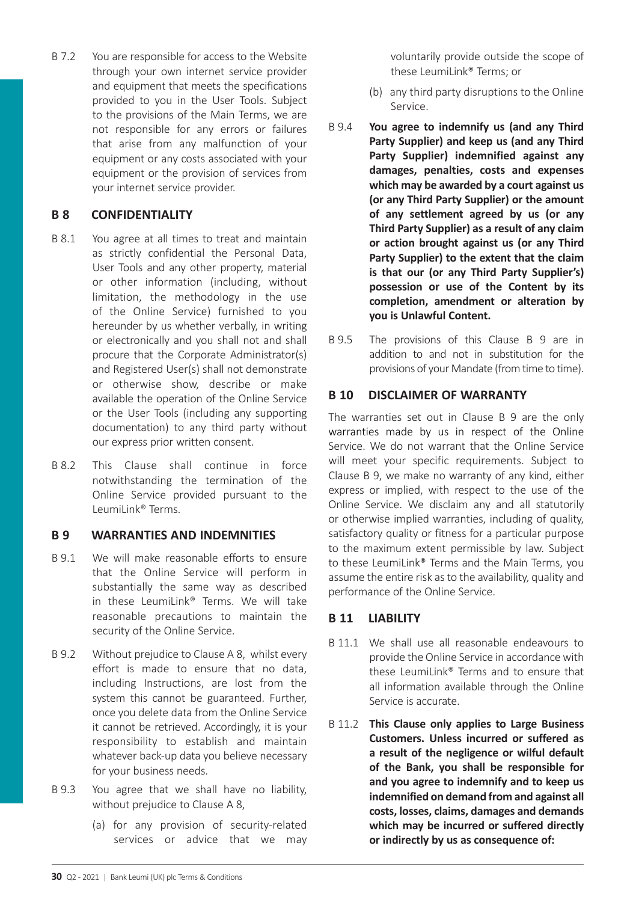B 7.2 You are responsible for access to the Website through your own internet service provider and equipment that meets the specifications provided to you in the User Tools. Subject to the provisions of the Main Terms, we are not responsible for any errors or failures that arise from any malfunction of your equipment or any costs associated with your equipment or the provision of services from your internet service provider.

## B 8 CONFIDENTIALITY

B 8.1 You agree at all times to treat and maintain as strictly confidential the Personal Data, User Tools and any other property, material or other information (including, without limitation, the methodology in the use of the Online Service) furnished to you hereunder by us whether verbally, in writing or electronically and you shall not and shall procure that the Corporate Administrator(s) and Registered User(s) shall not demonstrate or otherwise show, describe or make available the operation of the Online Service or the User Tools (including any supporting documentation) to any third party without our express prior written consent.

B 8.2 This Clause shall continue in force notwithstanding the termination of the Online Service provided pursuant to the LeumiLink® Terms.

## B 9 WARRANTIES AND INDEMNITIES

B 9.1 We will make reasonable efforts to ensure that the Online Service will perform in substantially the same way as described in these LeumiLink® Terms. We will take reasonable precautions to maintain the security of the Online Service.

B 9.2 Without prejudice to Clause A 8, whilst every effort is made to ensure that no data, including Instructions, are lost from the system this cannot be guaranteed. Further, once you delete data from the Online Service it cannot be retrieved. Accordingly, it is your responsibility to establish and maintain whatever back-up data you believe necessary for your business needs.

B 9.3 You agree that we shall have no liability, without prejudice to Clause A 8,

(a) for any provision of security-related services or advice that we may voluntarily provide outside the scope of these LeumiLink® Terms; or

(b) any third party disruptions to the Online Service.

B 9.4 **You agree to indemnify us (and any Third Party Supplier) and keep us (and any Third Party Supplier) indemnified against any damages, penalties, costs and expenses which may be awarded by a court against us (or any Third Party Supplier) or the amount of any settlement agreed by us (or any Third Party Supplier) as a result of any claim or action brought against us (or any Third Party Supplier) to the extent that the claim is that our (or any Third Party Supplier's) possession or use of the Content by its completion, amendment or alteration by you is Unlawful Content.**

B 9.5 The provisions of this Clause B 9 are in addition to and not in substitution for the provisions of your Mandate (from time to time).

## B 10 DISCLAIMER OF WARRANTY

The warranties set out in Clause B 9 are the only warranties made by us in respect of the Online Service. We do not warrant that the Online Service will meet your specific requirements. Subject to Clause B 9, we make no warranty of any kind, either express or implied, with respect to the use of the Online Service. We disclaim any and all statutorily or otherwise implied warranties, including of quality, satisfactory quality or fitness for a particular purpose to the maximum extent permissible by law. Subject to these LeumiLink® Terms and the Main Terms, you assume the entire risk as to the availability, quality and performance of the Online Service.

## B 11 LIABILITY

B 11.1 We shall use all reasonable endeavours to provide the Online Service in accordance with these LeumiLink® Terms and to ensure that all information available through the Online Service is accurate.

B 11.2 **This Clause only applies to Large Business Customers. Unless incurred or suffered as a result of the negligence or wilful default of the Bank, you shall be responsible for and you agree to indemnify and to keep us indemnified on demand from and against all costs, losses, claims, damages and demands which may be incurred or suffered directly or indirectly by us as consequence of:**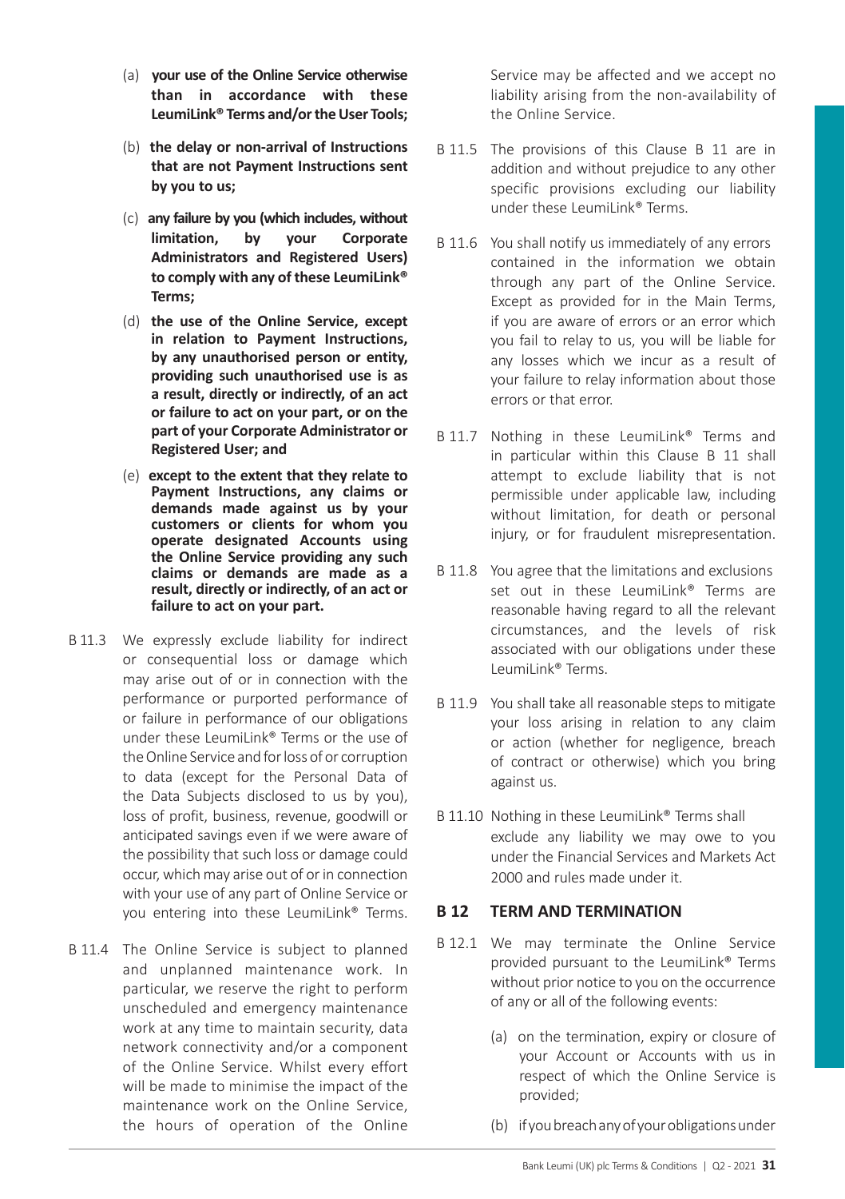(a) **your use of the Online Service otherwise than in accordance with these LeumiLink® Terms and/or the User Tools;**

(b) **the delay or non-arrival of Instructions that are not Payment Instructions sent by you to us;**

(c) **any failure by you (which includes, without limitation, by your Corporate Administrators and Registered Users) to comply with any of these LeumiLink® Terms;**

(d) **the use of the Online Service, except in relation to Payment Instructions, by any unauthorised person or entity, providing such unauthorised use is as a result, directly or indirectly, of an act or failure to act on your part, or on the part of your Corporate Administrator or Registered User; and**

(e) **except to the extent that they relate to Payment Instructions, any claims or demands made against us by your customers or clients for whom you operate designated Accounts using the Online Service providing any such claims or demands are made as a result, directly or indirectly, of an act or failure to act on your part.**

B 11.3 We expressly exclude liability for indirect or consequential loss or damage which may arise out of or in connection with the performance or purported performance of or failure in performance of our obligations under these LeumiLink® Terms or the use of the Online Service and for loss of or corruption to data (except for the Personal Data of the Data Subjects disclosed to us by you), loss of profit, business, revenue, goodwill or anticipated savings even if we were aware of the possibility that such loss or damage could occur, which may arise out of or in connection with your use of any part of Online Service or you entering into these LeumiLink® Terms.

B 11.4 The Online Service is subject to planned and unplanned maintenance work. In particular, we reserve the right to perform unscheduled and emergency maintenance work at any time to maintain security, data network connectivity and/or a component of the Online Service. Whilst every effort will be made to minimise the impact of the maintenance work on the Online Service, the hours of operation of the Online Service may be affected and we accept no liability arising from the non-availability of the Online Service.

B 11.5 The provisions of this Clause B 11 are in addition and without prejudice to any other specific provisions excluding our liability under these LeumiLink® Terms.

B 11.6 You shall notify us immediately of any errors contained in the information we obtain through any part of the Online Service. Except as provided for in the Main Terms, if you are aware of errors or an error which you fail to relay to us, you will be liable for any losses which we incur as a result of your failure to relay information about those errors or that error.

B 11.7 Nothing in these LeumiLink® Terms and in particular within this Clause B 11 shall attempt to exclude liability that is not permissible under applicable law, including without limitation, for death or personal injury, or for fraudulent misrepresentation.

B 11.8 You agree that the limitations and exclusions set out in these LeumiLink® Terms are reasonable having regard to all the relevant circumstances, and the levels of risk associated with our obligations under these LeumiLink® Terms.

B 11.9 You shall take all reasonable steps to mitigate your loss arising in relation to any claim or action (whether for negligence, breach of contract or otherwise) which you bring against us.

B 11.10 Nothing in these LeumiLink® Terms shall exclude any liability we may owe to you under the Financial Services and Markets Act 2000 and rules made under it.

## B 12 TERM AND TERMINATION

B 12.1 We may terminate the Online Service provided pursuant to the LeumiLink® Terms without prior notice to you on the occurrence of any or all of the following events:

(a) on the termination, expiry or closure of your Account or Accounts with us in respect of which the Online Service is provided;

(b) if you breach any of your obligations under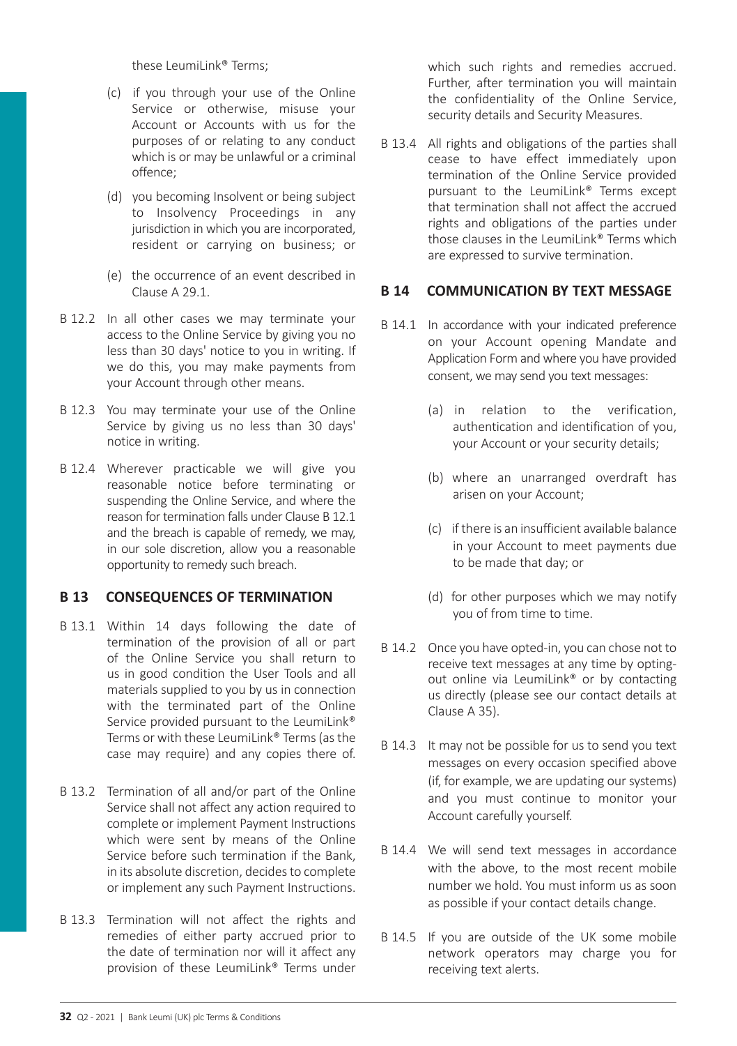these LeumiLink® Terms;

(c) if you through your use of the Online Service or otherwise, misuse your Account or Accounts with us for the purposes of or relating to any conduct which is or may be unlawful or a criminal offence;

(d) you becoming Insolvent or being subject to Insolvency Proceedings in any jurisdiction in which you are incorporated, resident or carrying on business; or

(e) the occurrence of an event described in Clause A 29.1.

B 12.2 In all other cases we may terminate your access to the Online Service by giving you no less than 30 days' notice to you in writing. If we do this, you may make payments from your Account through other means.

B 12.3 You may terminate your use of the Online Service by giving us no less than 30 days' notice in writing.

B 12.4 Wherever practicable we will give you reasonable notice before terminating or suspending the Online Service, and where the reason for termination falls under Clause B 12.1 and the breach is capable of remedy, we may, in our sole discretion, allow you a reasonable opportunity to remedy such breach.

## B 13 CONSEQUENCES OF TERMINATION

B 13.1 Within 14 days following the date of termination of the provision of all or part of the Online Service you shall return to us in good condition the User Tools and all materials supplied to you by us in connection with the terminated part of the Online Service provided pursuant to the LeumiLink® Terms or with these LeumiLink® Terms (as the case may require) and any copies there of.

B 13.2 Termination of all and/or part of the Online Service shall not affect any action required to complete or implement Payment Instructions which were sent by means of the Online Service before such termination if the Bank, in its absolute discretion, decides to complete or implement any such Payment Instructions.

B 13.3 Termination will not affect the rights and remedies of either party accrued prior to the date of termination nor will it affect any provision of these LeumiLink® Terms under which such rights and remedies accrued. Further, after termination you will maintain the confidentiality of the Online Service, security details and Security Measures.

B 13.4 All rights and obligations of the parties shall cease to have effect immediately upon termination of the Online Service provided pursuant to the LeumiLink® Terms except that termination shall not affect the accrued rights and obligations of the parties under those clauses in the LeumiLink® Terms which are expressed to survive termination.

## B 14 COMMUNICATION BY TEXT MESSAGE

B 14.1 In accordance with your indicated preference on your Account opening Mandate and Application Form and where you have provided consent, we may send you text messages:

(a) in relation to the verification, authentication and identification of you, your Account or your security details;

(b) where an unarranged overdraft has arisen on your Account;

(c) if there is an insufficient available balance in your Account to meet payments due to be made that day; or

(d) for other purposes which we may notify you of from time to time.

B 14.2 Once you have opted-in, you can chose not to receive text messages at any time by opting-out online via LeumiLink® or by contacting us directly (please see our contact details at Clause A 35).

B 14.3 It may not be possible for us to send you text messages on every occasion specified above (if, for example, we are updating our systems) and you must continue to monitor your Account carefully yourself.

B 14.4 We will send text messages in accordance with the above, to the most recent mobile number we hold. You must inform us as soon as possible if your contact details change.

B 14.5 If you are outside of the UK some mobile network operators may charge you for receiving text alerts.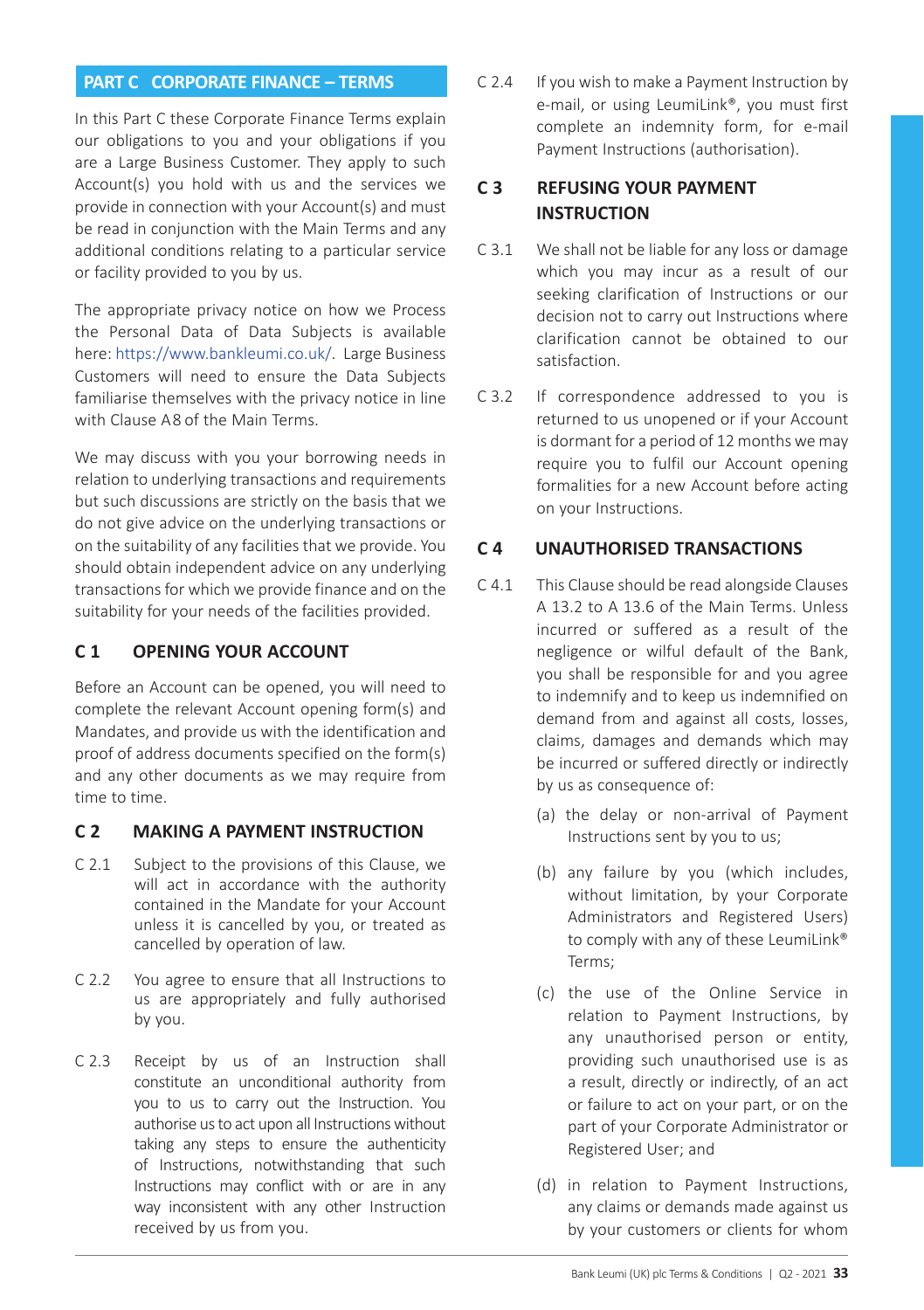## PART C CORPORATE FINANCE – TERMS

In this Part C these Corporate Finance Terms explain our obligations to you and your obligations if you are a Large Business Customer. They apply to such Account(s) you hold with us and the services we provide in connection with your Account(s) and must be read in conjunction with the Main Terms and any additional conditions relating to a particular service or facility provided to you by us.

The appropriate privacy notice on how we Process the Personal Data of Data Subjects is available here: https://www.bankleumi.co.uk/. Large Business Customers will need to ensure the Data Subjects familiarise themselves with the privacy notice in line with Clause A8 of the Main Terms.

We may discuss with you your borrowing needs in relation to underlying transactions and requirements but such discussions are strictly on the basis that we do not give advice on the underlying transactions or on the suitability of any facilities that we provide. You should obtain independent advice on any underlying transactions for which we provide finance and on the suitability for your needs of the facilities provided.

### C 1 OPENING YOUR ACCOUNT

Before an Account can be opened, you will need to complete the relevant Account opening form(s) and Mandates, and provide us with the identification and proof of address documents specified on the form(s) and any other documents as we may require from time to time.

### C 2 MAKING A PAYMENT INSTRUCTION

C 2.1 Subject to the provisions of this Clause, we will act in accordance with the authority contained in the Mandate for your Account unless it is cancelled by you, or treated as cancelled by operation of law.

C 2.2 You agree to ensure that all Instructions to us are appropriately and fully authorised by you.

C 2.3 Receipt by us of an Instruction shall constitute an unconditional authority from you to us to carry out the Instruction. You authorise us to act upon all Instructions without taking any steps to ensure the authenticity of Instructions, notwithstanding that such Instructions may conflict with or are in any way inconsistent with any other Instruction received by us from you.

C 2.4 If you wish to make a Payment Instruction by e-mail, or using LeumiLink®, you must first complete an indemnity form, for e-mail Payment Instructions (authorisation).

### C 3 REFUSING YOUR PAYMENT INSTRUCTION

C 3.1 We shall not be liable for any loss or damage which you may incur as a result of our seeking clarification of Instructions or our decision not to carry out Instructions where clarification cannot be obtained to our satisfaction.

C 3.2 If correspondence addressed to you is returned to us unopened or if your Account is dormant for a period of 12 months we may require you to fulfil our Account opening formalities for a new Account before acting on your Instructions.

### C 4 UNAUTHORISED TRANSACTIONS

C 4.1 This Clause should be read alongside Clauses A 13.2 to A 13.6 of the Main Terms. Unless incurred or suffered as a result of the negligence or wilful default of the Bank, you shall be responsible for and you agree to indemnify and to keep us indemnified on demand from and against all costs, losses, claims, damages and demands which may be incurred or suffered directly or indirectly by us as consequence of:

(a) the delay or non-arrival of Payment Instructions sent by you to us;

(b) any failure by you (which includes, without limitation, by your Corporate Administrators and Registered Users) to comply with any of these LeumiLink® Terms;

(c) the use of the Online Service in relation to Payment Instructions, by any unauthorised person or entity, providing such unauthorised use is as a result, directly or indirectly, of an act or failure to act on your part, or on the part of your Corporate Administrator or Registered User; and

(d) in relation to Payment Instructions, any claims or demands made against us by your customers or clients for whom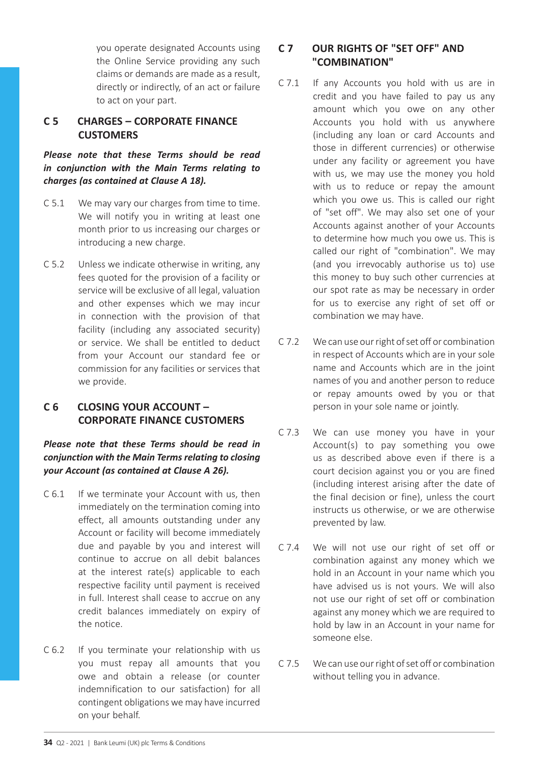you operate designated Accounts using the Online Service providing any such claims or demands are made as a result, directly or indirectly, of an act or failure to act on your part.

## C 5 CHARGES – CORPORATE FINANCE CUSTOMERS

***Please note that these Terms should be read in conjunction with the Main Terms relating to charges (as contained at Clause A 18).***

C 5.1 We may vary our charges from time to time. We will notify you in writing at least one month prior to us increasing our charges or introducing a new charge.

C 5.2 Unless we indicate otherwise in writing, any fees quoted for the provision of a facility or service will be exclusive of all legal, valuation and other expenses which we may incur in connection with the provision of that facility (including any associated security) or service. We shall be entitled to deduct from your Account our standard fee or commission for any facilities or services that we provide.

## C 6 CLOSING YOUR ACCOUNT – CORPORATE FINANCE CUSTOMERS

***Please note that these Terms should be read in conjunction with the Main Terms relating to closing your Account (as contained at Clause A 26).***

C 6.1 If we terminate your Account with us, then immediately on the termination coming into effect, all amounts outstanding under any Account or facility will become immediately due and payable by you and interest will continue to accrue on all debit balances at the interest rate(s) applicable to each respective facility until payment is received in full. Interest shall cease to accrue on any credit balances immediately on expiry of the notice.

C 6.2 If you terminate your relationship with us you must repay all amounts that you owe and obtain a release (or counter indemnification to our satisfaction) for all contingent obligations we may have incurred on your behalf.

## C 7 OUR RIGHTS OF "SET OFF" AND "COMBINATION"

C 7.1 If any Accounts you hold with us are in credit and you have failed to pay us any amount which you owe on any other Accounts you hold with us anywhere (including any loan or card Accounts and those in different currencies) or otherwise under any facility or agreement you have with us, we may use the money you hold with us to reduce or repay the amount which you owe us. This is called our right of "set off". We may also set one of your Accounts against another of your Accounts to determine how much you owe us. This is called our right of "combination". We may (and you irrevocably authorise us to) use this money to buy such other currencies at our spot rate as may be necessary in order for us to exercise any right of set off or combination we may have.

C 7.2 We can use our right of set off or combination in respect of Accounts which are in your sole name and Accounts which are in the joint names of you and another person to reduce or repay amounts owed by you or that person in your sole name or jointly.

C 7.3 We can use money you have in your Account(s) to pay something you owe us as described above even if there is a court decision against you or you are fined (including interest arising after the date of the final decision or fine), unless the court instructs us otherwise, or we are otherwise prevented by law.

C 7.4 We will not use our right of set off or combination against any money which we hold in an Account in your name which you have advised us is not yours. We will also not use our right of set off or combination against any money which we are required to hold by law in an Account in your name for someone else.

C 7.5 We can use our right of set off or combination without telling you in advance.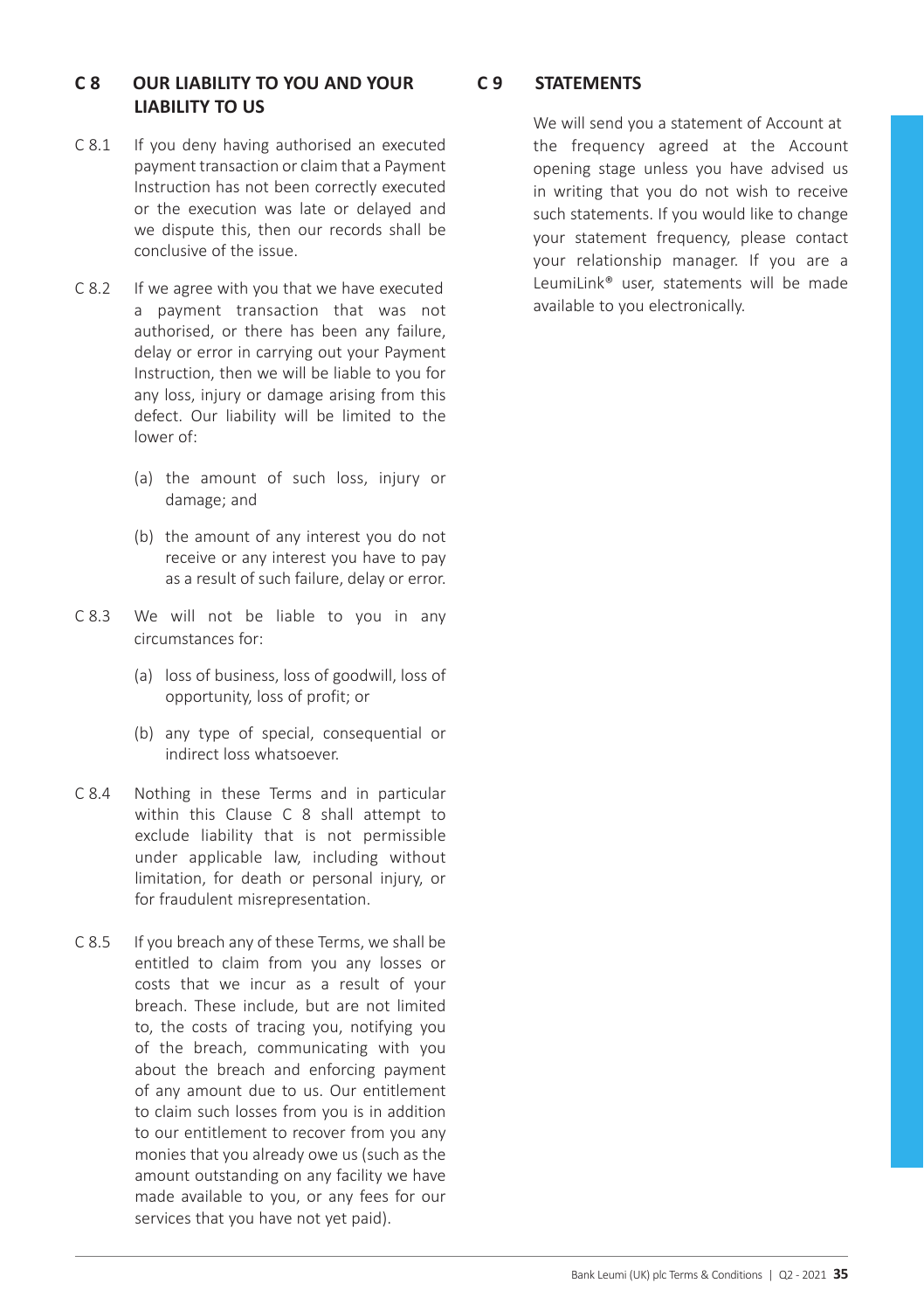## C 8 OUR LIABILITY TO YOU AND YOUR LIABILITY TO US

C 8.1 If you deny having authorised an executed payment transaction or claim that a Payment Instruction has not been correctly executed or the execution was late or delayed and we dispute this, then our records shall be conclusive of the issue.

C 8.2 If we agree with you that we have executed a payment transaction that was not authorised, or there has been any failure, delay or error in carrying out your Payment Instruction, then we will be liable to you for any loss, injury or damage arising from this defect. Our liability will be limited to the lower of:

(a) the amount of such loss, injury or damage; and

(b) the amount of any interest you do not receive or any interest you have to pay as a result of such failure, delay or error.

C 8.3 We will not be liable to you in any circumstances for:

(a) loss of business, loss of goodwill, loss of opportunity, loss of profit; or

(b) any type of special, consequential or indirect loss whatsoever.

C 8.4 Nothing in these Terms and in particular within this Clause C 8 shall attempt to exclude liability that is not permissible under applicable law, including without limitation, for death or personal injury, or for fraudulent misrepresentation.

C 8.5 If you breach any of these Terms, we shall be entitled to claim from you any losses or costs that we incur as a result of your breach. These include, but are not limited to, the costs of tracing you, notifying you of the breach, communicating with you about the breach and enforcing payment of any amount due to us. Our entitlement to claim such losses from you is in addition to our entitlement to recover from you any monies that you already owe us (such as the amount outstanding on any facility we have made available to you, or any fees for our services that you have not yet paid).

## C 9 STATEMENTS

We will send you a statement of Account at the frequency agreed at the Account opening stage unless you have advised us in writing that you do not wish to receive such statements. If you would like to change your statement frequency, please contact your relationship manager. If you are a LeumiLink® user, statements will be made available to you electronically.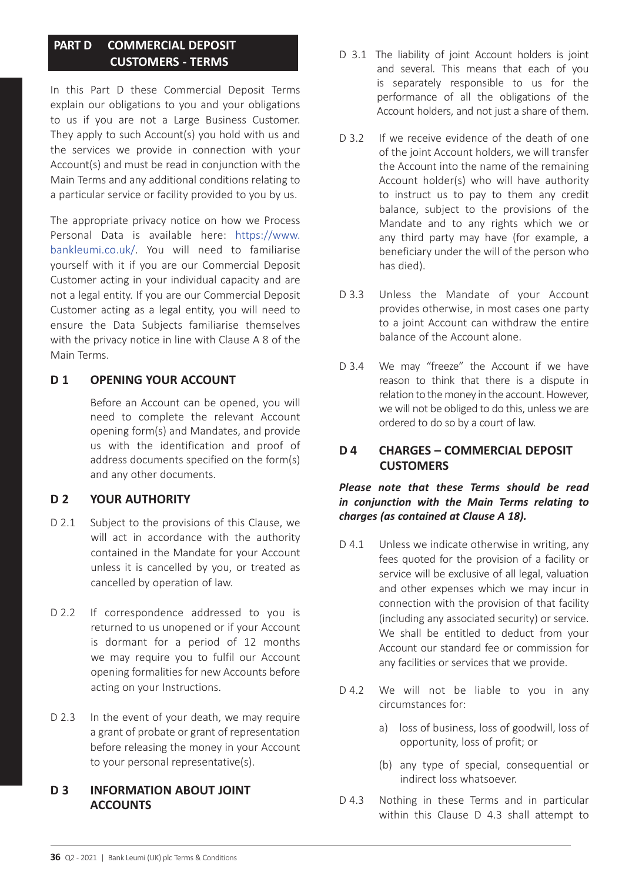## PART D COMMERCIAL DEPOSIT CUSTOMERS - TERMS

In this Part D these Commercial Deposit Terms explain our obligations to you and your obligations to us if you are not a Large Business Customer. They apply to such Account(s) you hold with us and the services we provide in connection with your Account(s) and must be read in conjunction with the Main Terms and any additional conditions relating to a particular service or facility provided to you by us.

The appropriate privacy notice on how we Process Personal Data is available here: https://www.bankleumi.co.uk/. You will need to familiarise yourself with it if you are our Commercial Deposit Customer acting in your individual capacity and are not a legal entity. If you are our Commercial Deposit Customer acting as a legal entity, you will need to ensure the Data Subjects familiarise themselves with the privacy notice in line with Clause A 8 of the Main Terms.

### D 1 OPENING YOUR ACCOUNT

Before an Account can be opened, you will need to complete the relevant Account opening form(s) and Mandates, and provide us with the identification and proof of address documents specified on the form(s) and any other documents.

### D 2 YOUR AUTHORITY

D 2.1 Subject to the provisions of this Clause, we will act in accordance with the authority contained in the Mandate for your Account unless it is cancelled by you, or treated as cancelled by operation of law.

D 2.2 If correspondence addressed to you is returned to us unopened or if your Account is dormant for a period of 12 months we may require you to fulfil our Account opening formalities for new Accounts before acting on your Instructions.

D 2.3 In the event of your death, we may require a grant of probate or grant of representation before releasing the money in your Account to your personal representative(s).

### D 3 INFORMATION ABOUT JOINT ACCOUNTS

D 3.1 The liability of joint Account holders is joint and several. This means that each of you is separately responsible to us for the performance of all the obligations of the Account holders, and not just a share of them.

D 3.2 If we receive evidence of the death of one of the joint Account holders, we will transfer the Account into the name of the remaining Account holder(s) who will have authority to instruct us to pay to them any credit balance, subject to the provisions of the Mandate and to any rights which we or any third party may have (for example, a beneficiary under the will of the person who has died).

D 3.3 Unless the Mandate of your Account provides otherwise, in most cases one party to a joint Account can withdraw the entire balance of the Account alone.

D 3.4 We may "freeze" the Account if we have reason to think that there is a dispute in relation to the money in the account. However, we will not be obliged to do this, unless we are ordered to do so by a court of law.

### D 4 CHARGES – COMMERCIAL DEPOSIT CUSTOMERS

***Please note that these Terms should be read in conjunction with the Main Terms relating to charges (as contained at Clause A 18).***

D 4.1 Unless we indicate otherwise in writing, any fees quoted for the provision of a facility or service will be exclusive of all legal, valuation and other expenses which we may incur in connection with the provision of that facility (including any associated security) or service. We shall be entitled to deduct from your Account our standard fee or commission for any facilities or services that we provide.

D 4.2 We will not be liable to you in any circumstances for:

a) loss of business, loss of goodwill, loss of opportunity, loss of profit; or

(b) any type of special, consequential or indirect loss whatsoever.

D 4.3 Nothing in these Terms and in particular within this Clause D 4.3 shall attempt to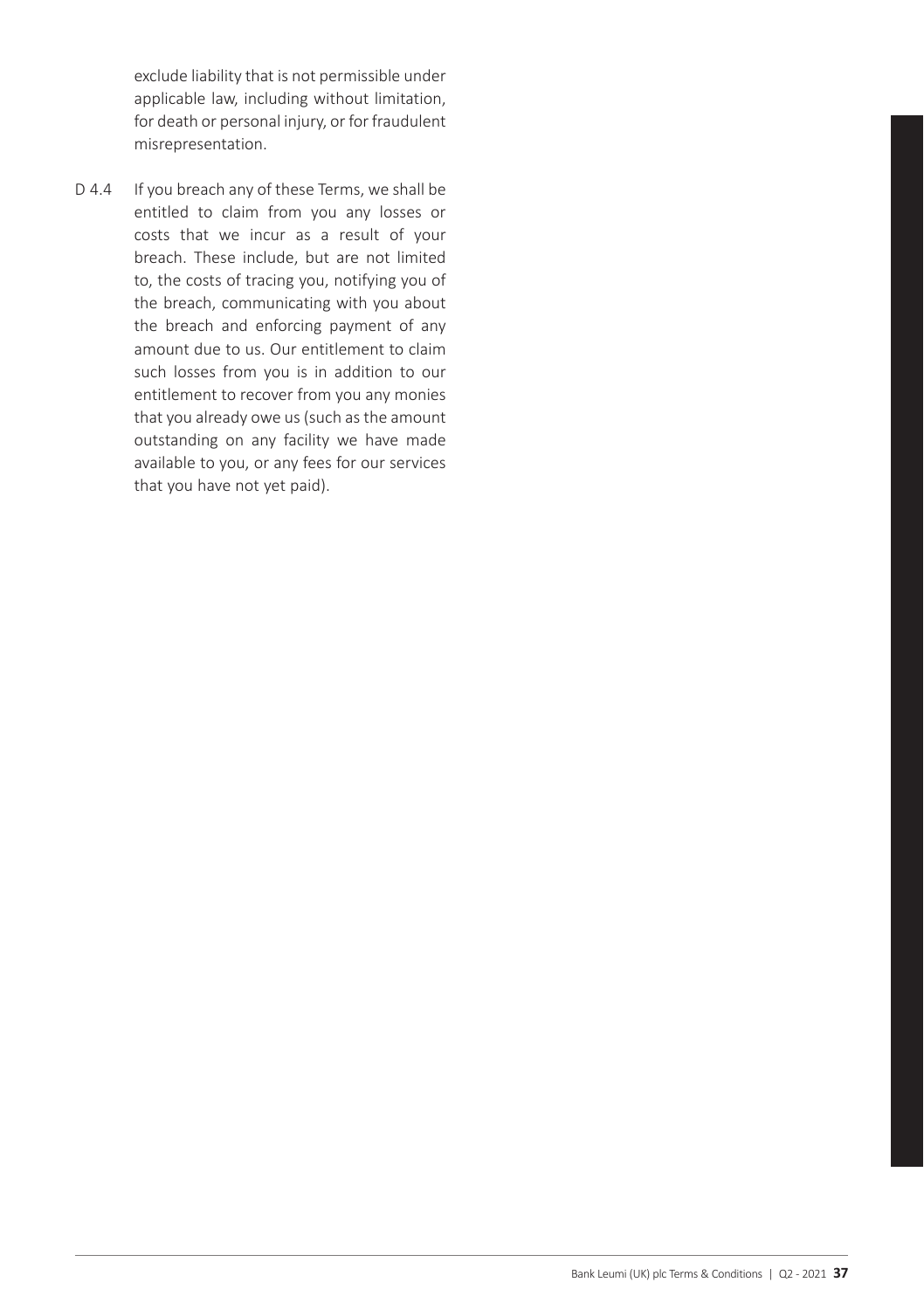exclude liability that is not permissible under applicable law, including without limitation, for death or personal injury, or for fraudulent misrepresentation.

D 4.4 If you breach any of these Terms, we shall be entitled to claim from you any losses or costs that we incur as a result of your breach. These include, but are not limited to, the costs of tracing you, notifying you of the breach, communicating with you about the breach and enforcing payment of any amount due to us. Our entitlement to claim such losses from you is in addition to our entitlement to recover from you any monies that you already owe us (such as the amount outstanding on any facility we have made available to you, or any fees for our services that you have not yet paid).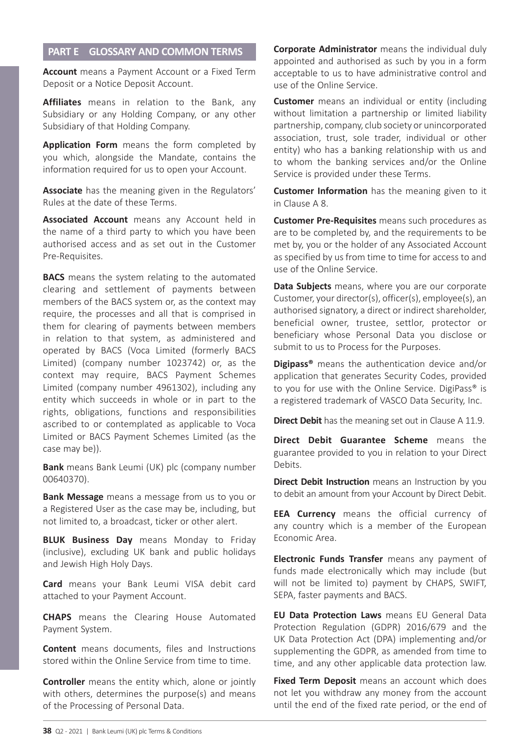## PART E GLOSSARY AND COMMON TERMS

**Account** means a Payment Account or a Fixed Term Deposit or a Notice Deposit Account.

**Affiliates** means in relation to the Bank, any Subsidiary or any Holding Company, or any other Subsidiary of that Holding Company.

**Application Form** means the form completed by you which, alongside the Mandate, contains the information required for us to open your Account.

**Associate** has the meaning given in the Regulators' Rules at the date of these Terms.

**Associated Account** means any Account held in the name of a third party to which you have been authorised access and as set out in the Customer Pre-Requisites.

**BACS** means the system relating to the automated clearing and settlement of payments between members of the BACS system or, as the context may require, the processes and all that is comprised in them for clearing of payments between members in relation to that system, as administered and operated by BACS (Voca Limited (formerly BACS Limited) (company number 1023742) or, as the context may require, BACS Payment Schemes Limited (company number 4961302), including any entity which succeeds in whole or in part to the rights, obligations, functions and responsibilities ascribed to or contemplated as applicable to Voca Limited or BACS Payment Schemes Limited (as the case may be)).

**Bank** means Bank Leumi (UK) plc (company number 00640370).

**Bank Message** means a message from us to you or a Registered User as the case may be, including, but not limited to, a broadcast, ticker or other alert.

**BLUK Business Day** means Monday to Friday (inclusive), excluding UK bank and public holidays and Jewish High Holy Days.

**Card** means your Bank Leumi VISA debit card attached to your Payment Account.

**CHAPS** means the Clearing House Automated Payment System.

**Content** means documents, files and Instructions stored within the Online Service from time to time.

**Controller** means the entity which, alone or jointly with others, determines the purpose(s) and means of the Processing of Personal Data.

**Corporate Administrator** means the individual duly appointed and authorised as such by you in a form acceptable to us to have administrative control and use of the Online Service.

**Customer** means an individual or entity (including without limitation a partnership or limited liability partnership, company, club society or unincorporated association, trust, sole trader, individual or other entity) who has a banking relationship with us and to whom the banking services and/or the Online Service is provided under these Terms.

**Customer Information** has the meaning given to it in Clause A 8.

**Customer Pre-Requisites** means such procedures as are to be completed by, and the requirements to be met by, you or the holder of any Associated Account as specified by us from time to time for access to and use of the Online Service.

**Data Subjects** means, where you are our corporate Customer, your director(s), officer(s), employee(s), an authorised signatory, a direct or indirect shareholder, beneficial owner, trustee, settlor, protector or beneficiary whose Personal Data you disclose or submit to us to Process for the Purposes.

**Digipass®** means the authentication device and/or application that generates Security Codes, provided to you for use with the Online Service. DigiPass® is a registered trademark of VASCO Data Security, Inc.

**Direct Debit** has the meaning set out in Clause A 11.9.

**Direct Debit Guarantee Scheme** means the guarantee provided to you in relation to your Direct Debits.

**Direct Debit Instruction** means an Instruction by you to debit an amount from your Account by Direct Debit.

**EEA Currency** means the official currency of any country which is a member of the European Economic Area.

**Electronic Funds Transfer** means any payment of funds made electronically which may include (but will not be limited to) payment by CHAPS, SWIFT, SEPA, faster payments and BACS.

**EU Data Protection Laws** means EU General Data Protection Regulation (GDPR) 2016/679 and the UK Data Protection Act (DPA) implementing and/or supplementing the GDPR, as amended from time to time, and any other applicable data protection law.

**Fixed Term Deposit** means an account which does not let you withdraw any money from the account until the end of the fixed rate period, or the end of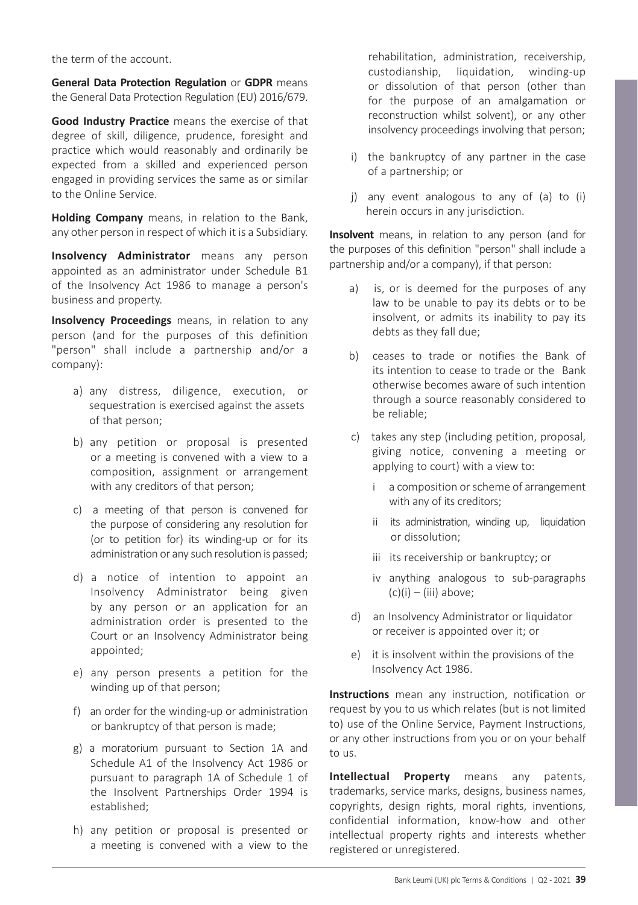the term of the account.

**General Data Protection Regulation** or **GDPR** means the General Data Protection Regulation (EU) 2016/679.

**Good Industry Practice** means the exercise of that degree of skill, diligence, prudence, foresight and practice which would reasonably and ordinarily be expected from a skilled and experienced person engaged in providing services the same as or similar to the Online Service.

**Holding Company** means, in relation to the Bank, any other person in respect of which it is a Subsidiary.

**Insolvency Administrator** means any person appointed as an administrator under Schedule B1 of the Insolvency Act 1986 to manage a person's business and property.

**Insolvency Proceedings** means, in relation to any person (and for the purposes of this definition "person" shall include a partnership and/or a company):

a) any distress, diligence, execution, or sequestration is exercised against the assets of that person;

b) any petition or proposal is presented or a meeting is convened with a view to a composition, assignment or arrangement with any creditors of that person;

c) a meeting of that person is convened for the purpose of considering any resolution for (or to petition for) its winding-up or for its administration or any such resolution is passed;

d) a notice of intention to appoint an Insolvency Administrator being given by any person or an application for an administration order is presented to the Court or an Insolvency Administrator being appointed;

e) any person presents a petition for the winding up of that person;

f) an order for the winding-up or administration or bankruptcy of that person is made;

g) a moratorium pursuant to Section 1A and Schedule A1 of the Insolvency Act 1986 or pursuant to paragraph 1A of Schedule 1 of the Insolvent Partnerships Order 1994 is established;

h) any petition or proposal is presented or a meeting is convened with a view to the rehabilitation, administration, receivership, custodianship, liquidation, winding-up or dissolution of that person (other than for the purpose of an amalgamation or reconstruction whilst solvent), or any other insolvency proceedings involving that person;

i) the bankruptcy of any partner in the case of a partnership; or

j) any event analogous to any of (a) to (i) herein occurs in any jurisdiction.

**Insolvent** means, in relation to any person (and for the purposes of this definition "person" shall include a partnership and/or a company), if that person:

a) is, or is deemed for the purposes of any law to be unable to pay its debts or to be insolvent, or admits its inability to pay its debts as they fall due;

b) ceases to trade or notifies the Bank of its intention to cease to trade or the Bank otherwise becomes aware of such intention through a source reasonably considered to be reliable;

c) takes any step (including petition, proposal, giving notice, convening a meeting or applying to court) with a view to:

   i a composition or scheme of arrangement with any of its creditors;

   ii its administration, winding up, liquidation or dissolution;

   iii its receivership or bankruptcy; or

   iv anything analogous to sub-paragraphs (c)(i) – (iii) above;

d) an Insolvency Administrator or liquidator or receiver is appointed over it; or

e) it is insolvent within the provisions of the Insolvency Act 1986.

**Instructions** mean any instruction, notification or request by you to us which relates (but is not limited to) use of the Online Service, Payment Instructions, or any other instructions from you or on your behalf to us.

**Intellectual Property** means any patents, trademarks, service marks, designs, business names, copyrights, design rights, moral rights, inventions, confidential information, know-how and other intellectual property rights and interests whether registered or unregistered.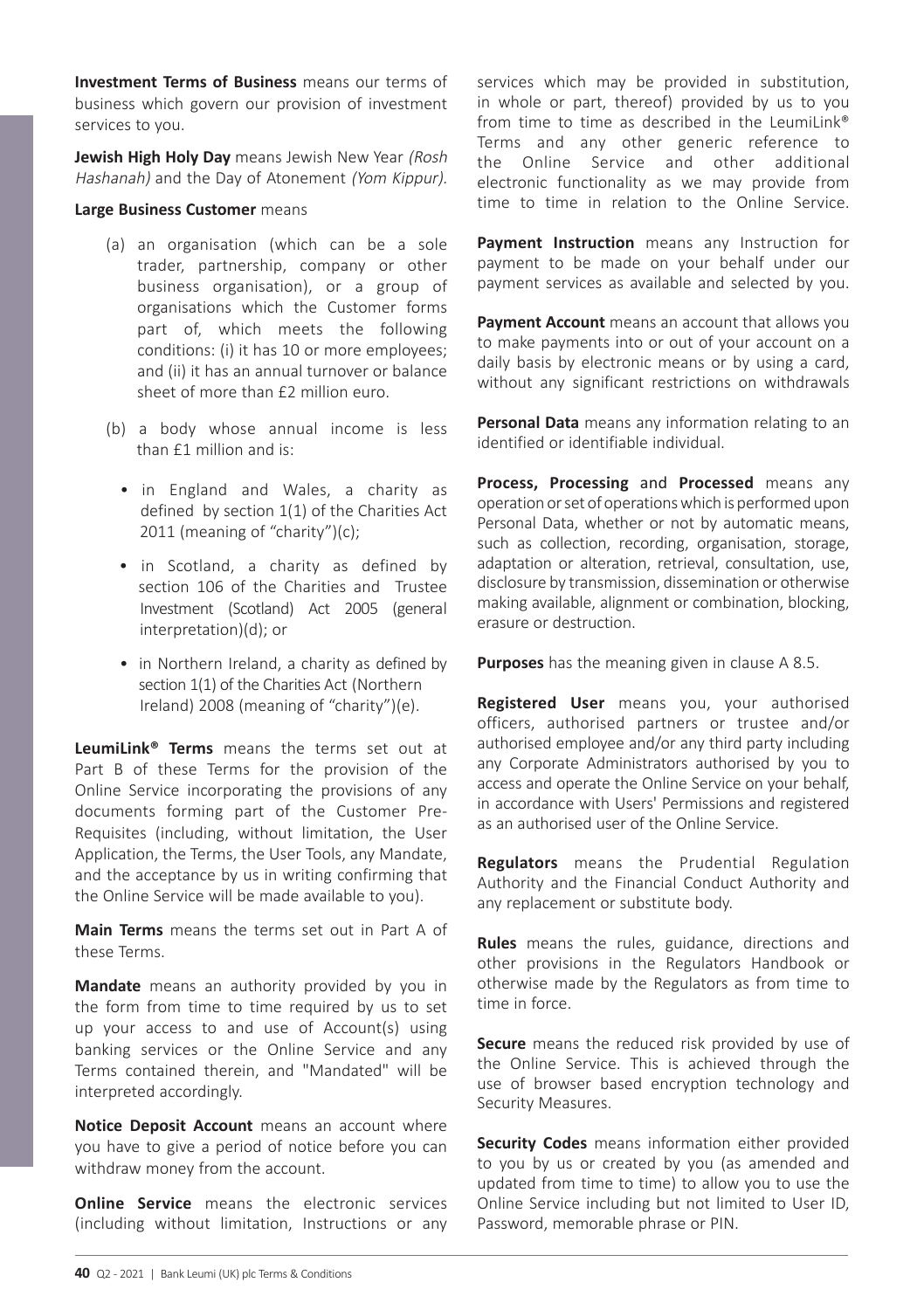**Investment Terms of Business** means our terms of business which govern our provision of investment services to you.

**Jewish High Holy Day** means Jewish New Year *(Rosh Hashanah)* and the Day of Atonement *(Yom Kippur).*

**Large Business Customer** means

(a) an organisation (which can be a sole trader, partnership, company or other business organisation), or a group of organisations which the Customer forms part of, which meets the following conditions: (i) it has 10 or more employees; and (ii) it has an annual turnover or balance sheet of more than £2 million euro.

(b) a body whose annual income is less than £1 million and is:

- in England and Wales, a charity as defined by section 1(1) of the Charities Act 2011 (meaning of "charity")(c);
- in Scotland, a charity as defined by section 106 of the Charities and Trustee Investment (Scotland) Act 2005 (general interpretation)(d); or
- in Northern Ireland, a charity as defined by section 1(1) of the Charities Act (Northern Ireland) 2008 (meaning of "charity")(e).

**LeumiLink® Terms** means the terms set out at Part B of these Terms for the provision of the Online Service incorporating the provisions of any documents forming part of the Customer Pre-Requisites (including, without limitation, the User Application, the Terms, the User Tools, any Mandate, and the acceptance by us in writing confirming that the Online Service will be made available to you).

**Main Terms** means the terms set out in Part A of these Terms.

**Mandate** means an authority provided by you in the form from time to time required by us to set up your access to and use of Account(s) using banking services or the Online Service and any Terms contained therein, and "Mandated" will be interpreted accordingly.

**Notice Deposit Account** means an account where you have to give a period of notice before you can withdraw money from the account.

**Online Service** means the electronic services (including without limitation, Instructions or any services which may be provided in substitution, in whole or part, thereof) provided by us to you from time to time as described in the LeumiLink® Terms and any other generic reference to the Online Service and other additional electronic functionality as we may provide from time to time in relation to the Online Service.

**Payment Instruction** means any Instruction for payment to be made on your behalf under our payment services as available and selected by you.

**Payment Account** means an account that allows you to make payments into or out of your account on a daily basis by electronic means or by using a card, without any significant restrictions on withdrawals

**Personal Data** means any information relating to an identified or identifiable individual.

**Process, Processing** and **Processed** means any operation or set of operations which is performed upon Personal Data, whether or not by automatic means, such as collection, recording, organisation, storage, adaptation or alteration, retrieval, consultation, use, disclosure by transmission, dissemination or otherwise making available, alignment or combination, blocking, erasure or destruction.

**Purposes** has the meaning given in clause A 8.5.

**Registered User** means you, your authorised officers, authorised partners or trustee and/or authorised employee and/or any third party including any Corporate Administrators authorised by you to access and operate the Online Service on your behalf, in accordance with Users' Permissions and registered as an authorised user of the Online Service.

**Regulators** means the Prudential Regulation Authority and the Financial Conduct Authority and any replacement or substitute body.

**Rules** means the rules, guidance, directions and other provisions in the Regulators Handbook or otherwise made by the Regulators as from time to time in force.

**Secure** means the reduced risk provided by use of the Online Service. This is achieved through the use of browser based encryption technology and Security Measures.

**Security Codes** means information either provided to you by us or created by you (as amended and updated from time to time) to allow you to use the Online Service including but not limited to User ID, Password, memorable phrase or PIN.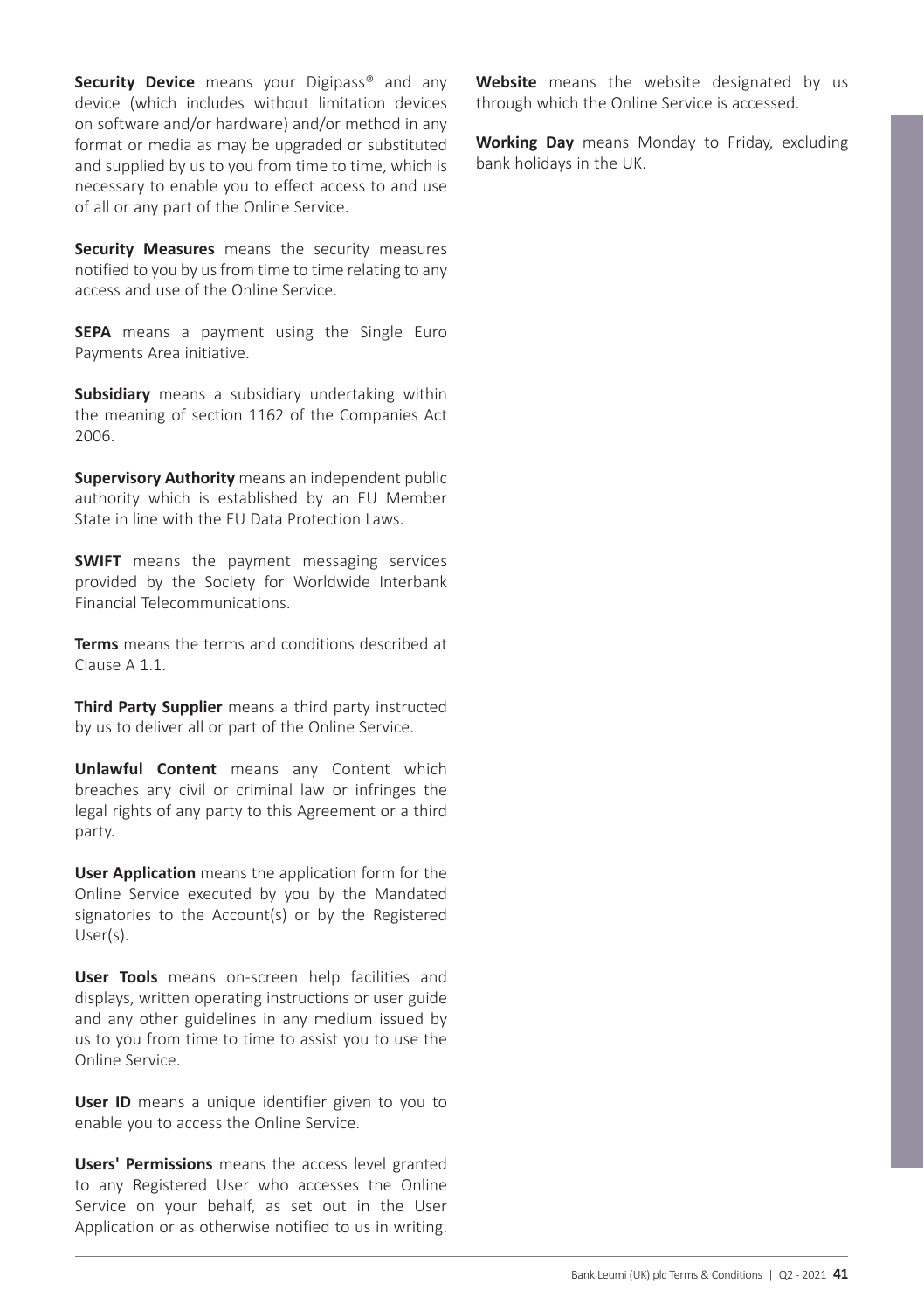**Security Device** means your Digipass® and any device (which includes without limitation devices on software and/or hardware) and/or method in any format or media as may be upgraded or substituted and supplied by us to you from time to time, which is necessary to enable you to effect access to and use of all or any part of the Online Service.

**Security Measures** means the security measures notified to you by us from time to time relating to any access and use of the Online Service.

**SEPA** means a payment using the Single Euro Payments Area initiative.

**Subsidiary** means a subsidiary undertaking within the meaning of section 1162 of the Companies Act 2006.

**Supervisory Authority** means an independent public authority which is established by an EU Member State in line with the EU Data Protection Laws.

**SWIFT** means the payment messaging services provided by the Society for Worldwide Interbank Financial Telecommunications.

**Terms** means the terms and conditions described at Clause A 1.1.

**Third Party Supplier** means a third party instructed by us to deliver all or part of the Online Service.

**Unlawful Content** means any Content which breaches any civil or criminal law or infringes the legal rights of any party to this Agreement or a third party.

**User Application** means the application form for the Online Service executed by you by the Mandated signatories to the Account(s) or by the Registered User(s).

**User Tools** means on-screen help facilities and displays, written operating instructions or user guide and any other guidelines in any medium issued by us to you from time to time to assist you to use the Online Service.

**User ID** means a unique identifier given to you to enable you to access the Online Service.

**Users' Permissions** means the access level granted to any Registered User who accesses the Online Service on your behalf, as set out in the User Application or as otherwise notified to us in writing.

**Website** means the website designated by us through which the Online Service is accessed.

**Working Day** means Monday to Friday, excluding bank holidays in the UK.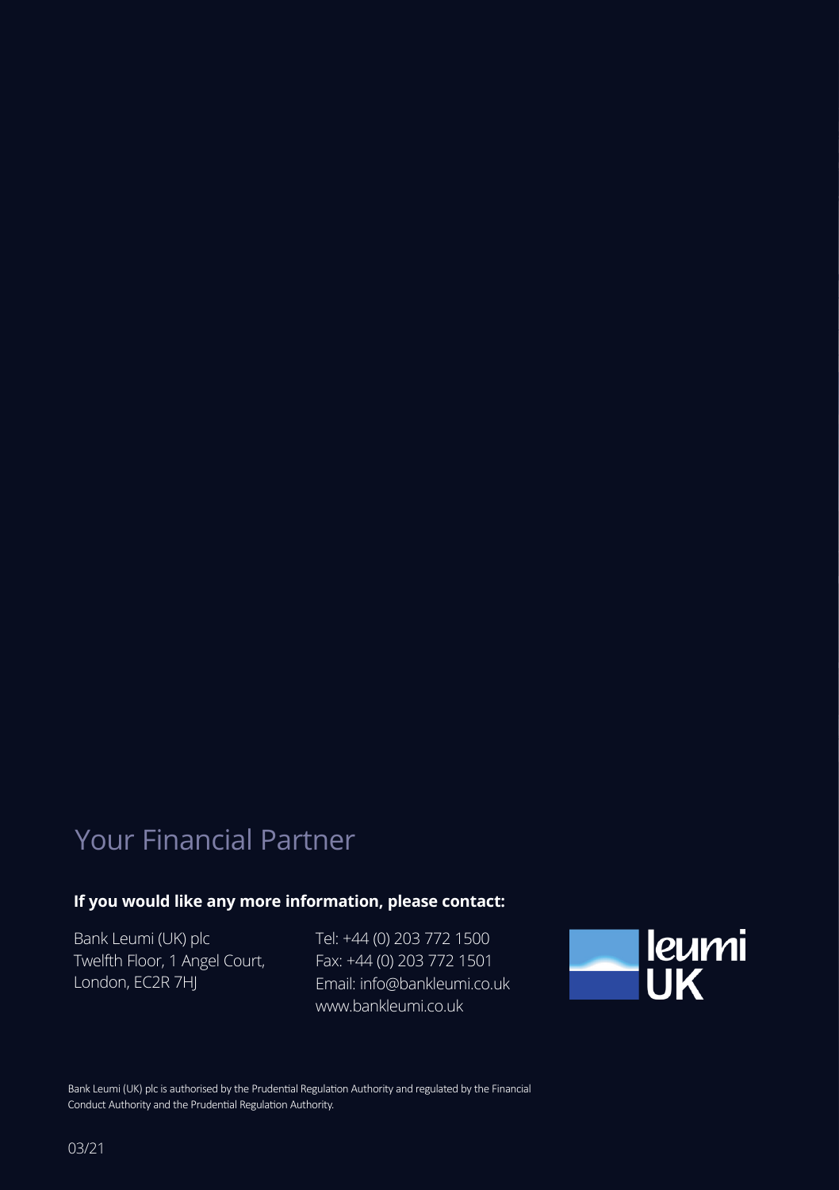## Your Financial Partner

**If you would like any more information, please contact:**

Bank Leumi (UK) plc
Twelfth Floor, 1 Angel Court,
London, EC2R 7HJ

Tel: +44 (0) 203 772 1500
Fax: +44 (0) 203 772 1501
Email: info@bankleumi.co.uk
www.bankleumi.co.uk

leumi UK

Bank Leumi (UK) plc is authorised by the Prudential Regulation Authority and regulated by the Financial Conduct Authority and the Prudential Regulation Authority.

03/21